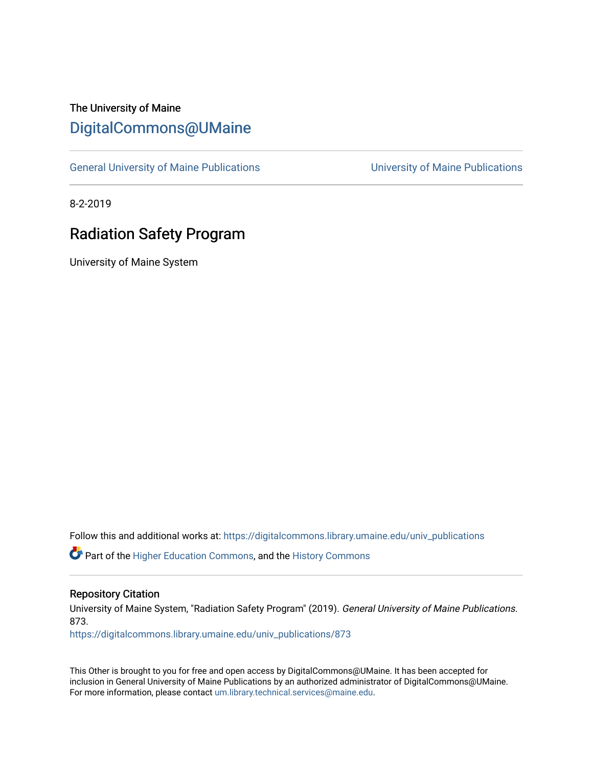The University of Maine

# DigitalCommons@UMaine

General University of Maine Publications | University of Maine Publications

8-2-2019

# Radiation Safety Program

University of Maine System

Follow this and additional works at: https://digitalcommons.library.umaine.edu/univ_publications

Part of the Higher Education Commons, and the History Commons

## Repository Citation

University of Maine System, "Radiation Safety Program" (2019). *General University of Maine Publications*. 873.
https://digitalcommons.library.umaine.edu/univ_publications/873

This Other is brought to you for free and open access by DigitalCommons@UMaine. It has been accepted for inclusion in General University of Maine Publications by an authorized administrator of DigitalCommons@UMaine. For more information, please contact um.library.technical.services@maine.edu.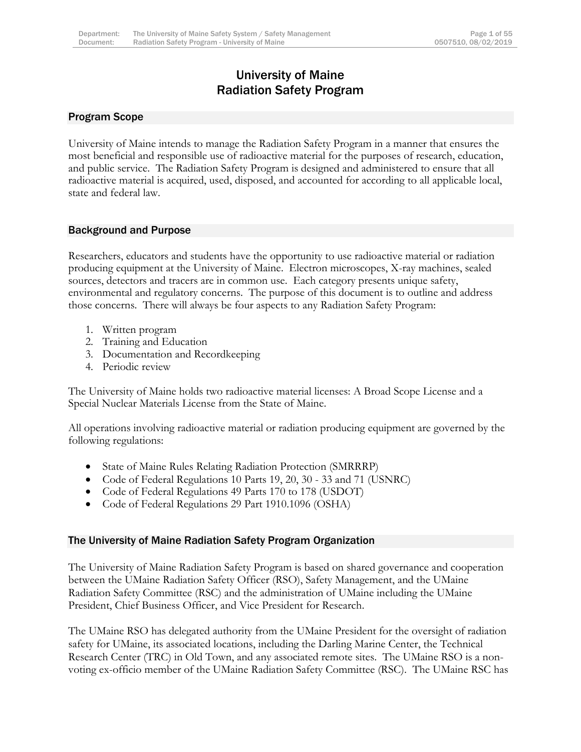# University of Maine
# Radiation Safety Program

## Program Scope

University of Maine intends to manage the Radiation Safety Program in a manner that ensures the most beneficial and responsible use of radioactive material for the purposes of research, education, and public service. The Radiation Safety Program is designed and administered to ensure that all radioactive material is acquired, used, disposed, and accounted for according to all applicable local, state and federal law.

## Background and Purpose

Researchers, educators and students have the opportunity to use radioactive material or radiation producing equipment at the University of Maine. Electron microscopes, X-ray machines, sealed sources, detectors and tracers are in common use. Each category presents unique safety, environmental and regulatory concerns. The purpose of this document is to outline and address those concerns. There will always be four aspects to any Radiation Safety Program:

1. Written program
2. Training and Education
3. Documentation and Recordkeeping
4. Periodic review

The University of Maine holds two radioactive material licenses: A Broad Scope License and a Special Nuclear Materials License from the State of Maine.

All operations involving radioactive material or radiation producing equipment are governed by the following regulations:

- State of Maine Rules Relating Radiation Protection (SMRRRP)
- Code of Federal Regulations 10 Parts 19, 20, 30 - 33 and 71 (USNRC)
- Code of Federal Regulations 49 Parts 170 to 178 (USDOT)
- Code of Federal Regulations 29 Part 1910.1096 (OSHA)

## The University of Maine Radiation Safety Program Organization

The University of Maine Radiation Safety Program is based on shared governance and cooperation between the UMaine Radiation Safety Officer (RSO), Safety Management, and the UMaine Radiation Safety Committee (RSC) and the administration of UMaine including the UMaine President, Chief Business Officer, and Vice President for Research.

The UMaine RSO has delegated authority from the UMaine President for the oversight of radiation safety for UMaine, its associated locations, including the Darling Marine Center, the Technical Research Center (TRC) in Old Town, and any associated remote sites. The UMaine RSO is a non-voting ex-officio member of the UMaine Radiation Safety Committee (RSC). The UMaine RSC has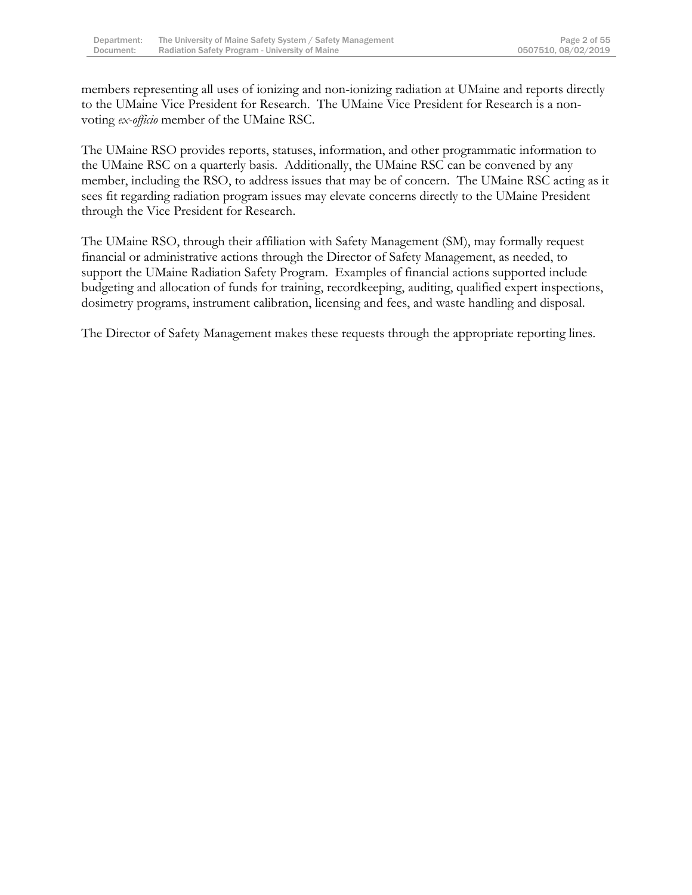members representing all uses of ionizing and non-ionizing radiation at UMaine and reports directly to the UMaine Vice President for Research. The UMaine Vice President for Research is a non-voting *ex-officio* member of the UMaine RSC.

The UMaine RSO provides reports, statuses, information, and other programmatic information to the UMaine RSC on a quarterly basis. Additionally, the UMaine RSC can be convened by any member, including the RSO, to address issues that may be of concern. The UMaine RSC acting as it sees fit regarding radiation program issues may elevate concerns directly to the UMaine President through the Vice President for Research.

The UMaine RSO, through their affiliation with Safety Management (SM), may formally request financial or administrative actions through the Director of Safety Management, as needed, to support the UMaine Radiation Safety Program. Examples of financial actions supported include budgeting and allocation of funds for training, recordkeeping, auditing, qualified expert inspections, dosimetry programs, instrument calibration, licensing and fees, and waste handling and disposal.

The Director of Safety Management makes these requests through the appropriate reporting lines.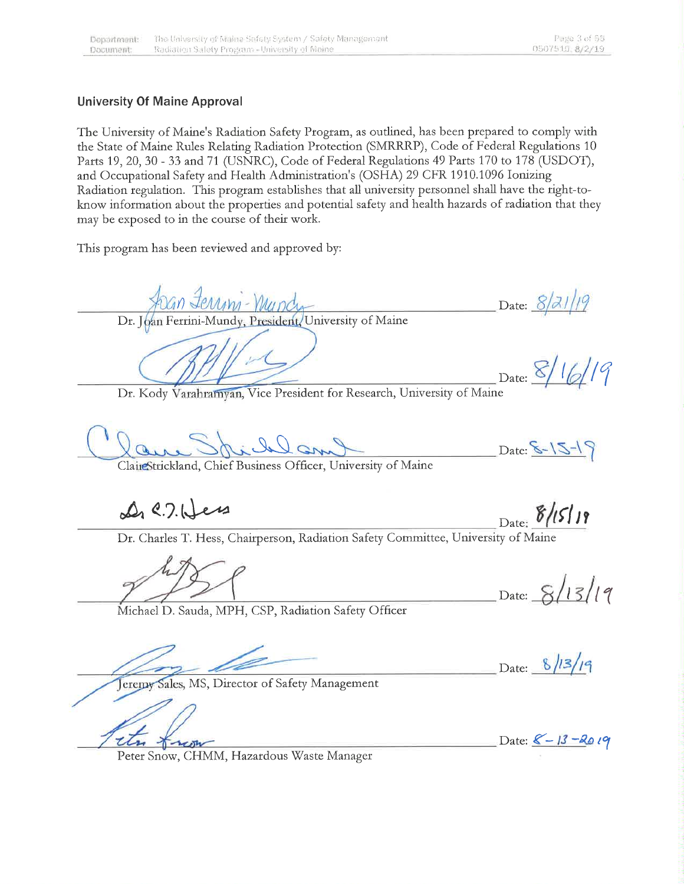## University Of Maine Approval

The University of Maine's Radiation Safety Program, as outlined, has been prepared to comply with the State of Maine Rules Relating Radiation Protection (SMRRRP), Code of Federal Regulations 10 Parts 19, 20, 30 - 33 and 71 (USNRC), Code of Federal Regulations 49 Parts 170 to 178 (USDOT), and Occupational Safety and Health Administration's (OSHA) 29 CFR 1910.1096 Ionizing Radiation regulation. This program establishes that all university personnel shall have the right-to-know information about the properties and potential safety and health hazards of radiation that they may be exposed to in the course of their work.

This program has been reviewed and approved by:

Dr. Joan Ferrini-Mundy, President, University of Maine — Date: 8/21/19

Dr. Kody Varahramyan, Vice President for Research, University of Maine — Date: 8/16/19

Claire Strickland, Chief Business Officer, University of Maine — Date: 8-15-19

Dr. Charles T. Hess, Chairperson, Radiation Safety Committee, University of Maine — Date: 8/15/19

Michael D. Sauda, MPH, CSP, Radiation Safety Officer — Date: 8/13/19

Jeremy Sales, MS, Director of Safety Management — Date: 8/13/19

Peter Snow, CHMM, Hazardous Waste Manager — Date: 8-13-2019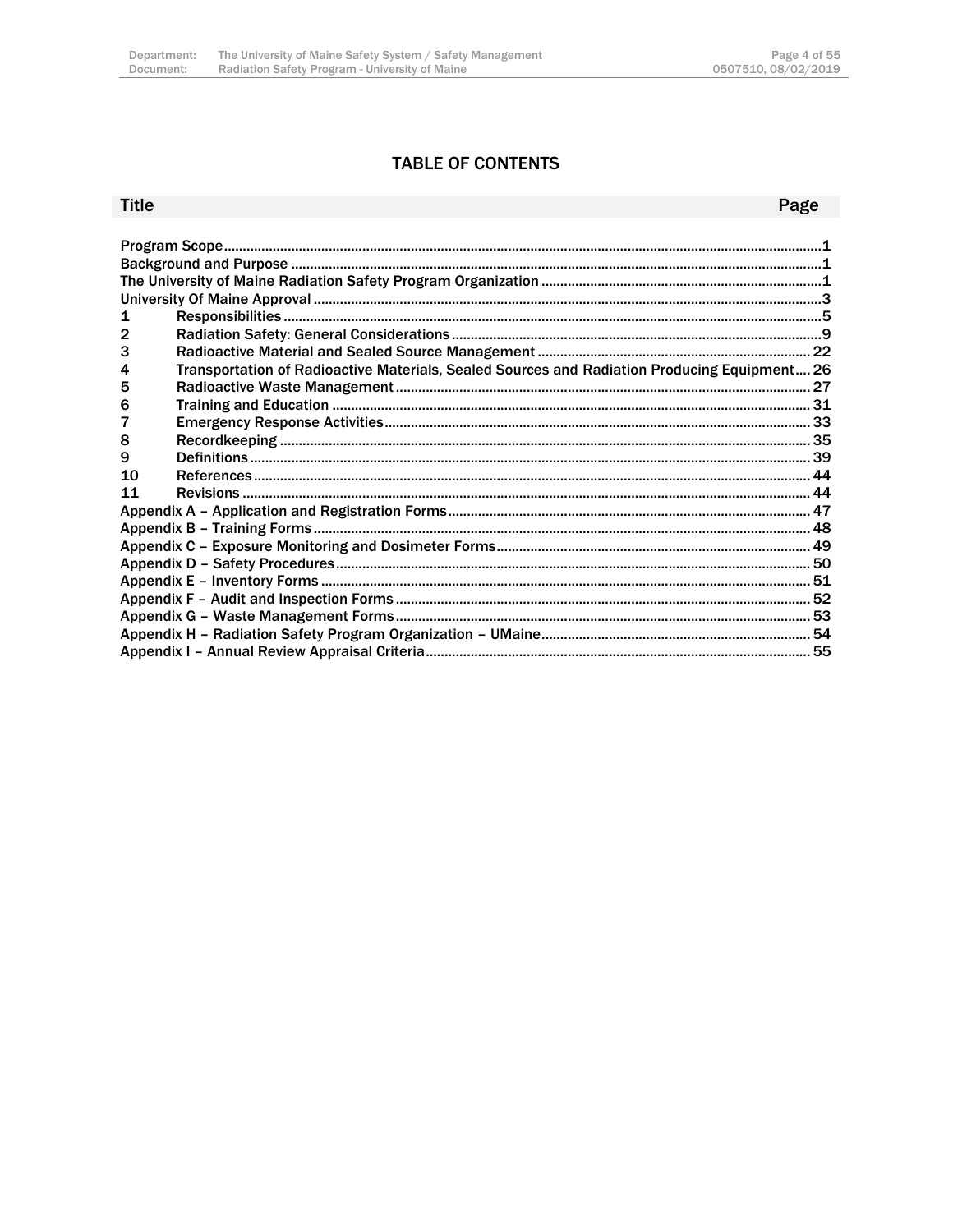# TABLE OF CONTENTS

| Title | | Page |
|---|---|---|
| Program Scope | | 1 |
| Background and Purpose | | 1 |
| The University of Maine Radiation Safety Program Organization | | 1 |
| University Of Maine Approval | | 3 |
| 1 | Responsibilities | 5 |
| 2 | Radiation Safety: General Considerations | 9 |
| 3 | Radioactive Material and Sealed Source Management | 22 |
| 4 | Transportation of Radioactive Materials, Sealed Sources and Radiation Producing Equipment | 26 |
| 5 | Radioactive Waste Management | 27 |
| 6 | Training and Education | 31 |
| 7 | Emergency Response Activities | 33 |
| 8 | Recordkeeping | 35 |
| 9 | Definitions | 39 |
| 10 | References | 44 |
| 11 | Revisions | 44 |
| Appendix A – Application and Registration Forms | | 47 |
| Appendix B – Training Forms | | 48 |
| Appendix C – Exposure Monitoring and Dosimeter Forms | | 49 |
| Appendix D – Safety Procedures | | 50 |
| Appendix E – Inventory Forms | | 51 |
| Appendix F – Audit and Inspection Forms | | 52 |
| Appendix G – Waste Management Forms | | 53 |
| Appendix H – Radiation Safety Program Organization – UMaine | | 54 |
| Appendix I – Annual Review Appraisal Criteria | | 55 |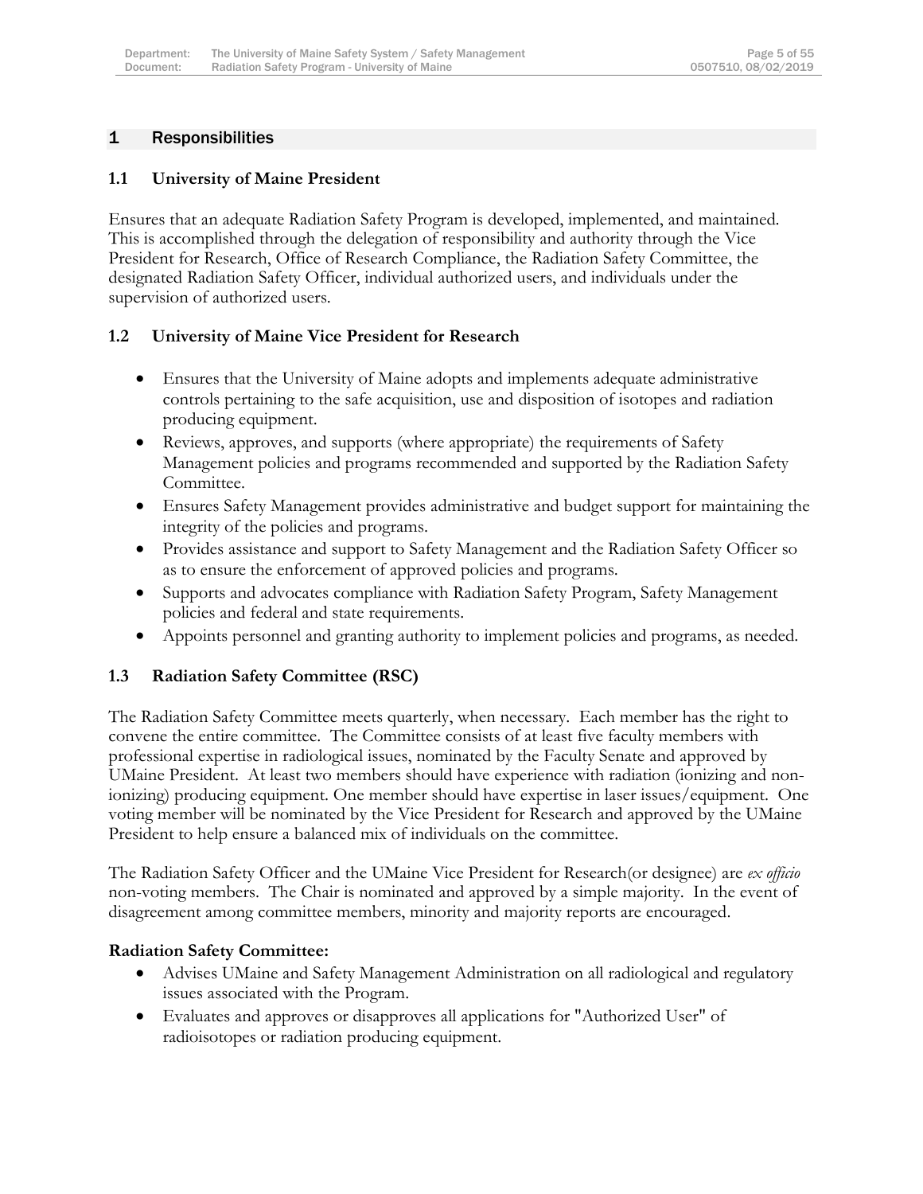# 1 Responsibilities

## 1.1 University of Maine President

Ensures that an adequate Radiation Safety Program is developed, implemented, and maintained. This is accomplished through the delegation of responsibility and authority through the Vice President for Research, Office of Research Compliance, the Radiation Safety Committee, the designated Radiation Safety Officer, individual authorized users, and individuals under the supervision of authorized users.

## 1.2 University of Maine Vice President for Research

- Ensures that the University of Maine adopts and implements adequate administrative controls pertaining to the safe acquisition, use and disposition of isotopes and radiation producing equipment.
- Reviews, approves, and supports (where appropriate) the requirements of Safety Management policies and programs recommended and supported by the Radiation Safety Committee.
- Ensures Safety Management provides administrative and budget support for maintaining the integrity of the policies and programs.
- Provides assistance and support to Safety Management and the Radiation Safety Officer so as to ensure the enforcement of approved policies and programs.
- Supports and advocates compliance with Radiation Safety Program, Safety Management policies and federal and state requirements.
- Appoints personnel and granting authority to implement policies and programs, as needed.

## 1.3 Radiation Safety Committee (RSC)

The Radiation Safety Committee meets quarterly, when necessary. Each member has the right to convene the entire committee. The Committee consists of at least five faculty members with professional expertise in radiological issues, nominated by the Faculty Senate and approved by UMaine President. At least two members should have experience with radiation (ionizing and non-ionizing) producing equipment. One member should have expertise in laser issues/equipment. One voting member will be nominated by the Vice President for Research and approved by the UMaine President to help ensure a balanced mix of individuals on the committee.

The Radiation Safety Officer and the UMaine Vice President for Research(or designee) are *ex officio* non-voting members. The Chair is nominated and approved by a simple majority. In the event of disagreement among committee members, minority and majority reports are encouraged.

**Radiation Safety Committee:**

- Advises UMaine and Safety Management Administration on all radiological and regulatory issues associated with the Program.
- Evaluates and approves or disapproves all applications for "Authorized User" of radioisotopes or radiation producing equipment.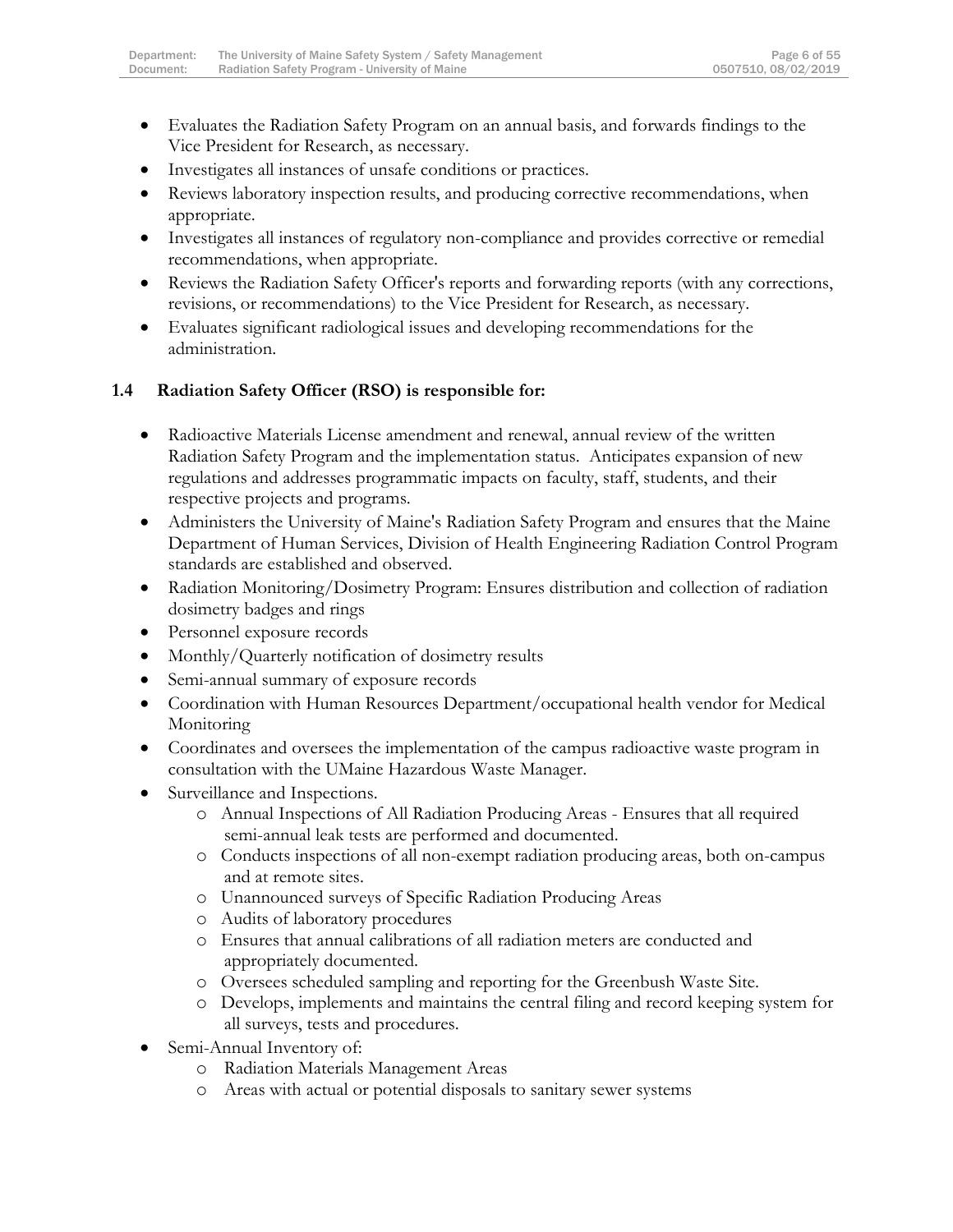- Evaluates the Radiation Safety Program on an annual basis, and forwards findings to the Vice President for Research, as necessary.
- Investigates all instances of unsafe conditions or practices.
- Reviews laboratory inspection results, and producing corrective recommendations, when appropriate.
- Investigates all instances of regulatory non-compliance and provides corrective or remedial recommendations, when appropriate.
- Reviews the Radiation Safety Officer's reports and forwarding reports (with any corrections, revisions, or recommendations) to the Vice President for Research, as necessary.
- Evaluates significant radiological issues and developing recommendations for the administration.

### 1.4 Radiation Safety Officer (RSO) is responsible for:

- Radioactive Materials License amendment and renewal, annual review of the written Radiation Safety Program and the implementation status. Anticipates expansion of new regulations and addresses programmatic impacts on faculty, staff, students, and their respective projects and programs.
- Administers the University of Maine's Radiation Safety Program and ensures that the Maine Department of Human Services, Division of Health Engineering Radiation Control Program standards are established and observed.
- Radiation Monitoring/Dosimetry Program: Ensures distribution and collection of radiation dosimetry badges and rings
- Personnel exposure records
- Monthly/Quarterly notification of dosimetry results
- Semi-annual summary of exposure records
- Coordination with Human Resources Department/occupational health vendor for Medical Monitoring
- Coordinates and oversees the implementation of the campus radioactive waste program in consultation with the UMaine Hazardous Waste Manager.
- Surveillance and Inspections.
  - Annual Inspections of All Radiation Producing Areas - Ensures that all required semi-annual leak tests are performed and documented.
  - Conducts inspections of all non-exempt radiation producing areas, both on-campus and at remote sites.
  - Unannounced surveys of Specific Radiation Producing Areas
  - Audits of laboratory procedures
  - Ensures that annual calibrations of all radiation meters are conducted and appropriately documented.
  - Oversees scheduled sampling and reporting for the Greenbush Waste Site.
  - Develops, implements and maintains the central filing and record keeping system for all surveys, tests and procedures.
- Semi-Annual Inventory of:
  - Radiation Materials Management Areas
  - Areas with actual or potential disposals to sanitary sewer systems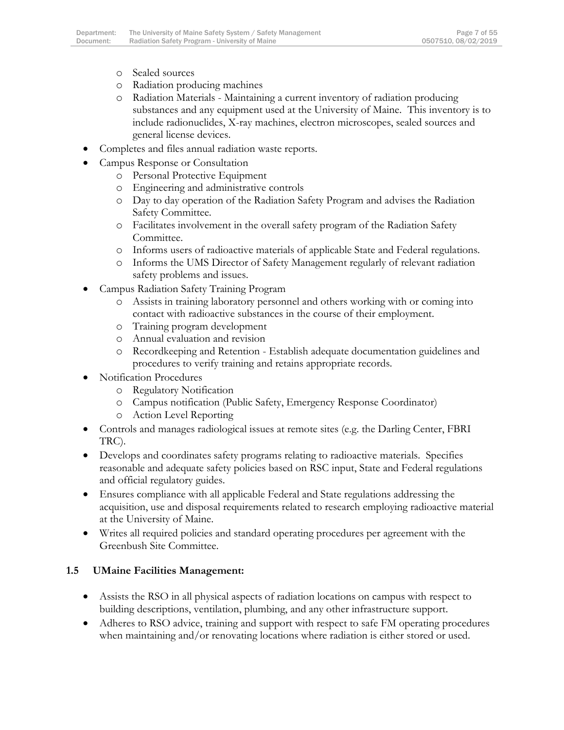- Sealed sources
  - Radiation producing machines
  - Radiation Materials - Maintaining a current inventory of radiation producing substances and any equipment used at the University of Maine. This inventory is to include radionuclides, X-ray machines, electron microscopes, sealed sources and general license devices.
- Completes and files annual radiation waste reports.
- Campus Response or Consultation
  - Personal Protective Equipment
  - Engineering and administrative controls
  - Day to day operation of the Radiation Safety Program and advises the Radiation Safety Committee.
  - Facilitates involvement in the overall safety program of the Radiation Safety Committee.
  - Informs users of radioactive materials of applicable State and Federal regulations.
  - Informs the UMS Director of Safety Management regularly of relevant radiation safety problems and issues.
- Campus Radiation Safety Training Program
  - Assists in training laboratory personnel and others working with or coming into contact with radioactive substances in the course of their employment.
  - Training program development
  - Annual evaluation and revision
  - Recordkeeping and Retention - Establish adequate documentation guidelines and procedures to verify training and retains appropriate records.
- Notification Procedures
  - Regulatory Notification
  - Campus notification (Public Safety, Emergency Response Coordinator)
  - Action Level Reporting
- Controls and manages radiological issues at remote sites (e.g. the Darling Center, FBRI TRC).
- Develops and coordinates safety programs relating to radioactive materials. Specifies reasonable and adequate safety policies based on RSC input, State and Federal regulations and official regulatory guides.
- Ensures compliance with all applicable Federal and State regulations addressing the acquisition, use and disposal requirements related to research employing radioactive material at the University of Maine.
- Writes all required policies and standard operating procedures per agreement with the Greenbush Site Committee.

### 1.5 UMaine Facilities Management:

- Assists the RSO in all physical aspects of radiation locations on campus with respect to building descriptions, ventilation, plumbing, and any other infrastructure support.
- Adheres to RSO advice, training and support with respect to safe FM operating procedures when maintaining and/or renovating locations where radiation is either stored or used.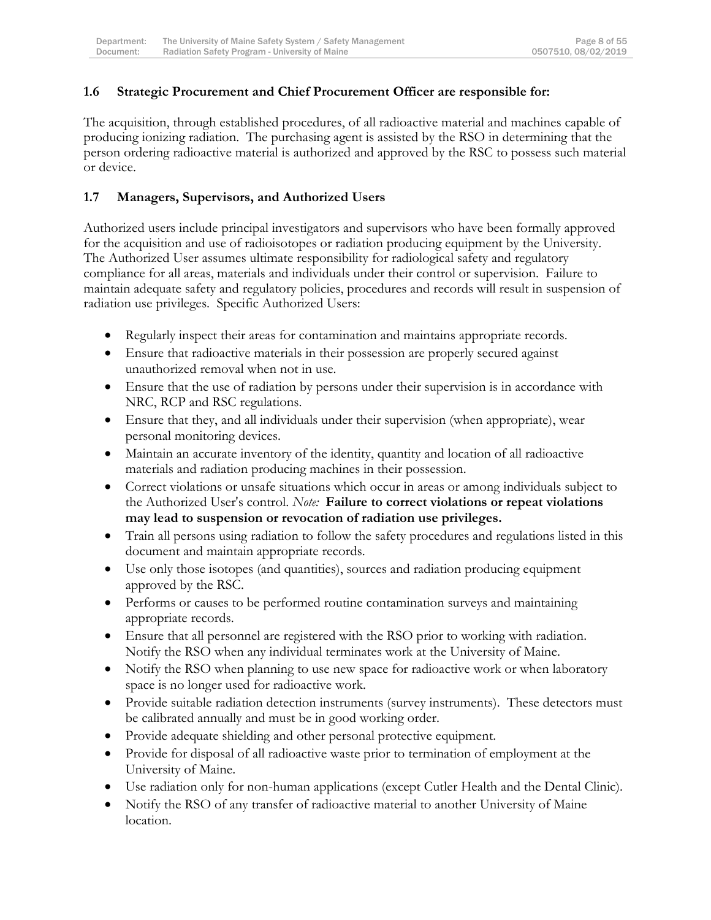### 1.6 Strategic Procurement and Chief Procurement Officer are responsible for:

The acquisition, through established procedures, of all radioactive material and machines capable of producing ionizing radiation. The purchasing agent is assisted by the RSO in determining that the person ordering radioactive material is authorized and approved by the RSC to possess such material or device.

### 1.7 Managers, Supervisors, and Authorized Users

Authorized users include principal investigators and supervisors who have been formally approved for the acquisition and use of radioisotopes or radiation producing equipment by the University. The Authorized User assumes ultimate responsibility for radiological safety and regulatory compliance for all areas, materials and individuals under their control or supervision. Failure to maintain adequate safety and regulatory policies, procedures and records will result in suspension of radiation use privileges. Specific Authorized Users:

- Regularly inspect their areas for contamination and maintains appropriate records.
- Ensure that radioactive materials in their possession are properly secured against unauthorized removal when not in use.
- Ensure that the use of radiation by persons under their supervision is in accordance with NRC, RCP and RSC regulations.
- Ensure that they, and all individuals under their supervision (when appropriate), wear personal monitoring devices.
- Maintain an accurate inventory of the identity, quantity and location of all radioactive materials and radiation producing machines in their possession.
- Correct violations or unsafe situations which occur in areas or among individuals subject to the Authorized User's control. *Note:* **Failure to correct violations or repeat violations may lead to suspension or revocation of radiation use privileges.**
- Train all persons using radiation to follow the safety procedures and regulations listed in this document and maintain appropriate records.
- Use only those isotopes (and quantities), sources and radiation producing equipment approved by the RSC.
- Performs or causes to be performed routine contamination surveys and maintaining appropriate records.
- Ensure that all personnel are registered with the RSO prior to working with radiation. Notify the RSO when any individual terminates work at the University of Maine.
- Notify the RSO when planning to use new space for radioactive work or when laboratory space is no longer used for radioactive work.
- Provide suitable radiation detection instruments (survey instruments). These detectors must be calibrated annually and must be in good working order.
- Provide adequate shielding and other personal protective equipment.
- Provide for disposal of all radioactive waste prior to termination of employment at the University of Maine.
- Use radiation only for non-human applications (except Cutler Health and the Dental Clinic).
- Notify the RSO of any transfer of radioactive material to another University of Maine location.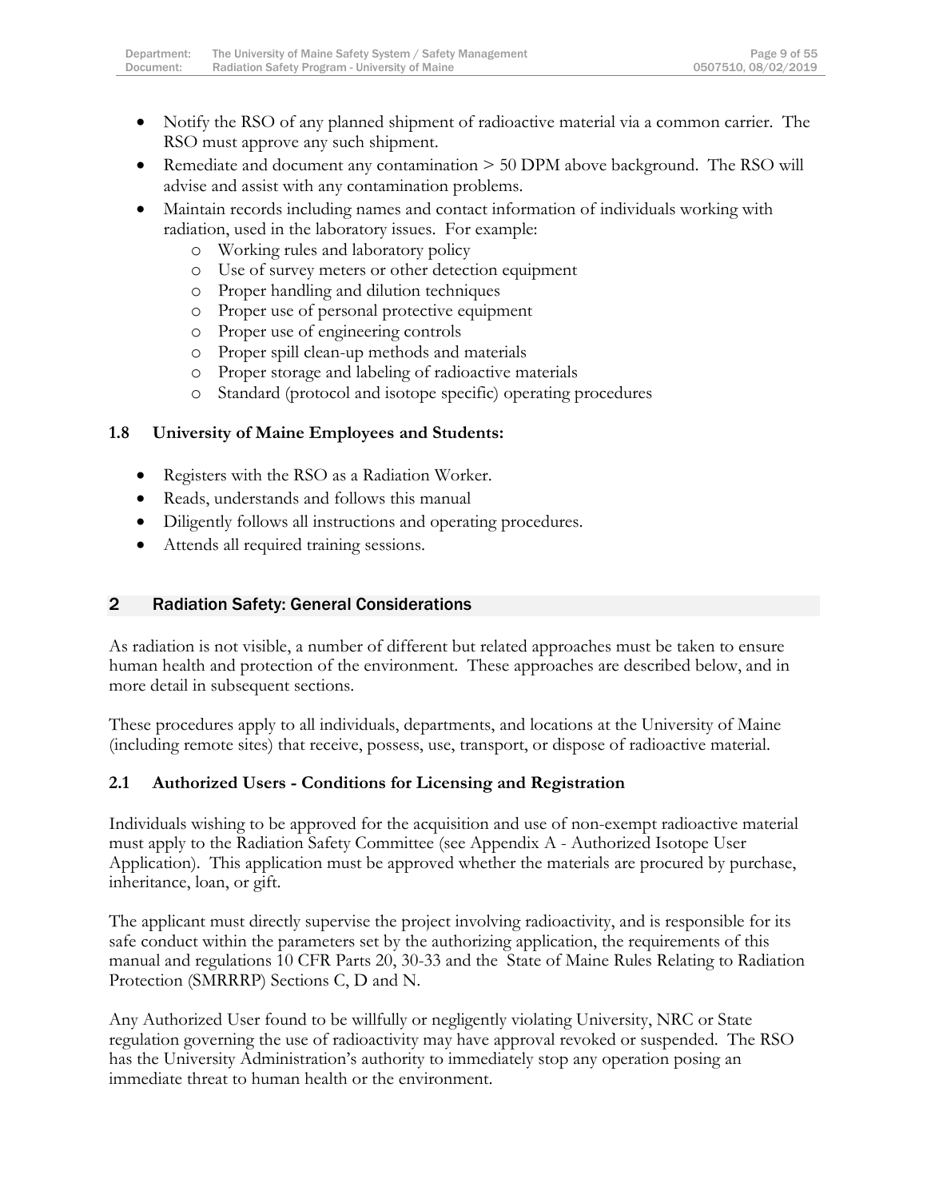- Notify the RSO of any planned shipment of radioactive material via a common carrier. The RSO must approve any such shipment.
- Remediate and document any contamination > 50 DPM above background. The RSO will advise and assist with any contamination problems.
- Maintain records including names and contact information of individuals working with radiation, used in the laboratory issues. For example:
  - Working rules and laboratory policy
  - Use of survey meters or other detection equipment
  - Proper handling and dilution techniques
  - Proper use of personal protective equipment
  - Proper use of engineering controls
  - Proper spill clean-up methods and materials
  - Proper storage and labeling of radioactive materials
  - Standard (protocol and isotope specific) operating procedures

### 1.8 University of Maine Employees and Students:

- Registers with the RSO as a Radiation Worker.
- Reads, understands and follows this manual
- Diligently follows all instructions and operating procedures.
- Attends all required training sessions.

## 2 Radiation Safety: General Considerations

As radiation is not visible, a number of different but related approaches must be taken to ensure human health and protection of the environment. These approaches are described below, and in more detail in subsequent sections.

These procedures apply to all individuals, departments, and locations at the University of Maine (including remote sites) that receive, possess, use, transport, or dispose of radioactive material.

### 2.1 Authorized Users - Conditions for Licensing and Registration

Individuals wishing to be approved for the acquisition and use of non-exempt radioactive material must apply to the Radiation Safety Committee (see Appendix A - Authorized Isotope User Application). This application must be approved whether the materials are procured by purchase, inheritance, loan, or gift.

The applicant must directly supervise the project involving radioactivity, and is responsible for its safe conduct within the parameters set by the authorizing application, the requirements of this manual and regulations 10 CFR Parts 20, 30-33 and the State of Maine Rules Relating to Radiation Protection (SMRRRP) Sections C, D and N.

Any Authorized User found to be willfully or negligently violating University, NRC or State regulation governing the use of radioactivity may have approval revoked or suspended. The RSO has the University Administration's authority to immediately stop any operation posing an immediate threat to human health or the environment.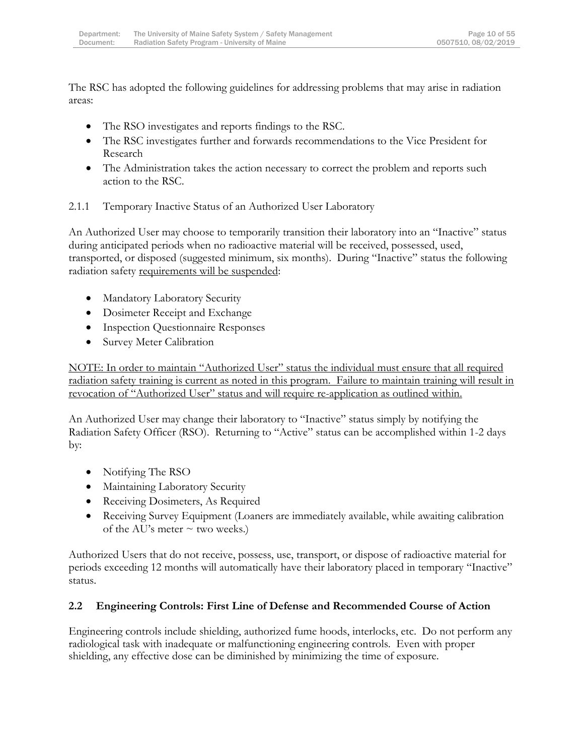The RSC has adopted the following guidelines for addressing problems that may arise in radiation areas:

- The RSO investigates and reports findings to the RSC.
- The RSC investigates further and forwards recommendations to the Vice President for Research
- The Administration takes the action necessary to correct the problem and reports such action to the RSC.

### 2.1.1 Temporary Inactive Status of an Authorized User Laboratory

An Authorized User may choose to temporarily transition their laboratory into an "Inactive" status during anticipated periods when no radioactive material will be received, possessed, used, transported, or disposed (suggested minimum, six months). During "Inactive" status the following radiation safety <u>requirements will be suspended</u>:

- Mandatory Laboratory Security
- Dosimeter Receipt and Exchange
- Inspection Questionnaire Responses
- Survey Meter Calibration

<u>NOTE: In order to maintain "Authorized User" status the individual must ensure that all required radiation safety training is current as noted in this program. Failure to maintain training will result in revocation of "Authorized User" status and will require re-application as outlined within.</u>

An Authorized User may change their laboratory to "Inactive" status simply by notifying the Radiation Safety Officer (RSO). Returning to "Active" status can be accomplished within 1-2 days by:

- Notifying The RSO
- Maintaining Laboratory Security
- Receiving Dosimeters, As Required
- Receiving Survey Equipment (Loaners are immediately available, while awaiting calibration of the AU's meter ~ two weeks.)

Authorized Users that do not receive, possess, use, transport, or dispose of radioactive material for periods exceeding 12 months will automatically have their laboratory placed in temporary "Inactive" status.

## 2.2 Engineering Controls: First Line of Defense and Recommended Course of Action

Engineering controls include shielding, authorized fume hoods, interlocks, etc. Do not perform any radiological task with inadequate or malfunctioning engineering controls. Even with proper shielding, any effective dose can be diminished by minimizing the time of exposure.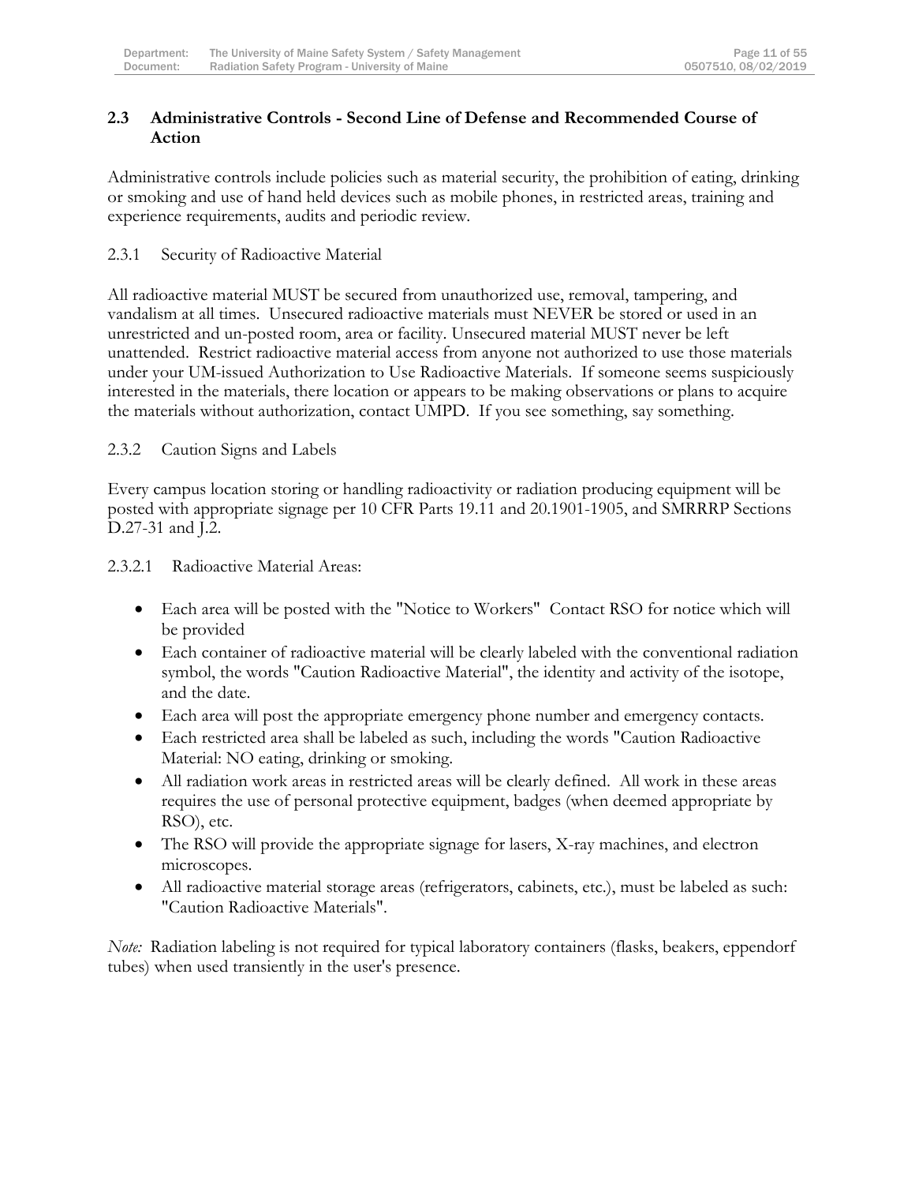## 2.3 Administrative Controls - Second Line of Defense and Recommended Course of Action

Administrative controls include policies such as material security, the prohibition of eating, drinking or smoking and use of hand held devices such as mobile phones, in restricted areas, training and experience requirements, audits and periodic review.

### 2.3.1 Security of Radioactive Material

All radioactive material MUST be secured from unauthorized use, removal, tampering, and vandalism at all times. Unsecured radioactive materials must NEVER be stored or used in an unrestricted and un-posted room, area or facility. Unsecured material MUST never be left unattended. Restrict radioactive material access from anyone not authorized to use those materials under your UM-issued Authorization to Use Radioactive Materials. If someone seems suspiciously interested in the materials, there location or appears to be making observations or plans to acquire the materials without authorization, contact UMPD. If you see something, say something.

### 2.3.2 Caution Signs and Labels

Every campus location storing or handling radioactivity or radiation producing equipment will be posted with appropriate signage per 10 CFR Parts 19.11 and 20.1901-1905, and SMRRRP Sections D.27-31 and J.2.

#### 2.3.2.1 Radioactive Material Areas:

- Each area will be posted with the "Notice to Workers" Contact RSO for notice which will be provided
- Each container of radioactive material will be clearly labeled with the conventional radiation symbol, the words "Caution Radioactive Material", the identity and activity of the isotope, and the date.
- Each area will post the appropriate emergency phone number and emergency contacts.
- Each restricted area shall be labeled as such, including the words "Caution Radioactive Material: NO eating, drinking or smoking.
- All radiation work areas in restricted areas will be clearly defined. All work in these areas requires the use of personal protective equipment, badges (when deemed appropriate by RSO), etc.
- The RSO will provide the appropriate signage for lasers, X-ray machines, and electron microscopes.
- All radioactive material storage areas (refrigerators, cabinets, etc.), must be labeled as such: "Caution Radioactive Materials".

*Note:* Radiation labeling is not required for typical laboratory containers (flasks, beakers, eppendorf tubes) when used transiently in the user's presence.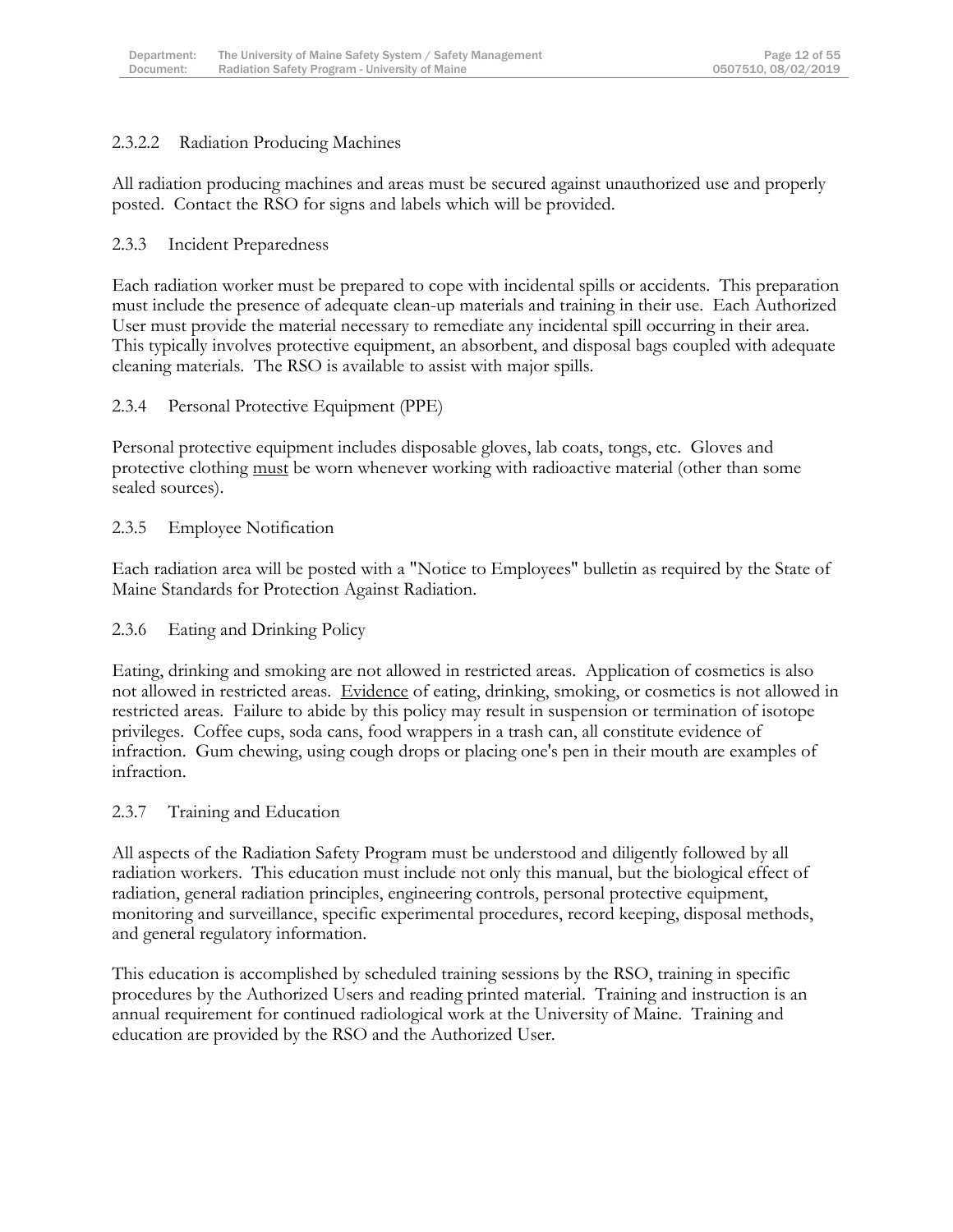#### 2.3.2.2 Radiation Producing Machines

All radiation producing machines and areas must be secured against unauthorized use and properly posted. Contact the RSO for signs and labels which will be provided.

### 2.3.3 Incident Preparedness

Each radiation worker must be prepared to cope with incidental spills or accidents. This preparation must include the presence of adequate clean-up materials and training in their use. Each Authorized User must provide the material necessary to remediate any incidental spill occurring in their area. This typically involves protective equipment, an absorbent, and disposal bags coupled with adequate cleaning materials. The RSO is available to assist with major spills.

### 2.3.4 Personal Protective Equipment (PPE)

Personal protective equipment includes disposable gloves, lab coats, tongs, etc. Gloves and protective clothing <u>must</u> be worn whenever working with radioactive material (other than some sealed sources).

### 2.3.5 Employee Notification

Each radiation area will be posted with a "Notice to Employees" bulletin as required by the State of Maine Standards for Protection Against Radiation.

### 2.3.6 Eating and Drinking Policy

Eating, drinking and smoking are not allowed in restricted areas. Application of cosmetics is also not allowed in restricted areas. <u>Evidence</u> of eating, drinking, smoking, or cosmetics is not allowed in restricted areas. Failure to abide by this policy may result in suspension or termination of isotope privileges. Coffee cups, soda cans, food wrappers in a trash can, all constitute evidence of infraction. Gum chewing, using cough drops or placing one's pen in their mouth are examples of infraction.

### 2.3.7 Training and Education

All aspects of the Radiation Safety Program must be understood and diligently followed by all radiation workers. This education must include not only this manual, but the biological effect of radiation, general radiation principles, engineering controls, personal protective equipment, monitoring and surveillance, specific experimental procedures, record keeping, disposal methods, and general regulatory information.

This education is accomplished by scheduled training sessions by the RSO, training in specific procedures by the Authorized Users and reading printed material. Training and instruction is an annual requirement for continued radiological work at the University of Maine. Training and education are provided by the RSO and the Authorized User.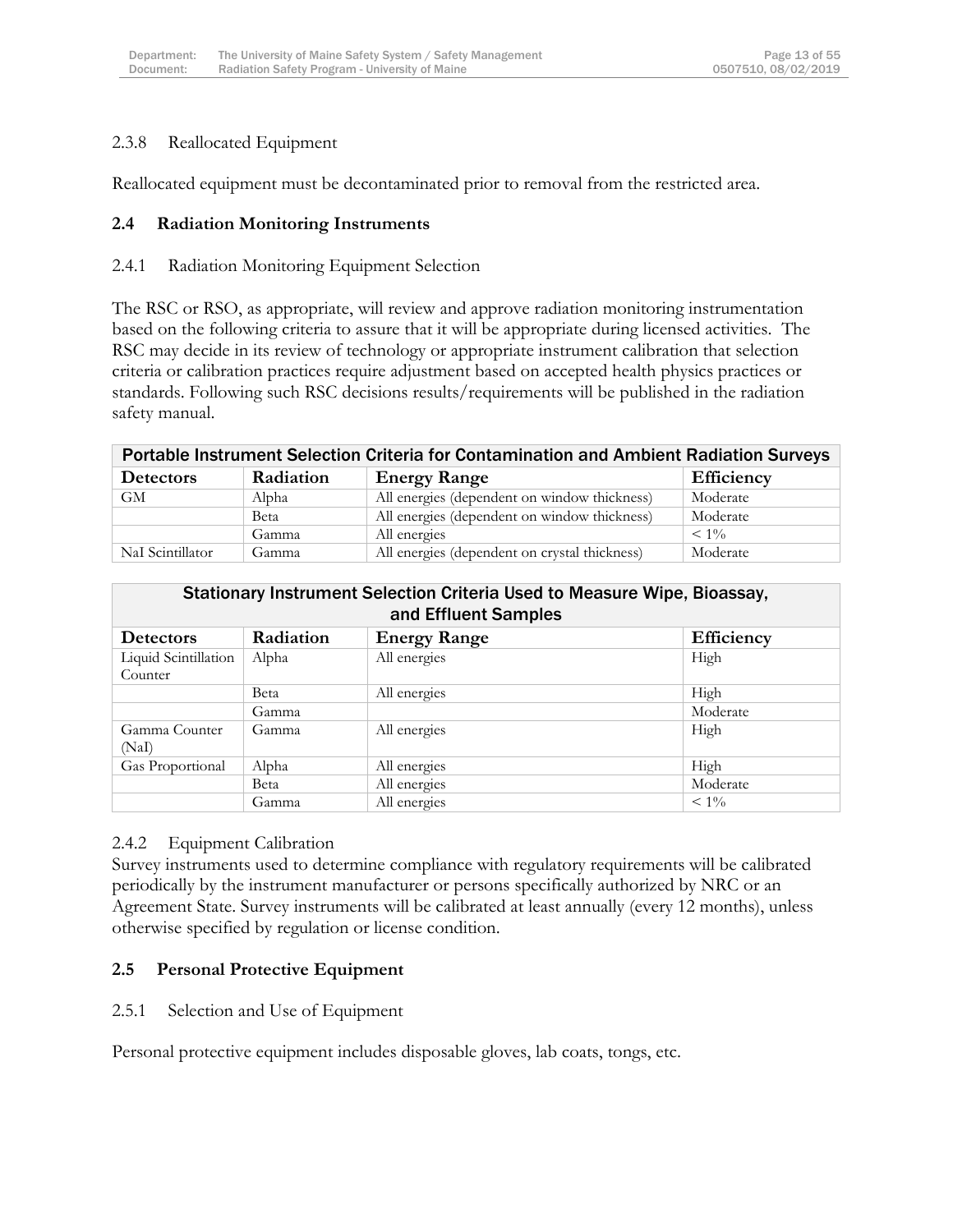### 2.3.8 Reallocated Equipment

Reallocated equipment must be decontaminated prior to removal from the restricted area.

## 2.4 Radiation Monitoring Instruments

### 2.4.1 Radiation Monitoring Equipment Selection

The RSC or RSO, as appropriate, will review and approve radiation monitoring instrumentation based on the following criteria to assure that it will be appropriate during licensed activities. The RSC may decide in its review of technology or appropriate instrument calibration that selection criteria or calibration practices require adjustment based on accepted health physics practices or standards. Following such RSC decisions results/requirements will be published in the radiation safety manual.

| Portable Instrument Selection Criteria for Contamination and Ambient Radiation Surveys | | | |
|---|---|---|---|
| **Detectors** | **Radiation** | **Energy Range** | **Efficiency** |
| GM | Alpha | All energies (dependent on window thickness) | Moderate |
| | Beta | All energies (dependent on window thickness) | Moderate |
| | Gamma | All energies | < 1% |
| NaI Scintillator | Gamma | All energies (dependent on crystal thickness) | Moderate |

| Stationary Instrument Selection Criteria Used to Measure Wipe, Bioassay, and Effluent Samples | | | |
|---|---|---|---|
| **Detectors** | **Radiation** | **Energy Range** | **Efficiency** |
| Liquid Scintillation Counter | Alpha | All energies | High |
| | Beta | All energies | High |
| | Gamma | | Moderate |
| Gamma Counter (NaI) | Gamma | All energies | High |
| Gas Proportional | Alpha | All energies | High |
| | Beta | All energies | Moderate |
| | Gamma | All energies | < 1% |

### 2.4.2 Equipment Calibration

Survey instruments used to determine compliance with regulatory requirements will be calibrated periodically by the instrument manufacturer or persons specifically authorized by NRC or an Agreement State. Survey instruments will be calibrated at least annually (every 12 months), unless otherwise specified by regulation or license condition.

## 2.5 Personal Protective Equipment

### 2.5.1 Selection and Use of Equipment

Personal protective equipment includes disposable gloves, lab coats, tongs, etc.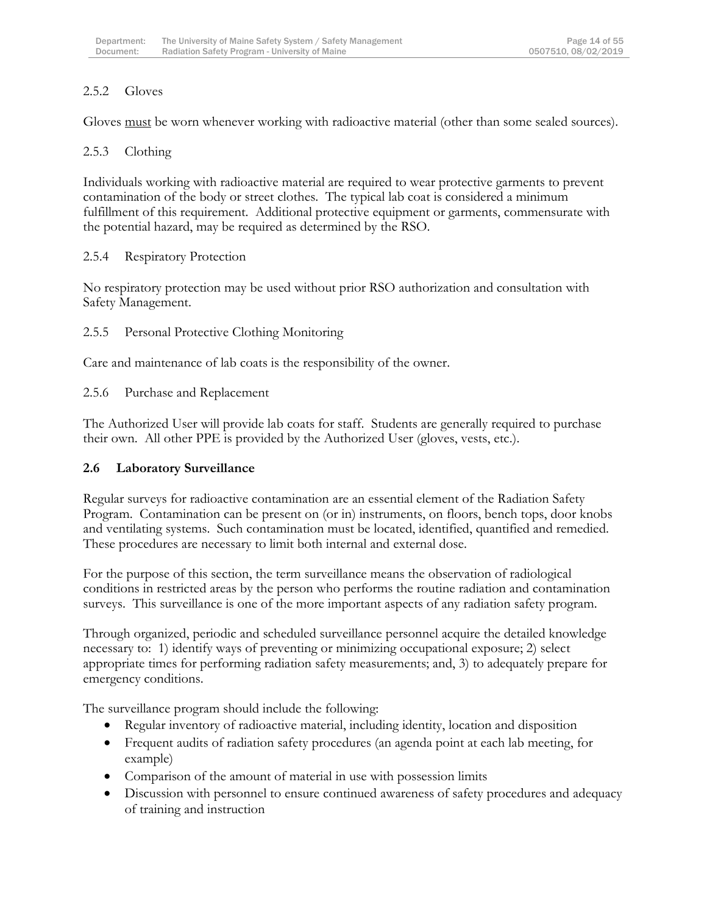### 2.5.2 Gloves

Gloves <u>must</u> be worn whenever working with radioactive material (other than some sealed sources).

### 2.5.3 Clothing

Individuals working with radioactive material are required to wear protective garments to prevent contamination of the body or street clothes. The typical lab coat is considered a minimum fulfillment of this requirement. Additional protective equipment or garments, commensurate with the potential hazard, may be required as determined by the RSO.

### 2.5.4 Respiratory Protection

No respiratory protection may be used without prior RSO authorization and consultation with Safety Management.

### 2.5.5 Personal Protective Clothing Monitoring

Care and maintenance of lab coats is the responsibility of the owner.

### 2.5.6 Purchase and Replacement

The Authorized User will provide lab coats for staff. Students are generally required to purchase their own. All other PPE is provided by the Authorized User (gloves, vests, etc.).

## 2.6 Laboratory Surveillance

Regular surveys for radioactive contamination are an essential element of the Radiation Safety Program. Contamination can be present on (or in) instruments, on floors, bench tops, door knobs and ventilating systems. Such contamination must be located, identified, quantified and remedied. These procedures are necessary to limit both internal and external dose.

For the purpose of this section, the term surveillance means the observation of radiological conditions in restricted areas by the person who performs the routine radiation and contamination surveys. This surveillance is one of the more important aspects of any radiation safety program.

Through organized, periodic and scheduled surveillance personnel acquire the detailed knowledge necessary to: 1) identify ways of preventing or minimizing occupational exposure; 2) select appropriate times for performing radiation safety measurements; and, 3) to adequately prepare for emergency conditions.

The surveillance program should include the following:

- Regular inventory of radioactive material, including identity, location and disposition
- Frequent audits of radiation safety procedures (an agenda point at each lab meeting, for example)
- Comparison of the amount of material in use with possession limits
- Discussion with personnel to ensure continued awareness of safety procedures and adequacy of training and instruction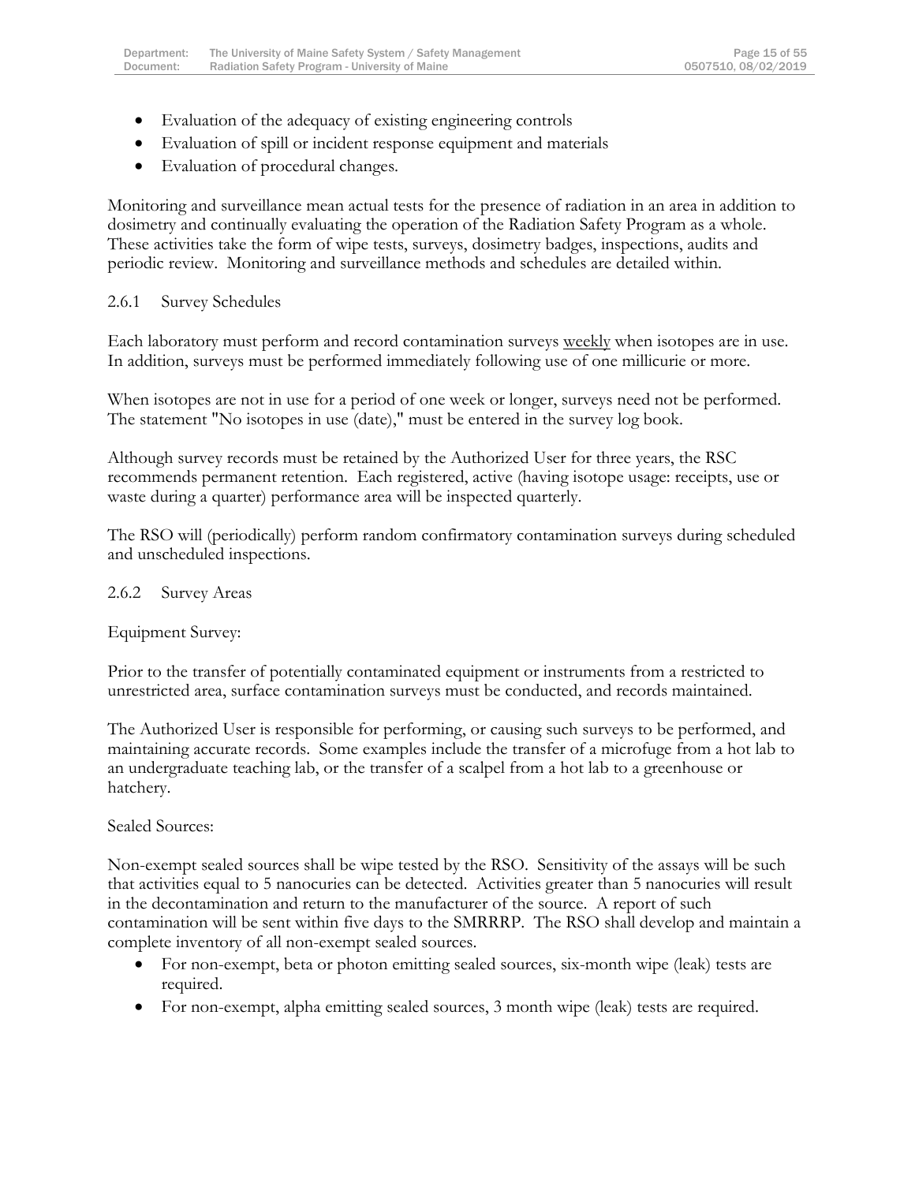- Evaluation of the adequacy of existing engineering controls
- Evaluation of spill or incident response equipment and materials
- Evaluation of procedural changes.

Monitoring and surveillance mean actual tests for the presence of radiation in an area in addition to dosimetry and continually evaluating the operation of the Radiation Safety Program as a whole. These activities take the form of wipe tests, surveys, dosimetry badges, inspections, audits and periodic review. Monitoring and surveillance methods and schedules are detailed within.

### 2.6.1 Survey Schedules

Each laboratory must perform and record contamination surveys <u>weekly</u> when isotopes are in use. In addition, surveys must be performed immediately following use of one millicurie or more.

When isotopes are not in use for a period of one week or longer, surveys need not be performed. The statement "No isotopes in use (date)," must be entered in the survey log book.

Although survey records must be retained by the Authorized User for three years, the RSC recommends permanent retention. Each registered, active (having isotope usage: receipts, use or waste during a quarter) performance area will be inspected quarterly.

The RSO will (periodically) perform random confirmatory contamination surveys during scheduled and unscheduled inspections.

### 2.6.2 Survey Areas

Equipment Survey:

Prior to the transfer of potentially contaminated equipment or instruments from a restricted to unrestricted area, surface contamination surveys must be conducted, and records maintained.

The Authorized User is responsible for performing, or causing such surveys to be performed, and maintaining accurate records. Some examples include the transfer of a microfuge from a hot lab to an undergraduate teaching lab, or the transfer of a scalpel from a hot lab to a greenhouse or hatchery.

Sealed Sources:

Non-exempt sealed sources shall be wipe tested by the RSO. Sensitivity of the assays will be such that activities equal to 5 nanocuries can be detected. Activities greater than 5 nanocuries will result in the decontamination and return to the manufacturer of the source. A report of such contamination will be sent within five days to the SMRRRP. The RSO shall develop and maintain a complete inventory of all non-exempt sealed sources.

- For non-exempt, beta or photon emitting sealed sources, six-month wipe (leak) tests are required.
- For non-exempt, alpha emitting sealed sources, 3 month wipe (leak) tests are required.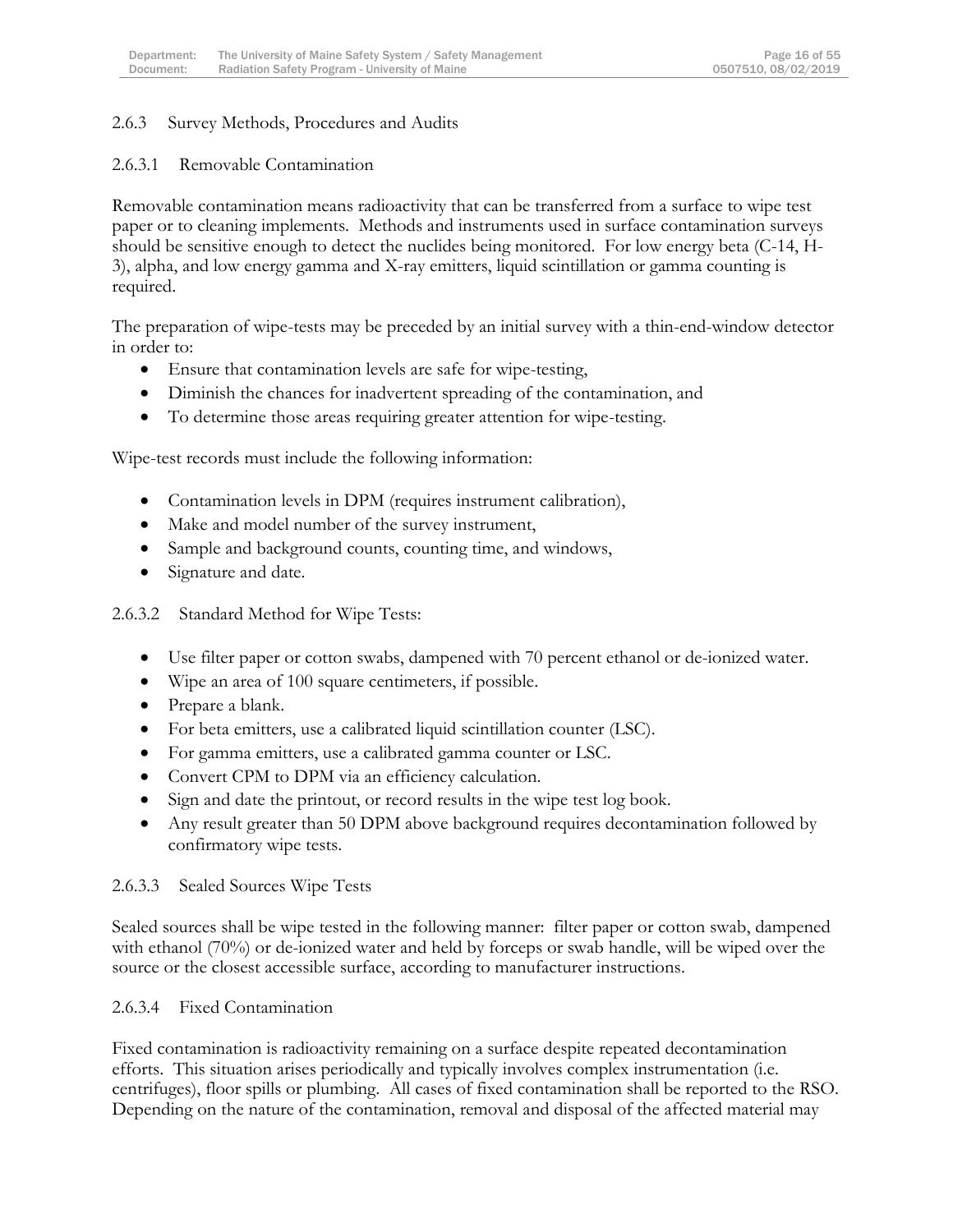#### 2.6.3 Survey Methods, Procedures and Audits

##### 2.6.3.1 Removable Contamination

Removable contamination means radioactivity that can be transferred from a surface to wipe test paper or to cleaning implements. Methods and instruments used in surface contamination surveys should be sensitive enough to detect the nuclides being monitored. For low energy beta (C-14, H-3), alpha, and low energy gamma and X-ray emitters, liquid scintillation or gamma counting is required.

The preparation of wipe-tests may be preceded by an initial survey with a thin-end-window detector in order to:

- Ensure that contamination levels are safe for wipe-testing,
- Diminish the chances for inadvertent spreading of the contamination, and
- To determine those areas requiring greater attention for wipe-testing.

Wipe-test records must include the following information:

- Contamination levels in DPM (requires instrument calibration),
- Make and model number of the survey instrument,
- Sample and background counts, counting time, and windows,
- Signature and date.

##### 2.6.3.2 Standard Method for Wipe Tests:

- Use filter paper or cotton swabs, dampened with 70 percent ethanol or de-ionized water.
- Wipe an area of 100 square centimeters, if possible.
- Prepare a blank.
- For beta emitters, use a calibrated liquid scintillation counter (LSC).
- For gamma emitters, use a calibrated gamma counter or LSC.
- Convert CPM to DPM via an efficiency calculation.
- Sign and date the printout, or record results in the wipe test log book.
- Any result greater than 50 DPM above background requires decontamination followed by confirmatory wipe tests.

##### 2.6.3.3 Sealed Sources Wipe Tests

Sealed sources shall be wipe tested in the following manner: filter paper or cotton swab, dampened with ethanol (70%) or de-ionized water and held by forceps or swab handle, will be wiped over the source or the closest accessible surface, according to manufacturer instructions.

##### 2.6.3.4 Fixed Contamination

Fixed contamination is radioactivity remaining on a surface despite repeated decontamination efforts. This situation arises periodically and typically involves complex instrumentation (i.e. centrifuges), floor spills or plumbing. All cases of fixed contamination shall be reported to the RSO. Depending on the nature of the contamination, removal and disposal of the affected material may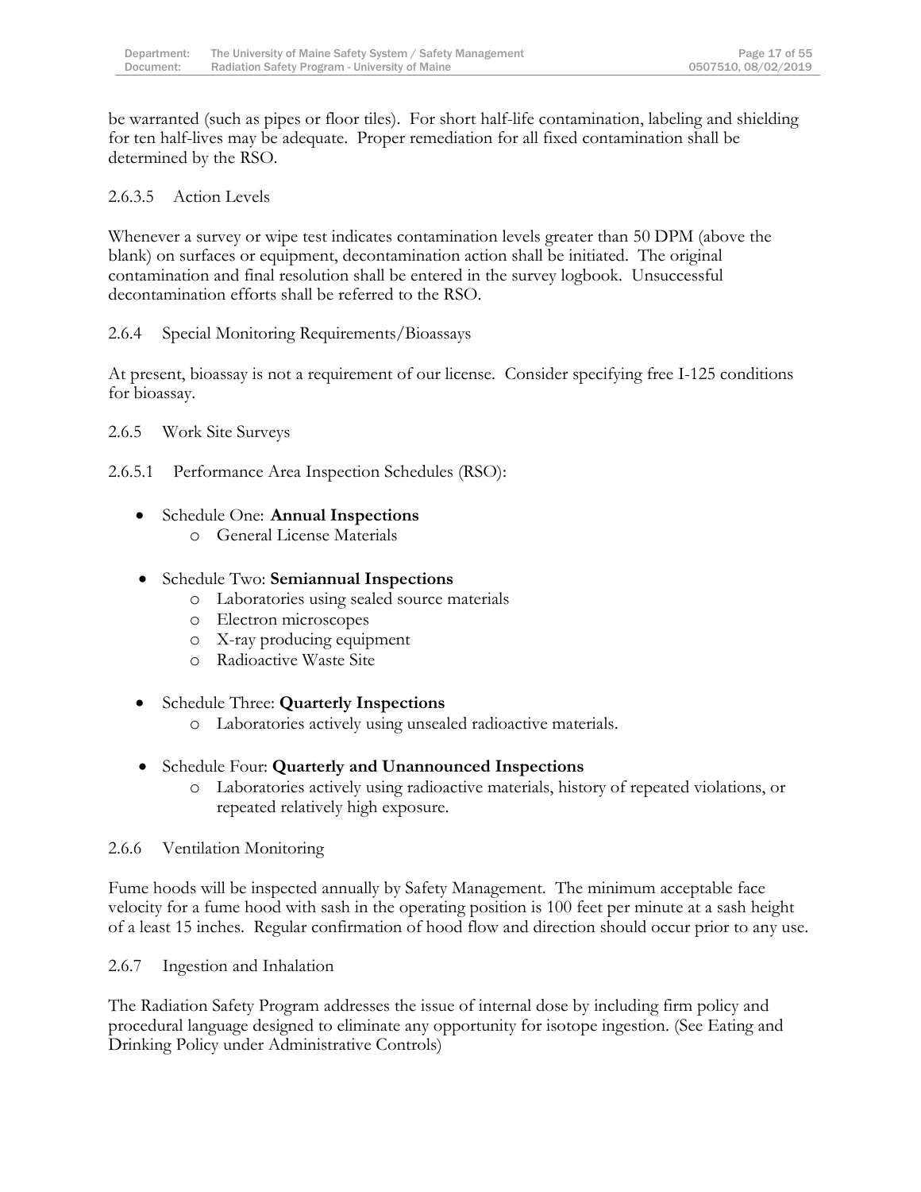be warranted (such as pipes or floor tiles). For short half-life contamination, labeling and shielding for ten half-lives may be adequate. Proper remediation for all fixed contamination shall be determined by the RSO.

#### 2.6.3.5 Action Levels

Whenever a survey or wipe test indicates contamination levels greater than 50 DPM (above the blank) on surfaces or equipment, decontamination action shall be initiated. The original contamination and final resolution shall be entered in the survey logbook. Unsuccessful decontamination efforts shall be referred to the RSO.

### 2.6.4 Special Monitoring Requirements/Bioassays

At present, bioassay is not a requirement of our license. Consider specifying free I-125 conditions for bioassay.

### 2.6.5 Work Site Surveys

#### 2.6.5.1 Performance Area Inspection Schedules (RSO):

- Schedule One: **Annual Inspections**
  - General License Materials
- Schedule Two: **Semiannual Inspections**
  - Laboratories using sealed source materials
  - Electron microscopes
  - X-ray producing equipment
  - Radioactive Waste Site
- Schedule Three: **Quarterly Inspections**
  - Laboratories actively using unsealed radioactive materials.
- Schedule Four: **Quarterly and Unannounced Inspections**
  - Laboratories actively using radioactive materials, history of repeated violations, or repeated relatively high exposure.

### 2.6.6 Ventilation Monitoring

Fume hoods will be inspected annually by Safety Management. The minimum acceptable face velocity for a fume hood with sash in the operating position is 100 feet per minute at a sash height of a least 15 inches. Regular confirmation of hood flow and direction should occur prior to any use.

### 2.6.7 Ingestion and Inhalation

The Radiation Safety Program addresses the issue of internal dose by including firm policy and procedural language designed to eliminate any opportunity for isotope ingestion. (See Eating and Drinking Policy under Administrative Controls)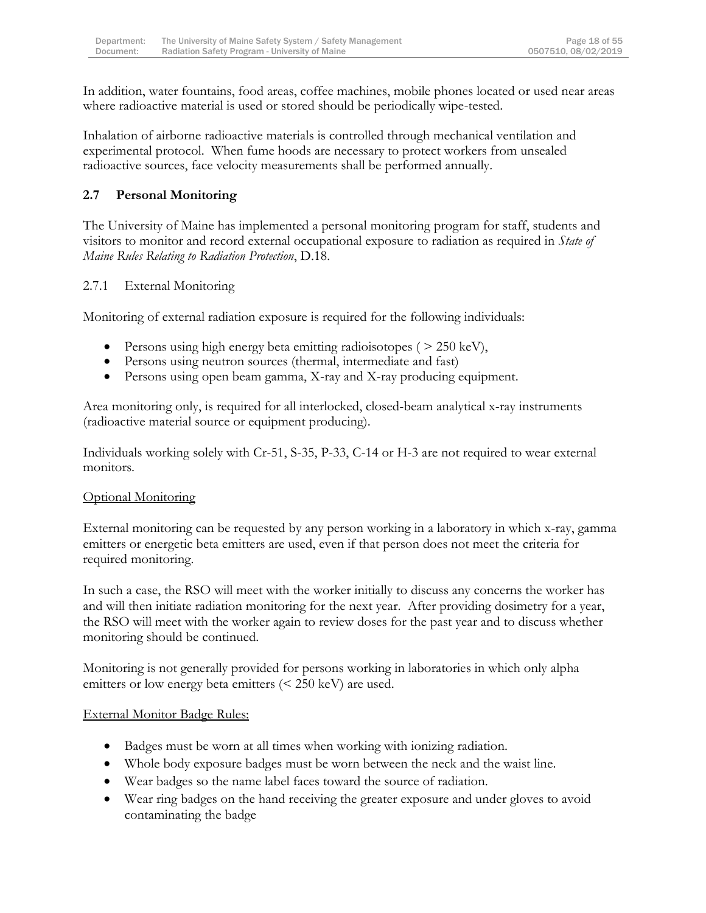In addition, water fountains, food areas, coffee machines, mobile phones located or used near areas where radioactive material is used or stored should be periodically wipe-tested.

Inhalation of airborne radioactive materials is controlled through mechanical ventilation and experimental protocol. When fume hoods are necessary to protect workers from unsealed radioactive sources, face velocity measurements shall be performed annually.

## 2.7 Personal Monitoring

The University of Maine has implemented a personal monitoring program for staff, students and visitors to monitor and record external occupational exposure to radiation as required in *State of Maine Rules Relating to Radiation Protection*, D.18.

### 2.7.1 External Monitoring

Monitoring of external radiation exposure is required for the following individuals:

- Persons using high energy beta emitting radioisotopes ( > 250 keV),
- Persons using neutron sources (thermal, intermediate and fast)
- Persons using open beam gamma, X-ray and X-ray producing equipment.

Area monitoring only, is required for all interlocked, closed-beam analytical x-ray instruments (radioactive material source or equipment producing).

Individuals working solely with Cr-51, S-35, P-33, C-14 or H-3 are not required to wear external monitors.

<u>Optional Monitoring</u>

External monitoring can be requested by any person working in a laboratory in which x-ray, gamma emitters or energetic beta emitters are used, even if that person does not meet the criteria for required monitoring.

In such a case, the RSO will meet with the worker initially to discuss any concerns the worker has and will then initiate radiation monitoring for the next year. After providing dosimetry for a year, the RSO will meet with the worker again to review doses for the past year and to discuss whether monitoring should be continued.

Monitoring is not generally provided for persons working in laboratories in which only alpha emitters or low energy beta emitters (< 250 keV) are used.

<u>External Monitor Badge Rules:</u>

- Badges must be worn at all times when working with ionizing radiation.
- Whole body exposure badges must be worn between the neck and the waist line.
- Wear badges so the name label faces toward the source of radiation.
- Wear ring badges on the hand receiving the greater exposure and under gloves to avoid contaminating the badge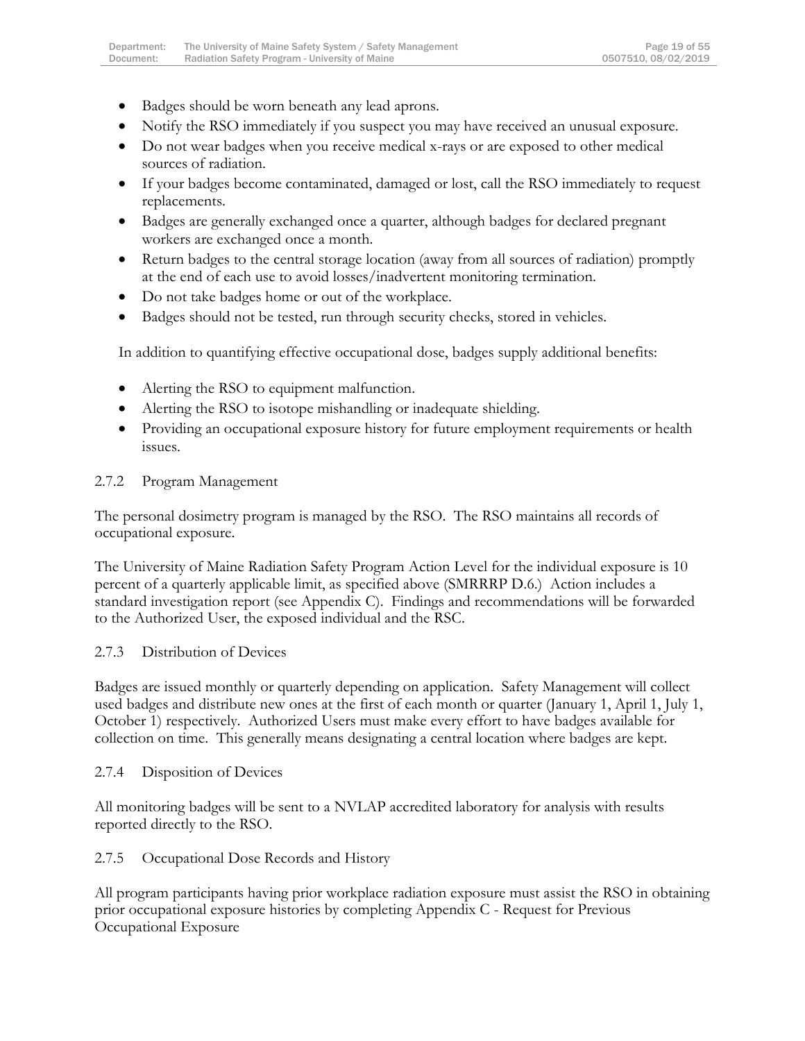- Badges should be worn beneath any lead aprons.
- Notify the RSO immediately if you suspect you may have received an unusual exposure.
- Do not wear badges when you receive medical x-rays or are exposed to other medical sources of radiation.
- If your badges become contaminated, damaged or lost, call the RSO immediately to request replacements.
- Badges are generally exchanged once a quarter, although badges for declared pregnant workers are exchanged once a month.
- Return badges to the central storage location (away from all sources of radiation) promptly at the end of each use to avoid losses/inadvertent monitoring termination.
- Do not take badges home or out of the workplace.
- Badges should not be tested, run through security checks, stored in vehicles.

In addition to quantifying effective occupational dose, badges supply additional benefits:

- Alerting the RSO to equipment malfunction.
- Alerting the RSO to isotope mishandling or inadequate shielding.
- Providing an occupational exposure history for future employment requirements or health issues.

### 2.7.2 Program Management

The personal dosimetry program is managed by the RSO. The RSO maintains all records of occupational exposure.

The University of Maine Radiation Safety Program Action Level for the individual exposure is 10 percent of a quarterly applicable limit, as specified above (SMRRRP D.6.) Action includes a standard investigation report (see Appendix C). Findings and recommendations will be forwarded to the Authorized User, the exposed individual and the RSC.

### 2.7.3 Distribution of Devices

Badges are issued monthly or quarterly depending on application. Safety Management will collect used badges and distribute new ones at the first of each month or quarter (January 1, April 1, July 1, October 1) respectively. Authorized Users must make every effort to have badges available for collection on time. This generally means designating a central location where badges are kept.

### 2.7.4 Disposition of Devices

All monitoring badges will be sent to a NVLAP accredited laboratory for analysis with results reported directly to the RSO.

### 2.7.5 Occupational Dose Records and History

All program participants having prior workplace radiation exposure must assist the RSO in obtaining prior occupational exposure histories by completing Appendix C - Request for Previous Occupational Exposure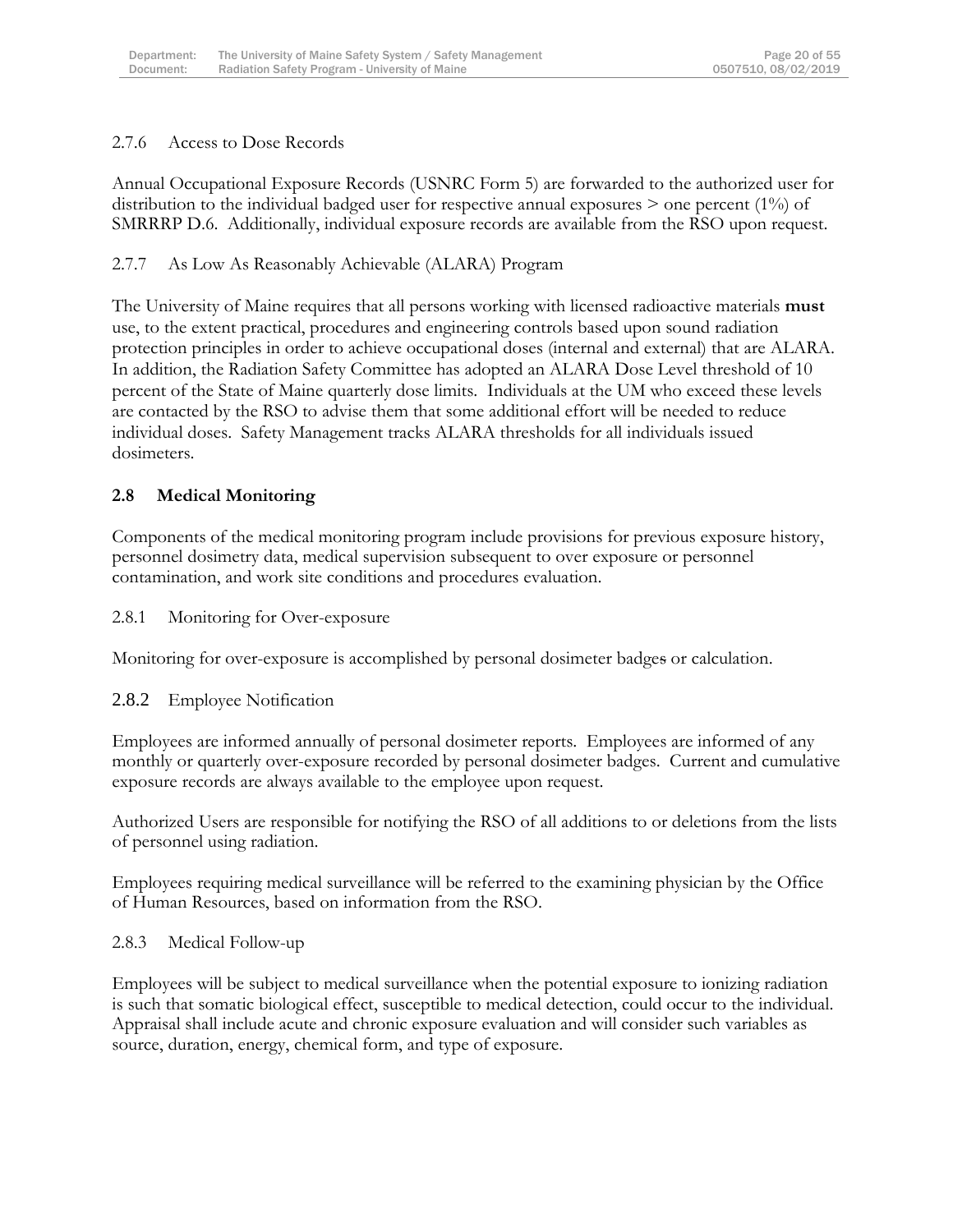### 2.7.6 Access to Dose Records

Annual Occupational Exposure Records (USNRC Form 5) are forwarded to the authorized user for distribution to the individual badged user for respective annual exposures > one percent (1%) of SMRRRP D.6. Additionally, individual exposure records are available from the RSO upon request.

### 2.7.7 As Low As Reasonably Achievable (ALARA) Program

The University of Maine requires that all persons working with licensed radioactive materials **must** use, to the extent practical, procedures and engineering controls based upon sound radiation protection principles in order to achieve occupational doses (internal and external) that are ALARA. In addition, the Radiation Safety Committee has adopted an ALARA Dose Level threshold of 10 percent of the State of Maine quarterly dose limits. Individuals at the UM who exceed these levels are contacted by the RSO to advise them that some additional effort will be needed to reduce individual doses. Safety Management tracks ALARA thresholds for all individuals issued dosimeters.

## 2.8 Medical Monitoring

Components of the medical monitoring program include provisions for previous exposure history, personnel dosimetry data, medical supervision subsequent to over exposure or personnel contamination, and work site conditions and procedures evaluation.

### 2.8.1 Monitoring for Over-exposure

Monitoring for over-exposure is accomplished by personal dosimeter badges or calculation.

### 2.8.2 Employee Notification

Employees are informed annually of personal dosimeter reports. Employees are informed of any monthly or quarterly over-exposure recorded by personal dosimeter badges. Current and cumulative exposure records are always available to the employee upon request.

Authorized Users are responsible for notifying the RSO of all additions to or deletions from the lists of personnel using radiation.

Employees requiring medical surveillance will be referred to the examining physician by the Office of Human Resources, based on information from the RSO.

### 2.8.3 Medical Follow-up

Employees will be subject to medical surveillance when the potential exposure to ionizing radiation is such that somatic biological effect, susceptible to medical detection, could occur to the individual. Appraisal shall include acute and chronic exposure evaluation and will consider such variables as source, duration, energy, chemical form, and type of exposure.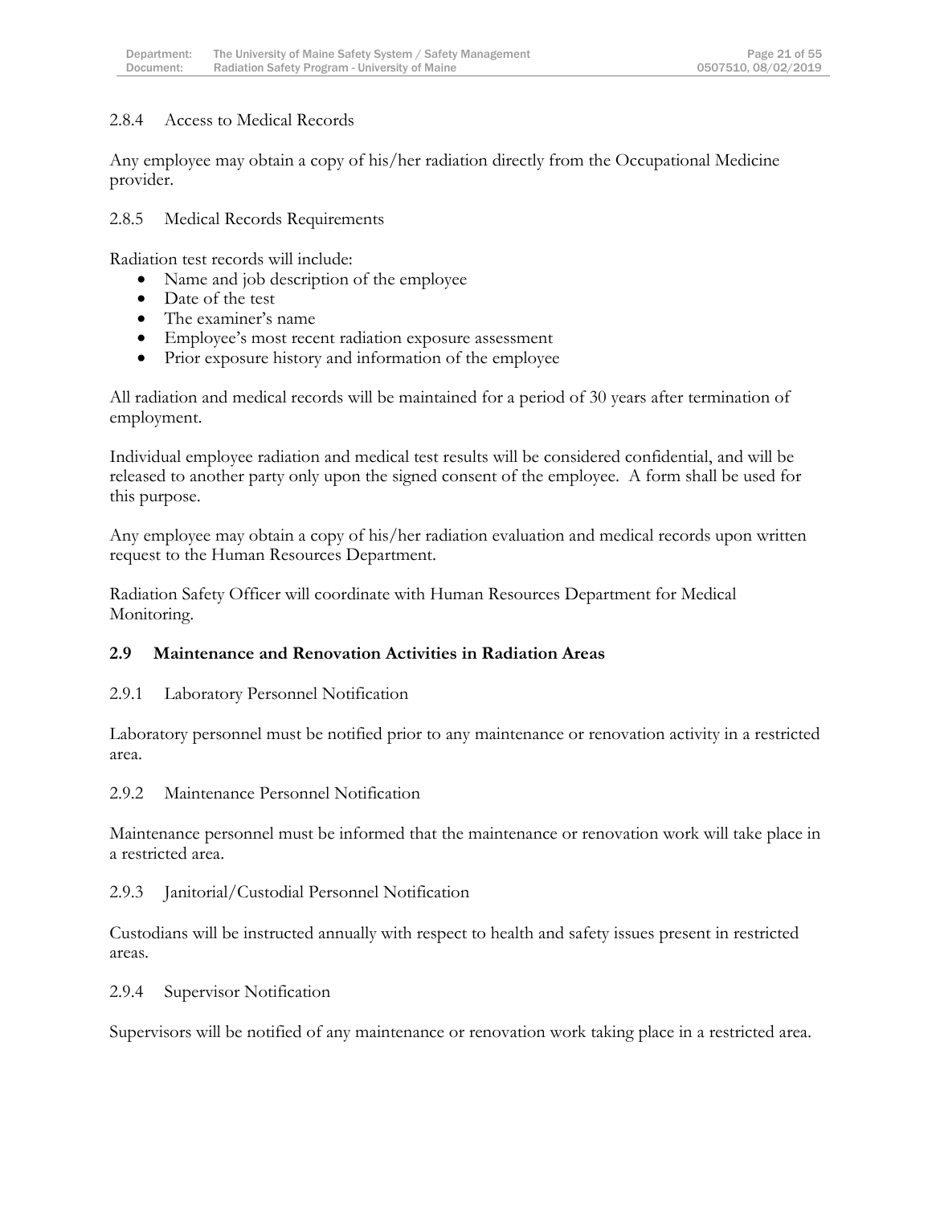### 2.8.4 Access to Medical Records

Any employee may obtain a copy of his/her radiation directly from the Occupational Medicine provider.

### 2.8.5 Medical Records Requirements

Radiation test records will include:

- Name and job description of the employee
- Date of the test
- The examiner's name
- Employee's most recent radiation exposure assessment
- Prior exposure history and information of the employee

All radiation and medical records will be maintained for a period of 30 years after termination of employment.

Individual employee radiation and medical test results will be considered confidential, and will be released to another party only upon the signed consent of the employee. A form shall be used for this purpose.

Any employee may obtain a copy of his/her radiation evaluation and medical records upon written request to the Human Resources Department.

Radiation Safety Officer will coordinate with Human Resources Department for Medical Monitoring.

## 2.9 Maintenance and Renovation Activities in Radiation Areas

### 2.9.1 Laboratory Personnel Notification

Laboratory personnel must be notified prior to any maintenance or renovation activity in a restricted area.

### 2.9.2 Maintenance Personnel Notification

Maintenance personnel must be informed that the maintenance or renovation work will take place in a restricted area.

### 2.9.3 Janitorial/Custodial Personnel Notification

Custodians will be instructed annually with respect to health and safety issues present in restricted areas.

### 2.9.4 Supervisor Notification

Supervisors will be notified of any maintenance or renovation work taking place in a restricted area.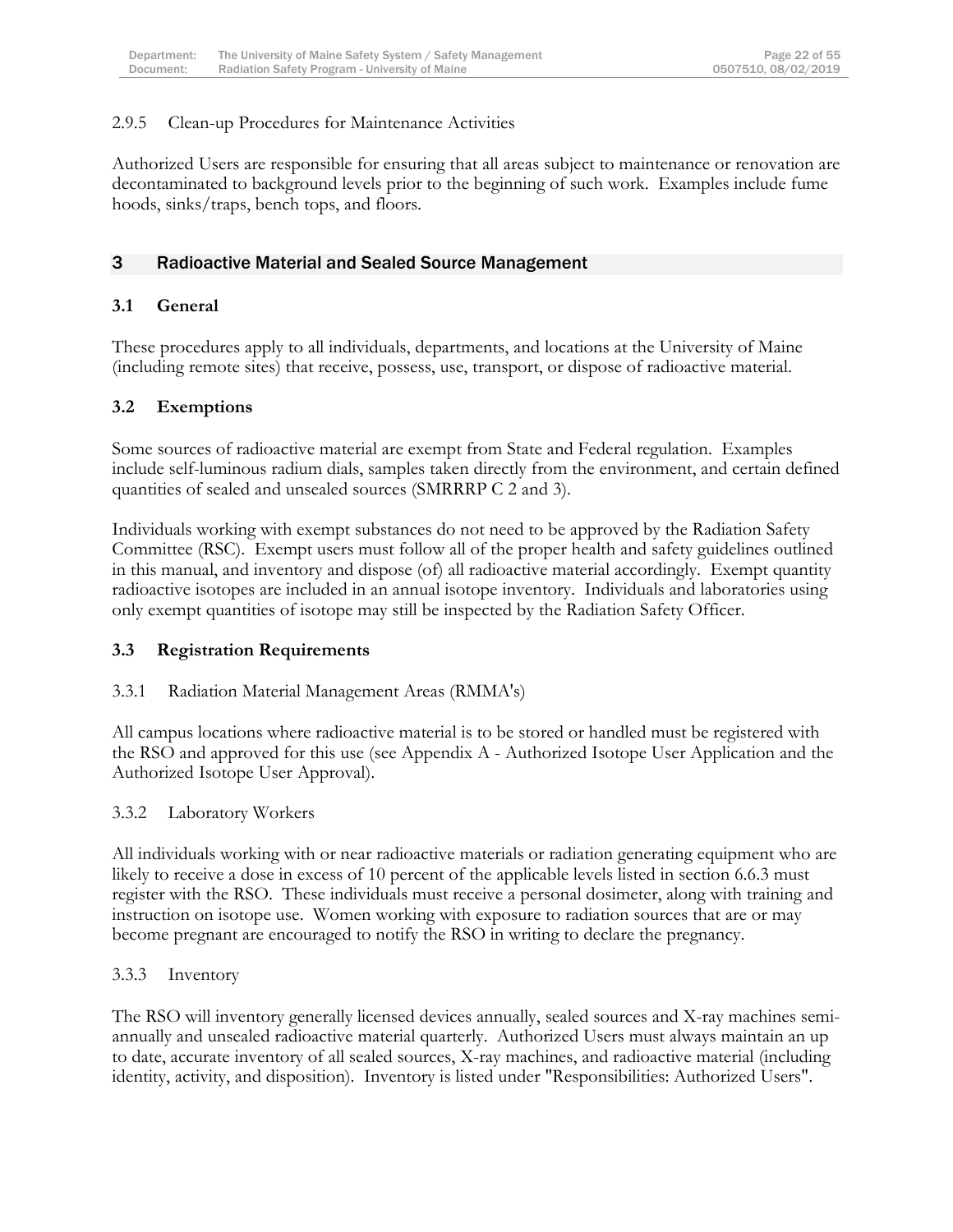#### 2.9.5 Clean-up Procedures for Maintenance Activities

Authorized Users are responsible for ensuring that all areas subject to maintenance or renovation are decontaminated to background levels prior to the beginning of such work. Examples include fume hoods, sinks/traps, bench tops, and floors.

# 3 Radioactive Material and Sealed Source Management

## 3.1 General

These procedures apply to all individuals, departments, and locations at the University of Maine (including remote sites) that receive, possess, use, transport, or dispose of radioactive material.

## 3.2 Exemptions

Some sources of radioactive material are exempt from State and Federal regulation. Examples include self-luminous radium dials, samples taken directly from the environment, and certain defined quantities of sealed and unsealed sources (SMRRRP C 2 and 3).

Individuals working with exempt substances do not need to be approved by the Radiation Safety Committee (RSC). Exempt users must follow all of the proper health and safety guidelines outlined in this manual, and inventory and dispose (of) all radioactive material accordingly. Exempt quantity radioactive isotopes are included in an annual isotope inventory. Individuals and laboratories using only exempt quantities of isotope may still be inspected by the Radiation Safety Officer.

## 3.3 Registration Requirements

### 3.3.1 Radiation Material Management Areas (RMMA's)

All campus locations where radioactive material is to be stored or handled must be registered with the RSO and approved for this use (see Appendix A - Authorized Isotope User Application and the Authorized Isotope User Approval).

### 3.3.2 Laboratory Workers

All individuals working with or near radioactive materials or radiation generating equipment who are likely to receive a dose in excess of 10 percent of the applicable levels listed in section 6.6.3 must register with the RSO. These individuals must receive a personal dosimeter, along with training and instruction on isotope use. Women working with exposure to radiation sources that are or may become pregnant are encouraged to notify the RSO in writing to declare the pregnancy.

### 3.3.3 Inventory

The RSO will inventory generally licensed devices annually, sealed sources and X-ray machines semi-annually and unsealed radioactive material quarterly. Authorized Users must always maintain an up to date, accurate inventory of all sealed sources, X-ray machines, and radioactive material (including identity, activity, and disposition). Inventory is listed under "Responsibilities: Authorized Users".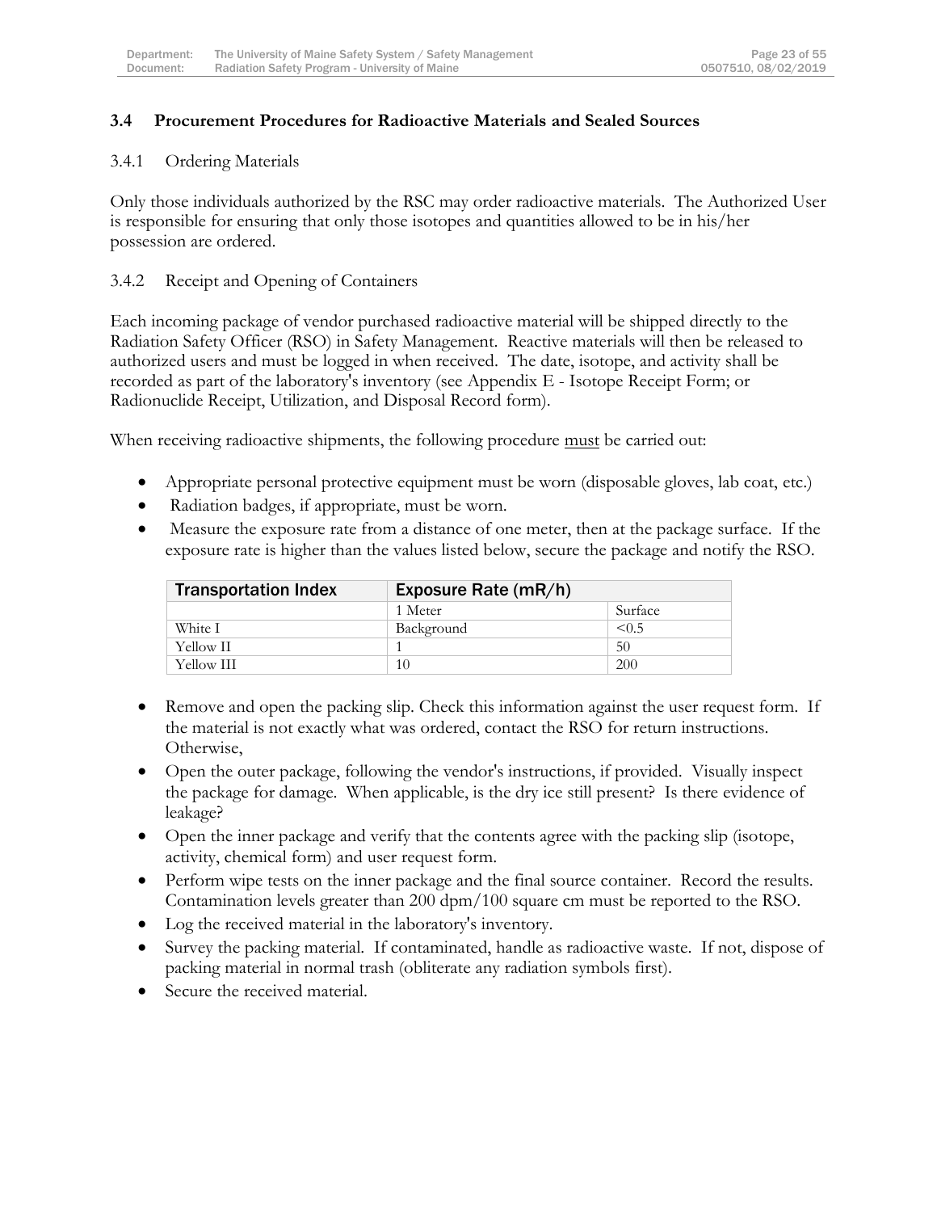## 3.4 Procurement Procedures for Radioactive Materials and Sealed Sources

### 3.4.1 Ordering Materials

Only those individuals authorized by the RSC may order radioactive materials. The Authorized User is responsible for ensuring that only those isotopes and quantities allowed to be in his/her possession are ordered.

### 3.4.2 Receipt and Opening of Containers

Each incoming package of vendor purchased radioactive material will be shipped directly to the Radiation Safety Officer (RSO) in Safety Management. Reactive materials will then be released to authorized users and must be logged in when received. The date, isotope, and activity shall be recorded as part of the laboratory's inventory (see Appendix E - Isotope Receipt Form; or Radionuclide Receipt, Utilization, and Disposal Record form).

When receiving radioactive shipments, the following procedure must be carried out:

- Appropriate personal protective equipment must be worn (disposable gloves, lab coat, etc.)
- Radiation badges, if appropriate, must be worn.
- Measure the exposure rate from a distance of one meter, then at the package surface. If the exposure rate is higher than the values listed below, secure the package and notify the RSO.

| Transportation Index | Exposure Rate (mR/h) | |
|---|---|---|
| | 1 Meter | Surface |
| White I | Background | <0.5 |
| Yellow II | 1 | 50 |
| Yellow III | 10 | 200 |

- Remove and open the packing slip. Check this information against the user request form. If the material is not exactly what was ordered, contact the RSO for return instructions. Otherwise,
- Open the outer package, following the vendor's instructions, if provided. Visually inspect the package for damage. When applicable, is the dry ice still present? Is there evidence of leakage?
- Open the inner package and verify that the contents agree with the packing slip (isotope, activity, chemical form) and user request form.
- Perform wipe tests on the inner package and the final source container. Record the results. Contamination levels greater than 200 dpm/100 square cm must be reported to the RSO.
- Log the received material in the laboratory's inventory.
- Survey the packing material. If contaminated, handle as radioactive waste. If not, dispose of packing material in normal trash (obliterate any radiation symbols first).
- Secure the received material.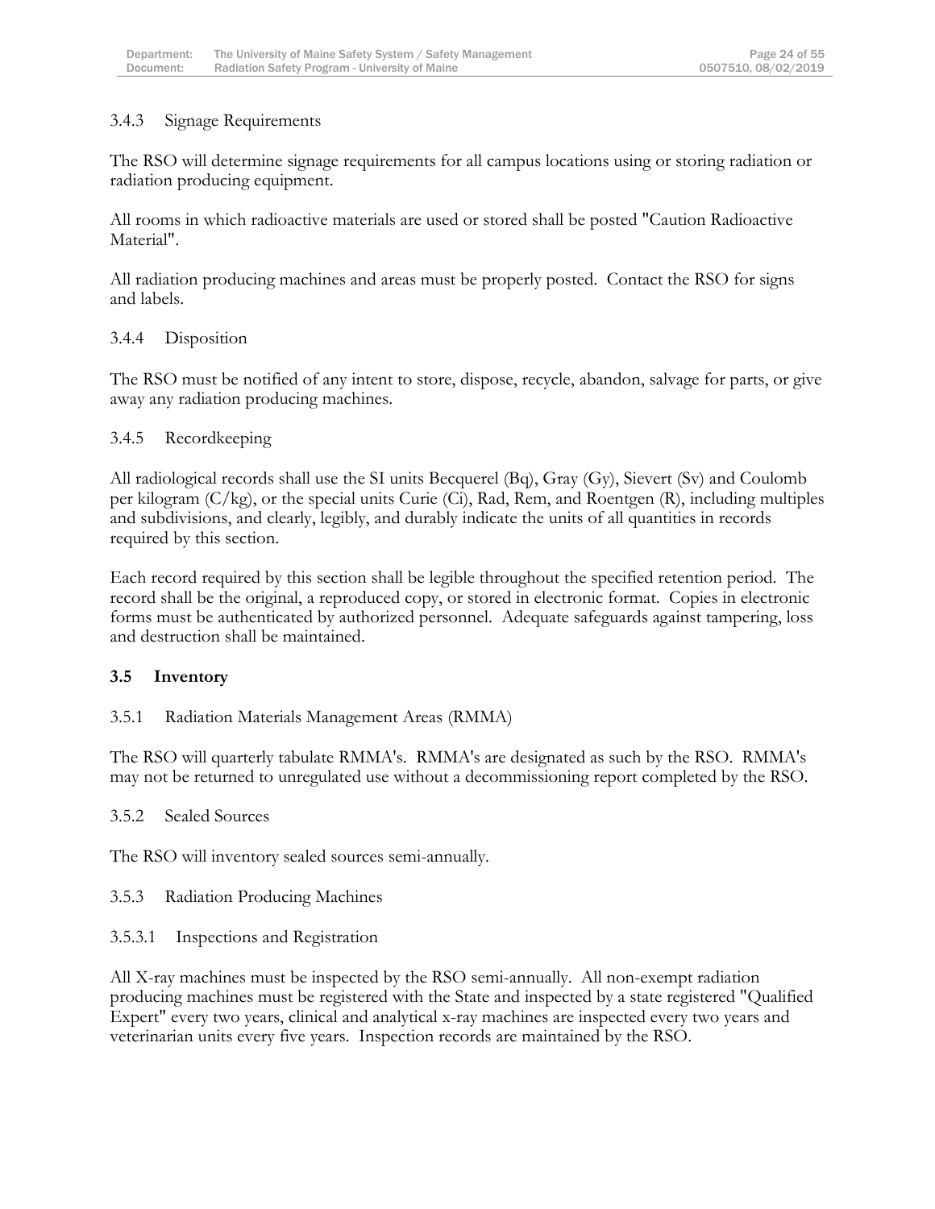#### 3.4.3 Signage Requirements

The RSO will determine signage requirements for all campus locations using or storing radiation or radiation producing equipment.

All rooms in which radioactive materials are used or stored shall be posted "Caution Radioactive Material".

All radiation producing machines and areas must be properly posted. Contact the RSO for signs and labels.

#### 3.4.4 Disposition

The RSO must be notified of any intent to store, dispose, recycle, abandon, salvage for parts, or give away any radiation producing machines.

#### 3.4.5 Recordkeeping

All radiological records shall use the SI units Becquerel (Bq), Gray (Gy), Sievert (Sv) and Coulomb per kilogram (C/kg), or the special units Curie (Ci), Rad, Rem, and Roentgen (R), including multiples and subdivisions, and clearly, legibly, and durably indicate the units of all quantities in records required by this section.

Each record required by this section shall be legible throughout the specified retention period. The record shall be the original, a reproduced copy, or stored in electronic format. Copies in electronic forms must be authenticated by authorized personnel. Adequate safeguards against tampering, loss and destruction shall be maintained.

### 3.5 Inventory

#### 3.5.1 Radiation Materials Management Areas (RMMA)

The RSO will quarterly tabulate RMMA's. RMMA's are designated as such by the RSO. RMMA's may not be returned to unregulated use without a decommissioning report completed by the RSO.

#### 3.5.2 Sealed Sources

The RSO will inventory sealed sources semi-annually.

#### 3.5.3 Radiation Producing Machines

##### 3.5.3.1 Inspections and Registration

All X-ray machines must be inspected by the RSO semi-annually. All non-exempt radiation producing machines must be registered with the State and inspected by a state registered "Qualified Expert" every two years, clinical and analytical x-ray machines are inspected every two years and veterinarian units every five years. Inspection records are maintained by the RSO.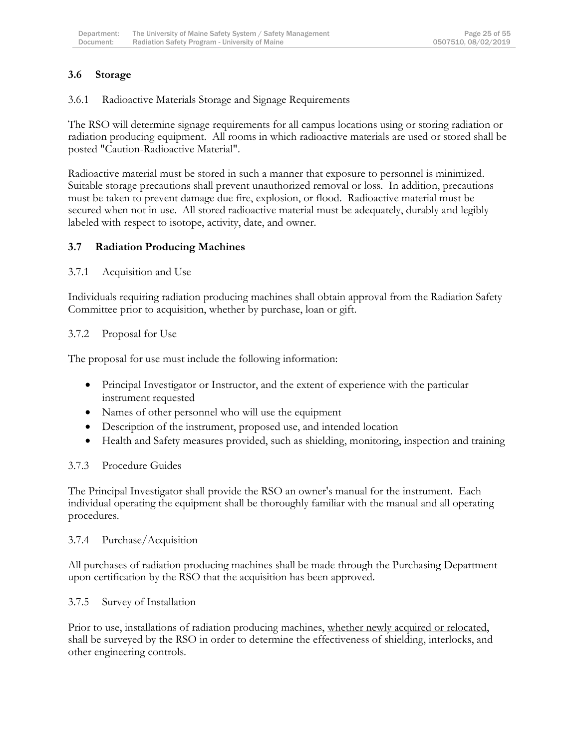## 3.6 Storage

### 3.6.1 Radioactive Materials Storage and Signage Requirements

The RSO will determine signage requirements for all campus locations using or storing radiation or radiation producing equipment. All rooms in which radioactive materials are used or stored shall be posted "Caution-Radioactive Material".

Radioactive material must be stored in such a manner that exposure to personnel is minimized. Suitable storage precautions shall prevent unauthorized removal or loss. In addition, precautions must be taken to prevent damage due fire, explosion, or flood. Radioactive material must be secured when not in use. All stored radioactive material must be adequately, durably and legibly labeled with respect to isotope, activity, date, and owner.

## 3.7 Radiation Producing Machines

### 3.7.1 Acquisition and Use

Individuals requiring radiation producing machines shall obtain approval from the Radiation Safety Committee prior to acquisition, whether by purchase, loan or gift.

### 3.7.2 Proposal for Use

The proposal for use must include the following information:

- Principal Investigator or Instructor, and the extent of experience with the particular instrument requested
- Names of other personnel who will use the equipment
- Description of the instrument, proposed use, and intended location
- Health and Safety measures provided, such as shielding, monitoring, inspection and training

### 3.7.3 Procedure Guides

The Principal Investigator shall provide the RSO an owner's manual for the instrument. Each individual operating the equipment shall be thoroughly familiar with the manual and all operating procedures.

### 3.7.4 Purchase/Acquisition

All purchases of radiation producing machines shall be made through the Purchasing Department upon certification by the RSO that the acquisition has been approved.

### 3.7.5 Survey of Installation

Prior to use, installations of radiation producing machines, <u>whether newly acquired or relocated</u>, shall be surveyed by the RSO in order to determine the effectiveness of shielding, interlocks, and other engineering controls.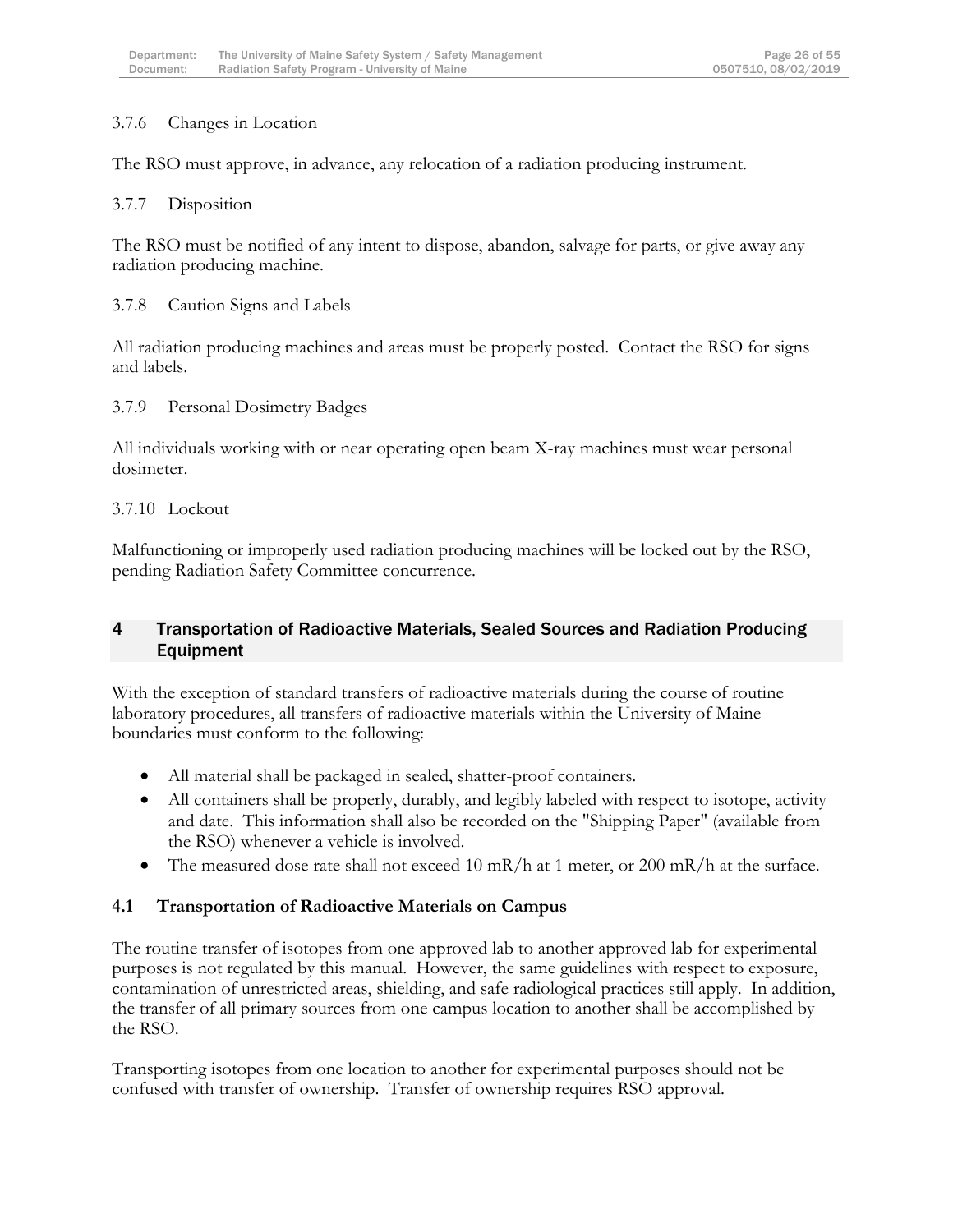### 3.7.6 Changes in Location

The RSO must approve, in advance, any relocation of a radiation producing instrument.

### 3.7.7 Disposition

The RSO must be notified of any intent to dispose, abandon, salvage for parts, or give away any radiation producing machine.

### 3.7.8 Caution Signs and Labels

All radiation producing machines and areas must be properly posted. Contact the RSO for signs and labels.

### 3.7.9 Personal Dosimetry Badges

All individuals working with or near operating open beam X-ray machines must wear personal dosimeter.

### 3.7.10 Lockout

Malfunctioning or improperly used radiation producing machines will be locked out by the RSO, pending Radiation Safety Committee concurrence.

# 4 Transportation of Radioactive Materials, Sealed Sources and Radiation Producing Equipment

With the exception of standard transfers of radioactive materials during the course of routine laboratory procedures, all transfers of radioactive materials within the University of Maine boundaries must conform to the following:

- All material shall be packaged in sealed, shatter-proof containers.
- All containers shall be properly, durably, and legibly labeled with respect to isotope, activity and date. This information shall also be recorded on the "Shipping Paper" (available from the RSO) whenever a vehicle is involved.
- The measured dose rate shall not exceed 10 mR/h at 1 meter, or 200 mR/h at the surface.

## 4.1 Transportation of Radioactive Materials on Campus

The routine transfer of isotopes from one approved lab to another approved lab for experimental purposes is not regulated by this manual. However, the same guidelines with respect to exposure, contamination of unrestricted areas, shielding, and safe radiological practices still apply. In addition, the transfer of all primary sources from one campus location to another shall be accomplished by the RSO.

Transporting isotopes from one location to another for experimental purposes should not be confused with transfer of ownership. Transfer of ownership requires RSO approval.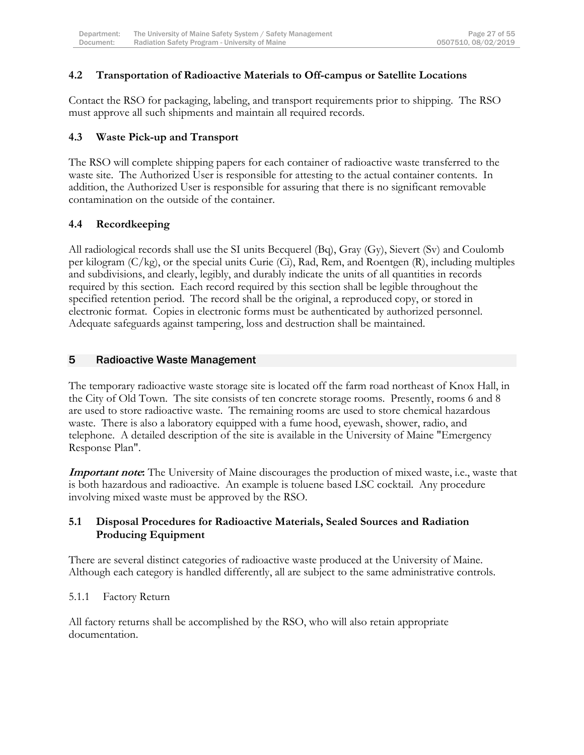### 4.2 Transportation of Radioactive Materials to Off-campus or Satellite Locations

Contact the RSO for packaging, labeling, and transport requirements prior to shipping. The RSO must approve all such shipments and maintain all required records.

### 4.3 Waste Pick-up and Transport

The RSO will complete shipping papers for each container of radioactive waste transferred to the waste site. The Authorized User is responsible for attesting to the actual container contents. In addition, the Authorized User is responsible for assuring that there is no significant removable contamination on the outside of the container.

### 4.4 Recordkeeping

All radiological records shall use the SI units Becquerel (Bq), Gray (Gy), Sievert (Sv) and Coulomb per kilogram (C/kg), or the special units Curie (Ci), Rad, Rem, and Roentgen (R), including multiples and subdivisions, and clearly, legibly, and durably indicate the units of all quantities in records required by this section. Each record required by this section shall be legible throughout the specified retention period. The record shall be the original, a reproduced copy, or stored in electronic format. Copies in electronic forms must be authenticated by authorized personnel. Adequate safeguards against tampering, loss and destruction shall be maintained.

## 5 Radioactive Waste Management

The temporary radioactive waste storage site is located off the farm road northeast of Knox Hall, in the City of Old Town. The site consists of ten concrete storage rooms. Presently, rooms 6 and 8 are used to store radioactive waste. The remaining rooms are used to store chemical hazardous waste. There is also a laboratory equipped with a fume hood, eyewash, shower, radio, and telephone. A detailed description of the site is available in the University of Maine "Emergency Response Plan".

***Important note*:** The University of Maine discourages the production of mixed waste, i.e., waste that is both hazardous and radioactive. An example is toluene based LSC cocktail. Any procedure involving mixed waste must be approved by the RSO.

### 5.1 Disposal Procedures for Radioactive Materials, Sealed Sources and Radiation Producing Equipment

There are several distinct categories of radioactive waste produced at the University of Maine. Although each category is handled differently, all are subject to the same administrative controls.

#### 5.1.1 Factory Return

All factory returns shall be accomplished by the RSO, who will also retain appropriate documentation.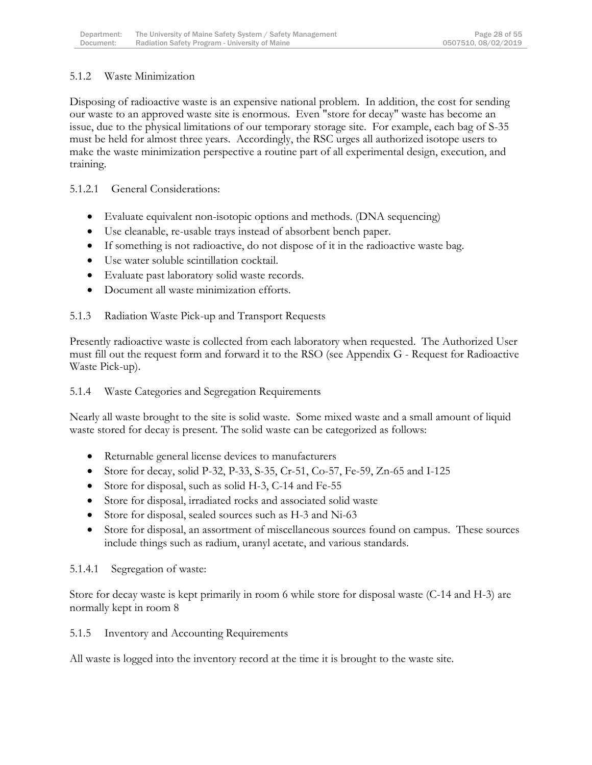### 5.1.2 Waste Minimization

Disposing of radioactive waste is an expensive national problem. In addition, the cost for sending our waste to an approved waste site is enormous. Even "store for decay" waste has become an issue, due to the physical limitations of our temporary storage site. For example, each bag of S-35 must be held for almost three years. Accordingly, the RSC urges all authorized isotope users to make the waste minimization perspective a routine part of all experimental design, execution, and training.

#### 5.1.2.1 General Considerations:

- Evaluate equivalent non-isotopic options and methods. (DNA sequencing)
- Use cleanable, re-usable trays instead of absorbent bench paper.
- If something is not radioactive, do not dispose of it in the radioactive waste bag.
- Use water soluble scintillation cocktail.
- Evaluate past laboratory solid waste records.
- Document all waste minimization efforts.

### 5.1.3 Radiation Waste Pick-up and Transport Requests

Presently radioactive waste is collected from each laboratory when requested. The Authorized User must fill out the request form and forward it to the RSO (see Appendix G - Request for Radioactive Waste Pick-up).

### 5.1.4 Waste Categories and Segregation Requirements

Nearly all waste brought to the site is solid waste. Some mixed waste and a small amount of liquid waste stored for decay is present. The solid waste can be categorized as follows:

- Returnable general license devices to manufacturers
- Store for decay, solid P-32, P-33, S-35, Cr-51, Co-57, Fe-59, Zn-65 and I-125
- Store for disposal, such as solid H-3, C-14 and Fe-55
- Store for disposal, irradiated rocks and associated solid waste
- Store for disposal, sealed sources such as H-3 and Ni-63
- Store for disposal, an assortment of miscellaneous sources found on campus. These sources include things such as radium, uranyl acetate, and various standards.

#### 5.1.4.1 Segregation of waste:

Store for decay waste is kept primarily in room 6 while store for disposal waste (C-14 and H-3) are normally kept in room 8

### 5.1.5 Inventory and Accounting Requirements

All waste is logged into the inventory record at the time it is brought to the waste site.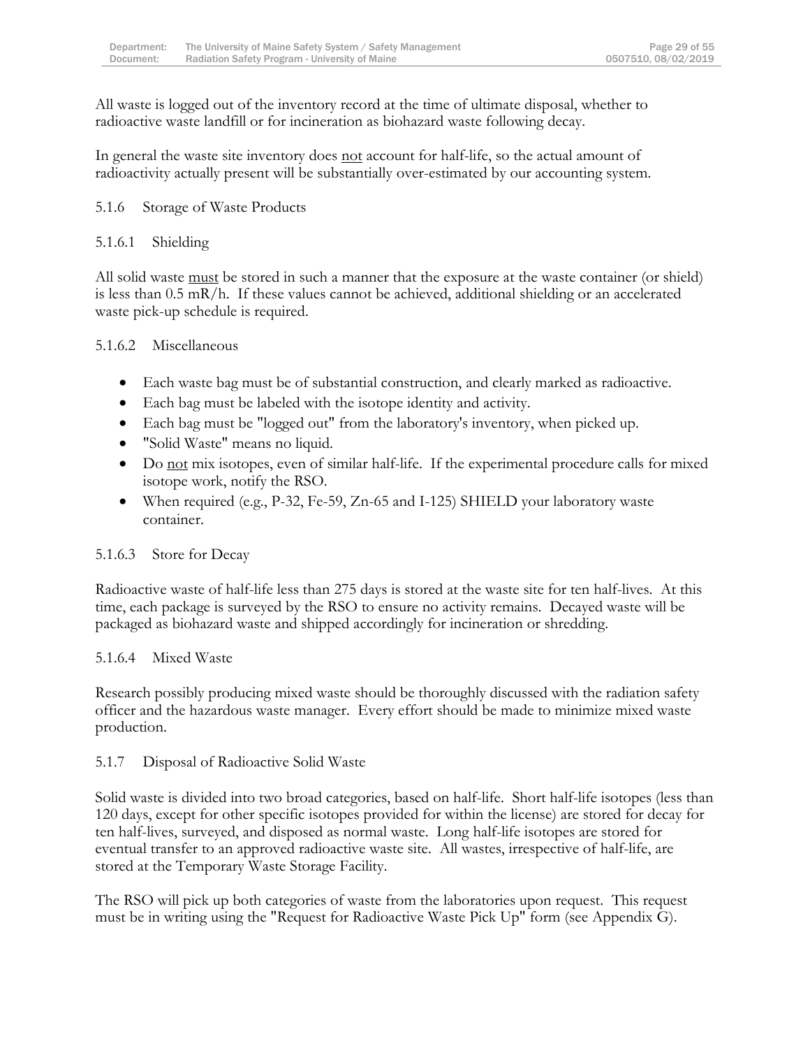All waste is logged out of the inventory record at the time of ultimate disposal, whether to radioactive waste landfill or for incineration as biohazard waste following decay.

In general the waste site inventory does not account for half-life, so the actual amount of radioactivity actually present will be substantially over-estimated by our accounting system.

### 5.1.6 Storage of Waste Products

#### 5.1.6.1 Shielding

All solid waste must be stored in such a manner that the exposure at the waste container (or shield) is less than 0.5 mR/h. If these values cannot be achieved, additional shielding or an accelerated waste pick-up schedule is required.

#### 5.1.6.2 Miscellaneous

- Each waste bag must be of substantial construction, and clearly marked as radioactive.
- Each bag must be labeled with the isotope identity and activity.
- Each bag must be "logged out" from the laboratory's inventory, when picked up.
- "Solid Waste" means no liquid.
- Do not mix isotopes, even of similar half-life. If the experimental procedure calls for mixed isotope work, notify the RSO.
- When required (e.g., P-32, Fe-59, Zn-65 and I-125) SHIELD your laboratory waste container.

#### 5.1.6.3 Store for Decay

Radioactive waste of half-life less than 275 days is stored at the waste site for ten half-lives. At this time, each package is surveyed by the RSO to ensure no activity remains. Decayed waste will be packaged as biohazard waste and shipped accordingly for incineration or shredding.

#### 5.1.6.4 Mixed Waste

Research possibly producing mixed waste should be thoroughly discussed with the radiation safety officer and the hazardous waste manager. Every effort should be made to minimize mixed waste production.

### 5.1.7 Disposal of Radioactive Solid Waste

Solid waste is divided into two broad categories, based on half-life. Short half-life isotopes (less than 120 days, except for other specific isotopes provided for within the license) are stored for decay for ten half-lives, surveyed, and disposed as normal waste. Long half-life isotopes are stored for eventual transfer to an approved radioactive waste site. All wastes, irrespective of half-life, are stored at the Temporary Waste Storage Facility.

The RSO will pick up both categories of waste from the laboratories upon request. This request must be in writing using the "Request for Radioactive Waste Pick Up" form (see Appendix G).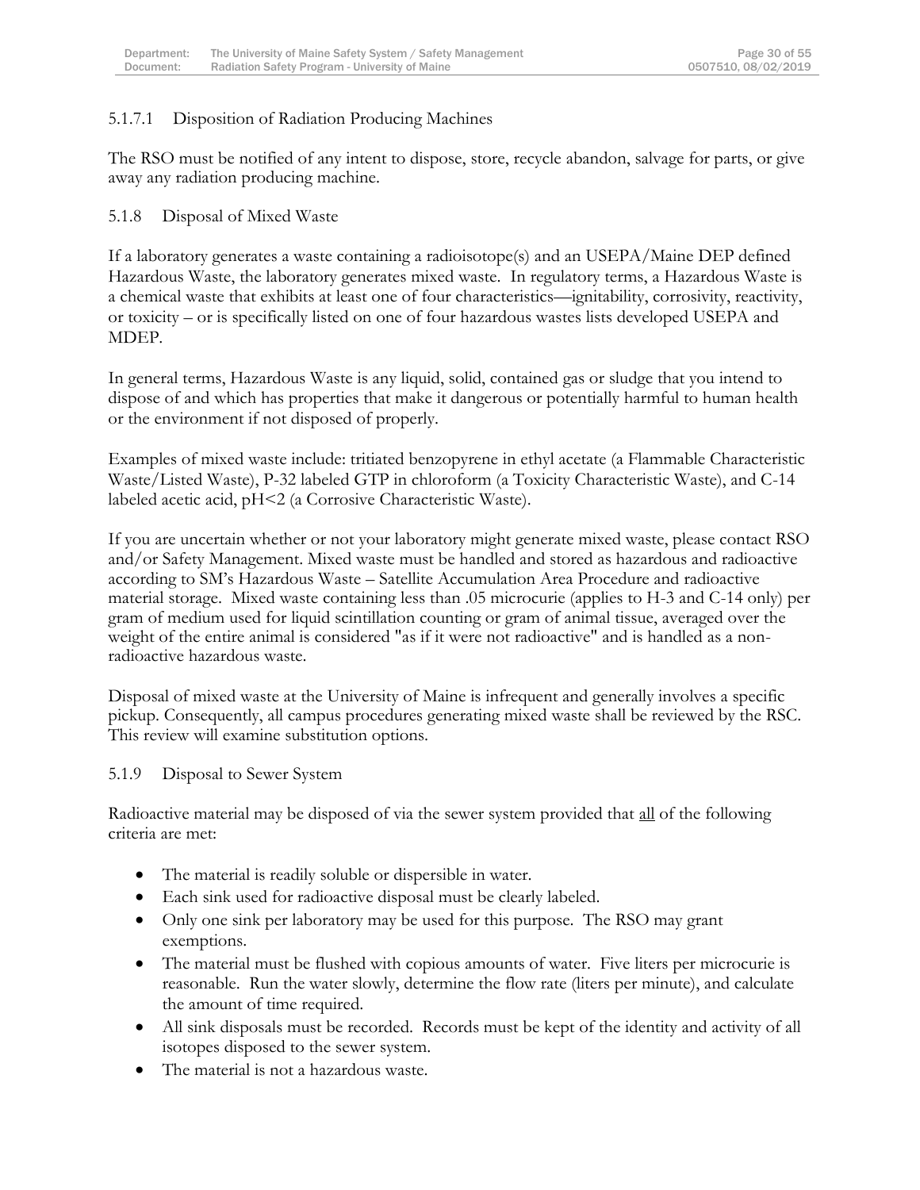#### 5.1.7.1 Disposition of Radiation Producing Machines

The RSO must be notified of any intent to dispose, store, recycle abandon, salvage for parts, or give away any radiation producing machine.

### 5.1.8 Disposal of Mixed Waste

If a laboratory generates a waste containing a radioisotope(s) and an USEPA/Maine DEP defined Hazardous Waste, the laboratory generates mixed waste. In regulatory terms, a Hazardous Waste is a chemical waste that exhibits at least one of four characteristics—ignitability, corrosivity, reactivity, or toxicity – or is specifically listed on one of four hazardous wastes lists developed USEPA and MDEP.

In general terms, Hazardous Waste is any liquid, solid, contained gas or sludge that you intend to dispose of and which has properties that make it dangerous or potentially harmful to human health or the environment if not disposed of properly.

Examples of mixed waste include: tritiated benzopyrene in ethyl acetate (a Flammable Characteristic Waste/Listed Waste), P-32 labeled GTP in chloroform (a Toxicity Characteristic Waste), and C-14 labeled acetic acid, pH<2 (a Corrosive Characteristic Waste).

If you are uncertain whether or not your laboratory might generate mixed waste, please contact RSO and/or Safety Management. Mixed waste must be handled and stored as hazardous and radioactive according to SM's Hazardous Waste – Satellite Accumulation Area Procedure and radioactive material storage. Mixed waste containing less than .05 microcurie (applies to H-3 and C-14 only) per gram of medium used for liquid scintillation counting or gram of animal tissue, averaged over the weight of the entire animal is considered "as if it were not radioactive" and is handled as a non-radioactive hazardous waste.

Disposal of mixed waste at the University of Maine is infrequent and generally involves a specific pickup. Consequently, all campus procedures generating mixed waste shall be reviewed by the RSC. This review will examine substitution options.

### 5.1.9 Disposal to Sewer System

Radioactive material may be disposed of via the sewer system provided that all of the following criteria are met:

- The material is readily soluble or dispersible in water.
- Each sink used for radioactive disposal must be clearly labeled.
- Only one sink per laboratory may be used for this purpose. The RSO may grant exemptions.
- The material must be flushed with copious amounts of water. Five liters per microcurie is reasonable. Run the water slowly, determine the flow rate (liters per minute), and calculate the amount of time required.
- All sink disposals must be recorded. Records must be kept of the identity and activity of all isotopes disposed to the sewer system.
- The material is not a hazardous waste.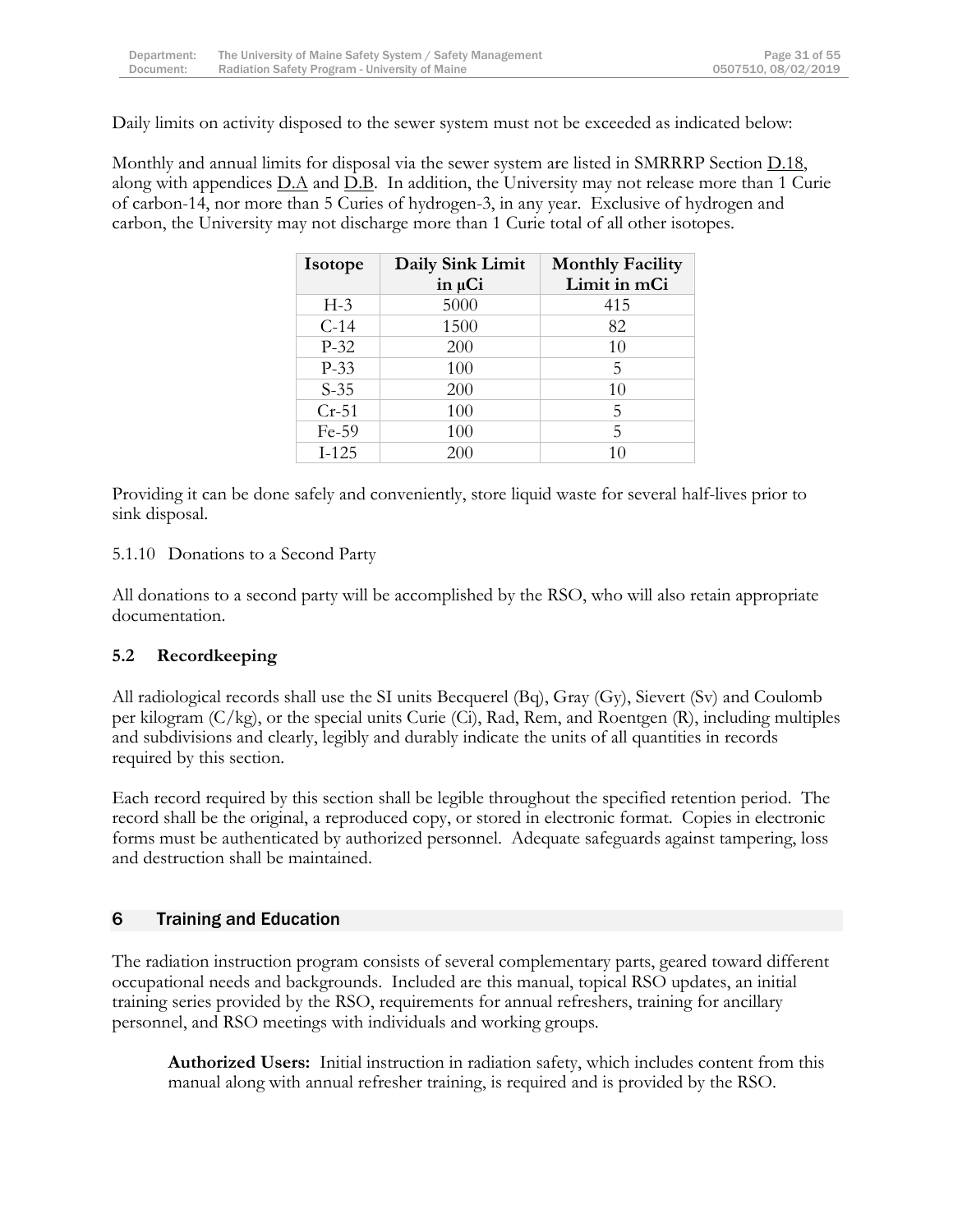Daily limits on activity disposed to the sewer system must not be exceeded as indicated below:

Monthly and annual limits for disposal via the sewer system are listed in SMRRRP Section D.18, along with appendices D.A and D.B. In addition, the University may not release more than 1 Curie of carbon-14, nor more than 5 Curies of hydrogen-3, in any year. Exclusive of hydrogen and carbon, the University may not discharge more than 1 Curie total of all other isotopes.

| Isotope | Daily Sink Limit in µCi | Monthly Facility Limit in mCi |
|---|---|---|
| H-3 | 5000 | 415 |
| C-14 | 1500 | 82 |
| P-32 | 200 | 10 |
| P-33 | 100 | 5 |
| S-35 | 200 | 10 |
| Cr-51 | 100 | 5 |
| Fe-59 | 100 | 5 |
| I-125 | 200 | 10 |

Providing it can be done safely and conveniently, store liquid waste for several half-lives prior to sink disposal.

5.1.10 Donations to a Second Party

All donations to a second party will be accomplished by the RSO, who will also retain appropriate documentation.

### 5.2 Recordkeeping

All radiological records shall use the SI units Becquerel (Bq), Gray (Gy), Sievert (Sv) and Coulomb per kilogram (C/kg), or the special units Curie (Ci), Rad, Rem, and Roentgen (R), including multiples and subdivisions and clearly, legibly and durably indicate the units of all quantities in records required by this section.

Each record required by this section shall be legible throughout the specified retention period. The record shall be the original, a reproduced copy, or stored in electronic format. Copies in electronic forms must be authenticated by authorized personnel. Adequate safeguards against tampering, loss and destruction shall be maintained.

## 6 Training and Education

The radiation instruction program consists of several complementary parts, geared toward different occupational needs and backgrounds. Included are this manual, topical RSO updates, an initial training series provided by the RSO, requirements for annual refreshers, training for ancillary personnel, and RSO meetings with individuals and working groups.

**Authorized Users:** Initial instruction in radiation safety, which includes content from this manual along with annual refresher training, is required and is provided by the RSO.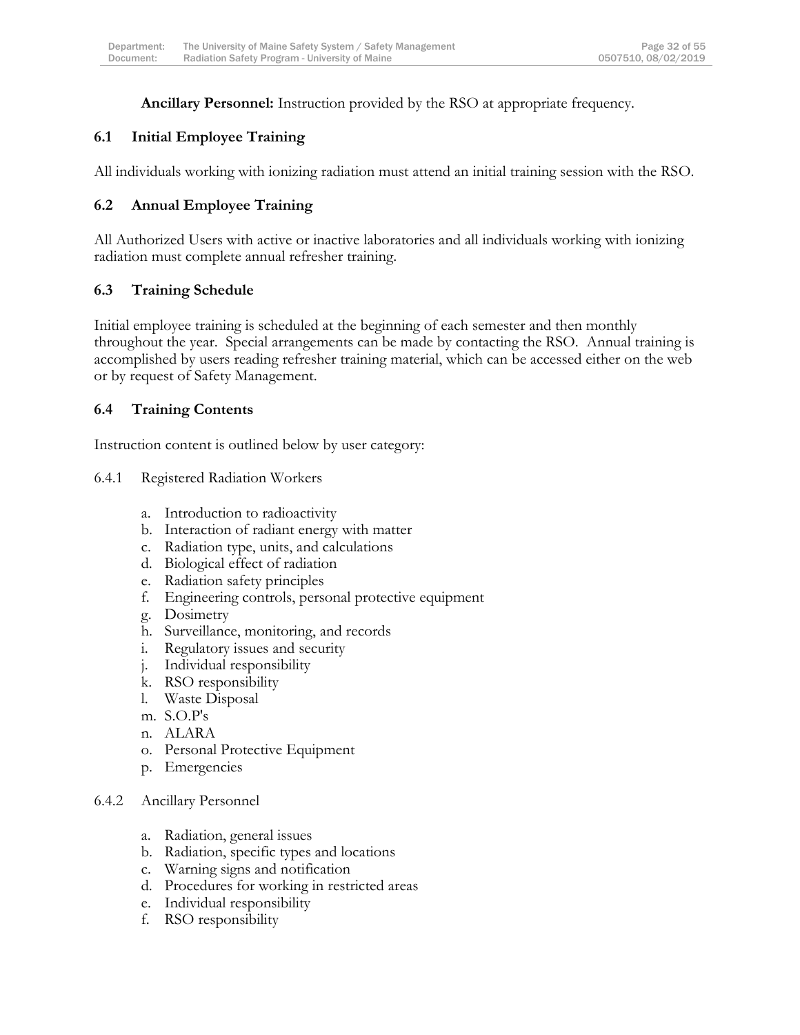**Ancillary Personnel:** Instruction provided by the RSO at appropriate frequency.

## 6.1 Initial Employee Training

All individuals working with ionizing radiation must attend an initial training session with the RSO.

## 6.2 Annual Employee Training

All Authorized Users with active or inactive laboratories and all individuals working with ionizing radiation must complete annual refresher training.

## 6.3 Training Schedule

Initial employee training is scheduled at the beginning of each semester and then monthly throughout the year. Special arrangements can be made by contacting the RSO. Annual training is accomplished by users reading refresher training material, which can be accessed either on the web or by request of Safety Management.

## 6.4 Training Contents

Instruction content is outlined below by user category:

6.4.1 Registered Radiation Workers

a. Introduction to radioactivity
b. Interaction of radiant energy with matter
c. Radiation type, units, and calculations
d. Biological effect of radiation
e. Radiation safety principles
f. Engineering controls, personal protective equipment
g. Dosimetry
h. Surveillance, monitoring, and records
i. Regulatory issues and security
j. Individual responsibility
k. RSO responsibility
l. Waste Disposal
m. S.O.P's
n. ALARA
o. Personal Protective Equipment
p. Emergencies

6.4.2 Ancillary Personnel

a. Radiation, general issues
b. Radiation, specific types and locations
c. Warning signs and notification
d. Procedures for working in restricted areas
e. Individual responsibility
f. RSO responsibility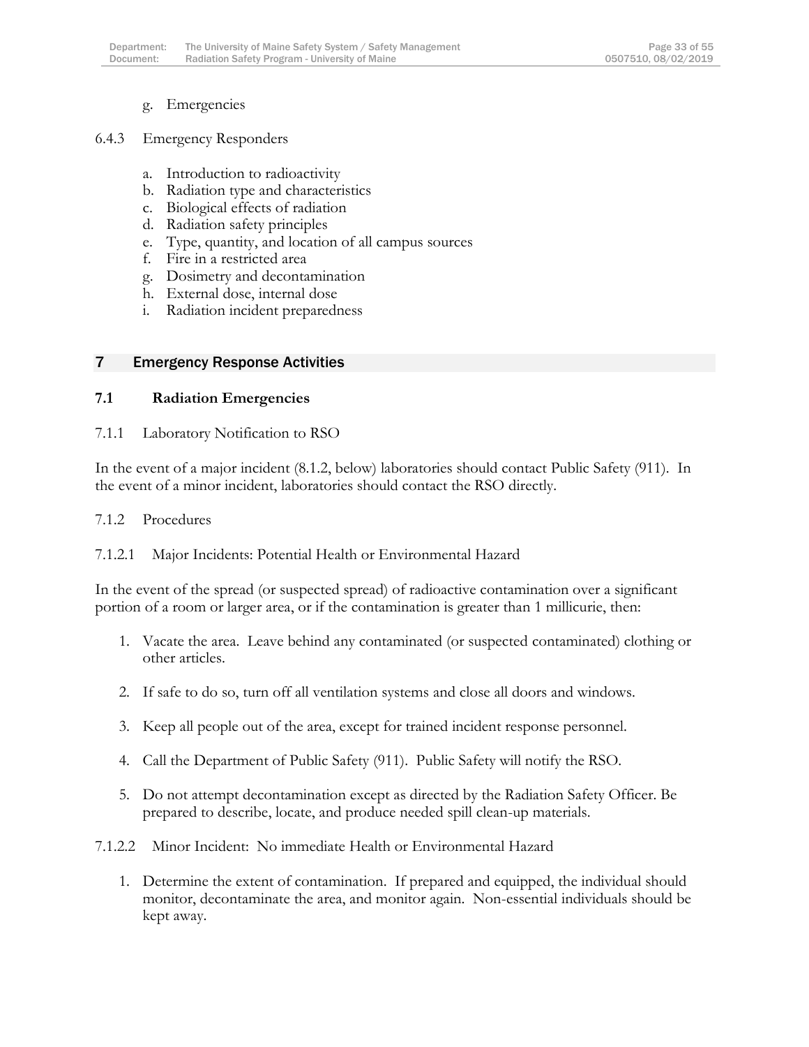g. Emergencies

6.4.3 Emergency Responders

a. Introduction to radioactivity
b. Radiation type and characteristics
c. Biological effects of radiation
d. Radiation safety principles
e. Type, quantity, and location of all campus sources
f. Fire in a restricted area
g. Dosimetry and decontamination
h. External dose, internal dose
i. Radiation incident preparedness

# 7 Emergency Response Activities

## 7.1 Radiation Emergencies

7.1.1 Laboratory Notification to RSO

In the event of a major incident (8.1.2, below) laboratories should contact Public Safety (911). In the event of a minor incident, laboratories should contact the RSO directly.

7.1.2 Procedures

7.1.2.1 Major Incidents: Potential Health or Environmental Hazard

In the event of the spread (or suspected spread) of radioactive contamination over a significant portion of a room or larger area, or if the contamination is greater than 1 millicurie, then:

1. Vacate the area. Leave behind any contaminated (or suspected contaminated) clothing or other articles.

2. If safe to do so, turn off all ventilation systems and close all doors and windows.

3. Keep all people out of the area, except for trained incident response personnel.

4. Call the Department of Public Safety (911). Public Safety will notify the RSO.

5. Do not attempt decontamination except as directed by the Radiation Safety Officer. Be prepared to describe, locate, and produce needed spill clean-up materials.

7.1.2.2 Minor Incident: No immediate Health or Environmental Hazard

1. Determine the extent of contamination. If prepared and equipped, the individual should monitor, decontaminate the area, and monitor again. Non-essential individuals should be kept away.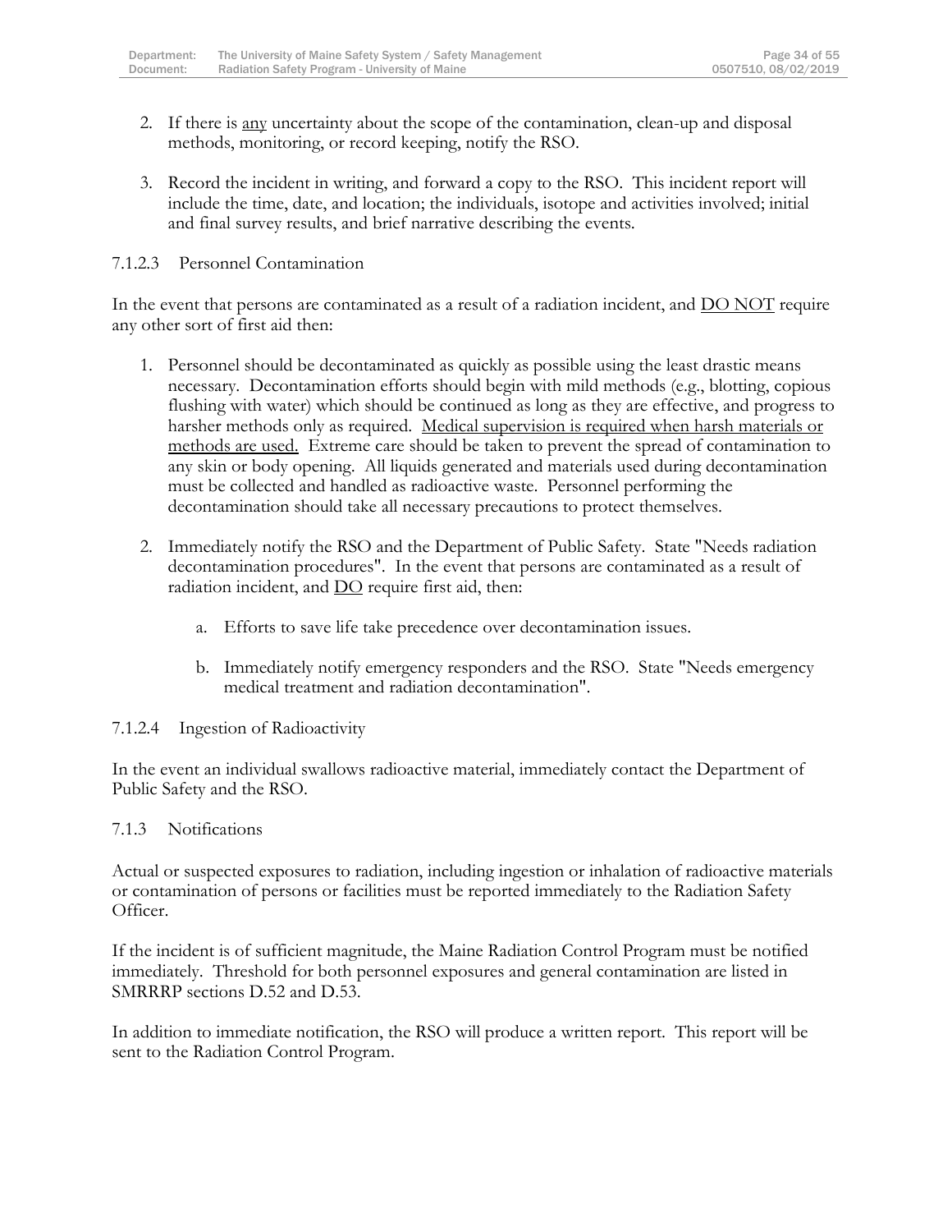2. If there is <u>any</u> uncertainty about the scope of the contamination, clean-up and disposal methods, monitoring, or record keeping, notify the RSO.

3. Record the incident in writing, and forward a copy to the RSO. This incident report will include the time, date, and location; the individuals, isotope and activities involved; initial and final survey results, and brief narrative describing the events.

#### 7.1.2.3 Personnel Contamination

In the event that persons are contaminated as a result of a radiation incident, and <u>DO NOT</u> require any other sort of first aid then:

1. Personnel should be decontaminated as quickly as possible using the least drastic means necessary. Decontamination efforts should begin with mild methods (e.g., blotting, copious flushing with water) which should be continued as long as they are effective, and progress to harsher methods only as required. <u>Medical supervision is required when harsh materials or methods are used.</u> Extreme care should be taken to prevent the spread of contamination to any skin or body opening. All liquids generated and materials used during decontamination must be collected and handled as radioactive waste. Personnel performing the decontamination should take all necessary precautions to protect themselves.

2. Immediately notify the RSO and the Department of Public Safety. State "Needs radiation decontamination procedures". In the event that persons are contaminated as a result of radiation incident, and <u>DO</u> require first aid, then:

   a. Efforts to save life take precedence over decontamination issues.

   b. Immediately notify emergency responders and the RSO. State "Needs emergency medical treatment and radiation decontamination".

#### 7.1.2.4 Ingestion of Radioactivity

In the event an individual swallows radioactive material, immediately contact the Department of Public Safety and the RSO.

### 7.1.3 Notifications

Actual or suspected exposures to radiation, including ingestion or inhalation of radioactive materials or contamination of persons or facilities must be reported immediately to the Radiation Safety Officer.

If the incident is of sufficient magnitude, the Maine Radiation Control Program must be notified immediately. Threshold for both personnel exposures and general contamination are listed in SMRRRP sections D.52 and D.53.

In addition to immediate notification, the RSO will produce a written report. This report will be sent to the Radiation Control Program.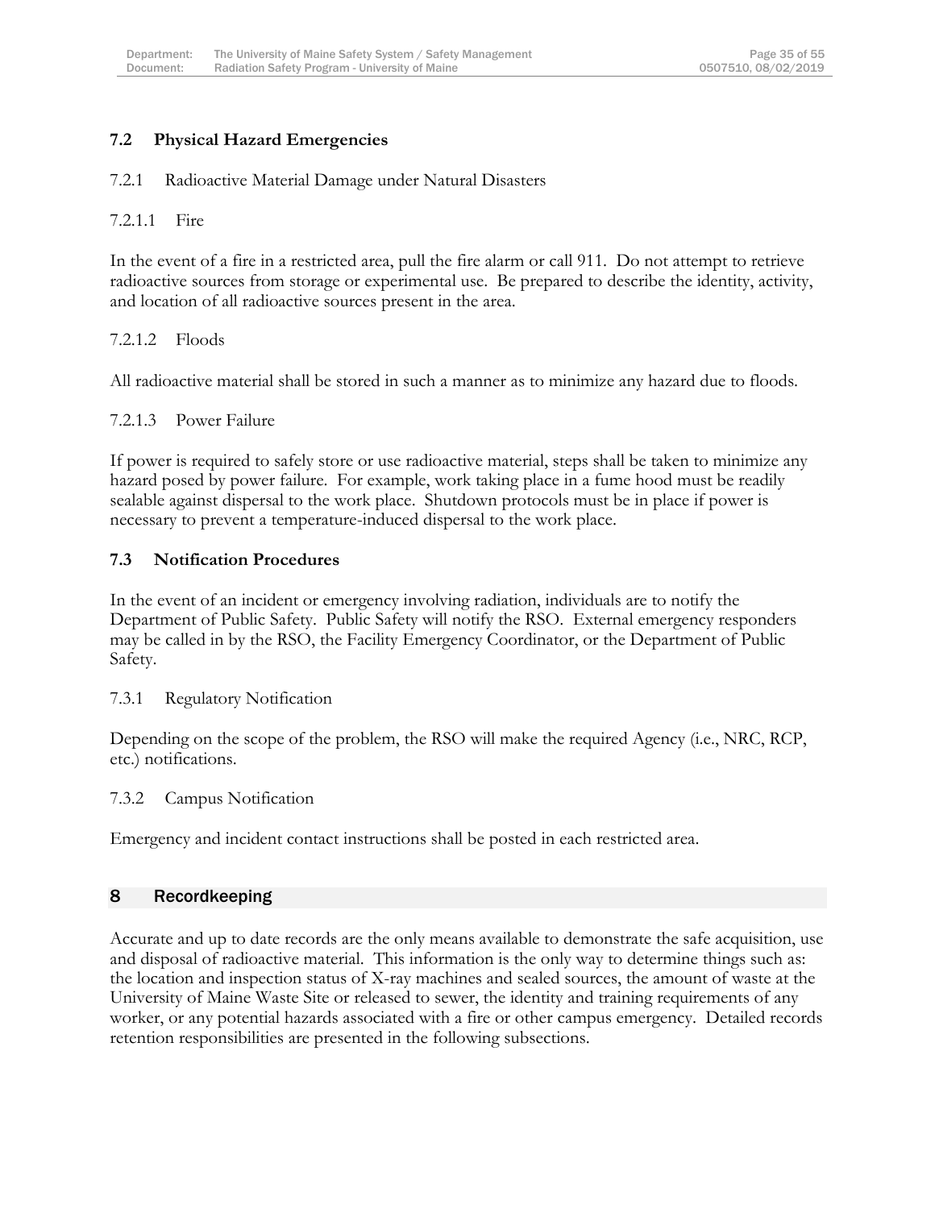## 7.2 Physical Hazard Emergencies

### 7.2.1 Radioactive Material Damage under Natural Disasters

#### 7.2.1.1 Fire

In the event of a fire in a restricted area, pull the fire alarm or call 911. Do not attempt to retrieve radioactive sources from storage or experimental use. Be prepared to describe the identity, activity, and location of all radioactive sources present in the area.

#### 7.2.1.2 Floods

All radioactive material shall be stored in such a manner as to minimize any hazard due to floods.

#### 7.2.1.3 Power Failure

If power is required to safely store or use radioactive material, steps shall be taken to minimize any hazard posed by power failure. For example, work taking place in a fume hood must be readily sealable against dispersal to the work place. Shutdown protocols must be in place if power is necessary to prevent a temperature-induced dispersal to the work place.

## 7.3 Notification Procedures

In the event of an incident or emergency involving radiation, individuals are to notify the Department of Public Safety. Public Safety will notify the RSO. External emergency responders may be called in by the RSO, the Facility Emergency Coordinator, or the Department of Public Safety.

### 7.3.1 Regulatory Notification

Depending on the scope of the problem, the RSO will make the required Agency (i.e., NRC, RCP, etc.) notifications.

### 7.3.2 Campus Notification

Emergency and incident contact instructions shall be posted in each restricted area.

# 8 Recordkeeping

Accurate and up to date records are the only means available to demonstrate the safe acquisition, use and disposal of radioactive material. This information is the only way to determine things such as: the location and inspection status of X-ray machines and sealed sources, the amount of waste at the University of Maine Waste Site or released to sewer, the identity and training requirements of any worker, or any potential hazards associated with a fire or other campus emergency. Detailed records retention responsibilities are presented in the following subsections.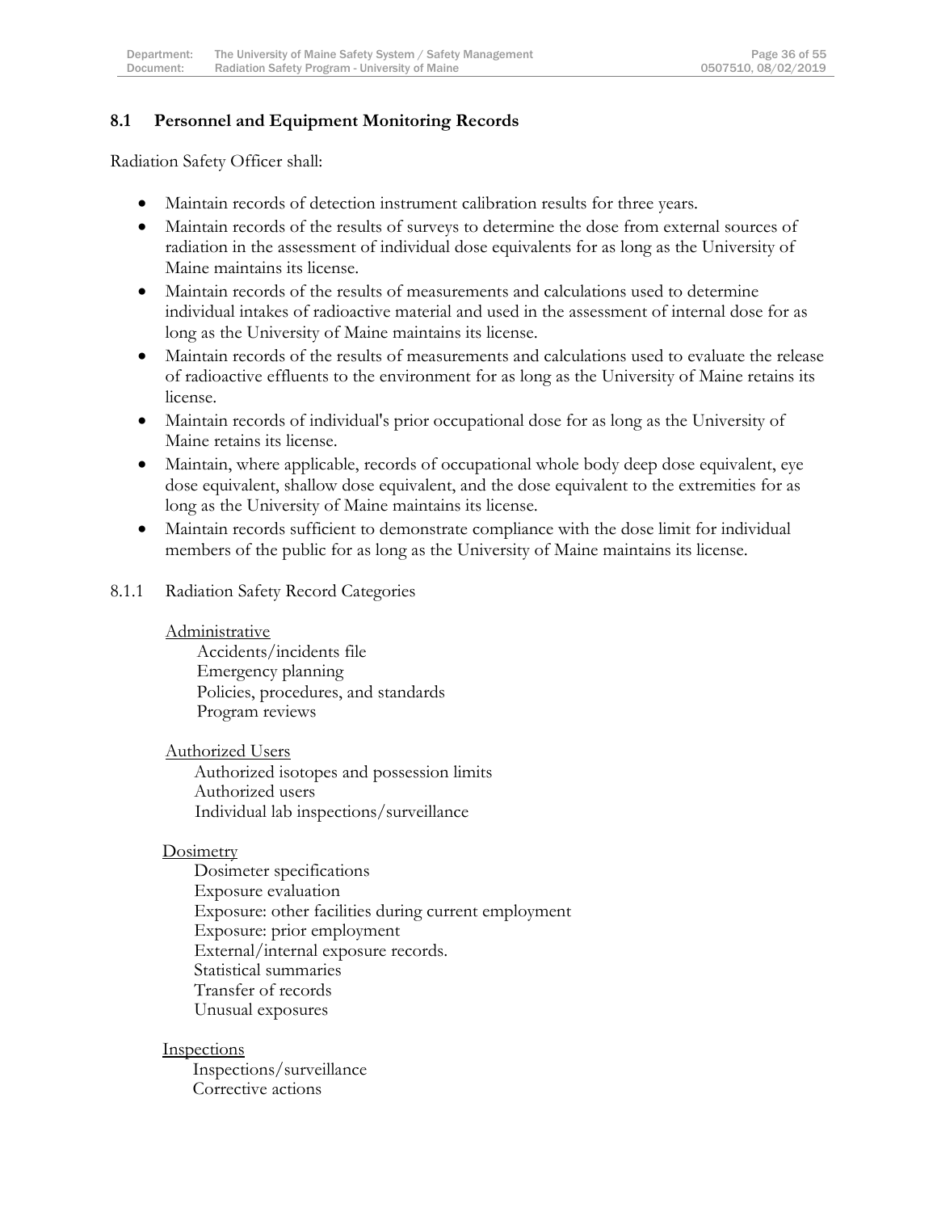## 8.1 Personnel and Equipment Monitoring Records

Radiation Safety Officer shall:

- Maintain records of detection instrument calibration results for three years.
- Maintain records of the results of surveys to determine the dose from external sources of radiation in the assessment of individual dose equivalents for as long as the University of Maine maintains its license.
- Maintain records of the results of measurements and calculations used to determine individual intakes of radioactive material and used in the assessment of internal dose for as long as the University of Maine maintains its license.
- Maintain records of the results of measurements and calculations used to evaluate the release of radioactive effluents to the environment for as long as the University of Maine retains its license.
- Maintain records of individual's prior occupational dose for as long as the University of Maine retains its license.
- Maintain, where applicable, records of occupational whole body deep dose equivalent, eye dose equivalent, shallow dose equivalent, and the dose equivalent to the extremities for as long as the University of Maine maintains its license.
- Maintain records sufficient to demonstrate compliance with the dose limit for individual members of the public for as long as the University of Maine maintains its license.

8.1.1 Radiation Safety Record Categories

<u>Administrative</u>
Accidents/incidents file
Emergency planning
Policies, procedures, and standards
Program reviews

<u>Authorized Users</u>
Authorized isotopes and possession limits
Authorized users
Individual lab inspections/surveillance

<u>Dosimetry</u>
Dosimeter specifications
Exposure evaluation
Exposure: other facilities during current employment
Exposure: prior employment
External/internal exposure records.
Statistical summaries
Transfer of records
Unusual exposures

<u>Inspections</u>
Inspections/surveillance
Corrective actions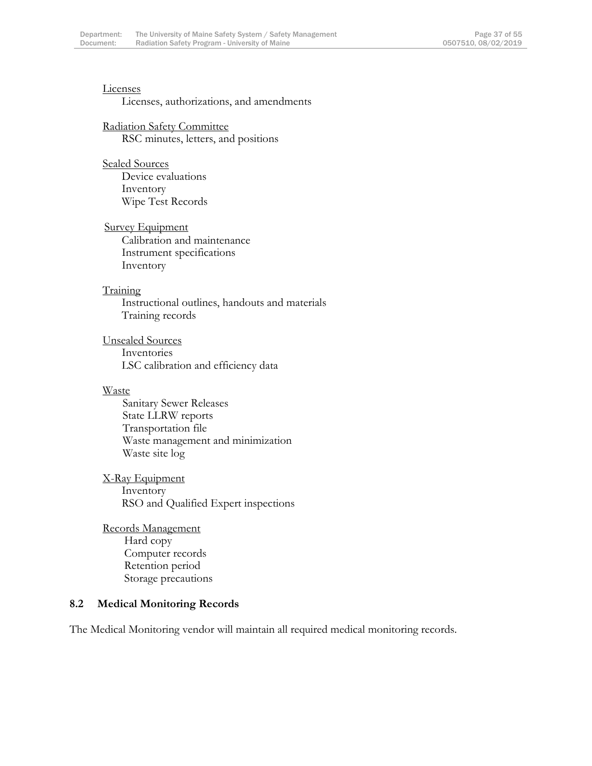Licenses

Licenses, authorizations, and amendments

Radiation Safety Committee

RSC minutes, letters, and positions

Sealed Sources

Device evaluations
Inventory
Wipe Test Records

Survey Equipment

Calibration and maintenance
Instrument specifications
Inventory

Training

Instructional outlines, handouts and materials
Training records

Unsealed Sources

Inventories
LSC calibration and efficiency data

Waste

Sanitary Sewer Releases
State LLRW reports
Transportation file
Waste management and minimization
Waste site log

X-Ray Equipment

Inventory
RSO and Qualified Expert inspections

Records Management

Hard copy
Computer records
Retention period
Storage precautions

## 8.2 Medical Monitoring Records

The Medical Monitoring vendor will maintain all required medical monitoring records.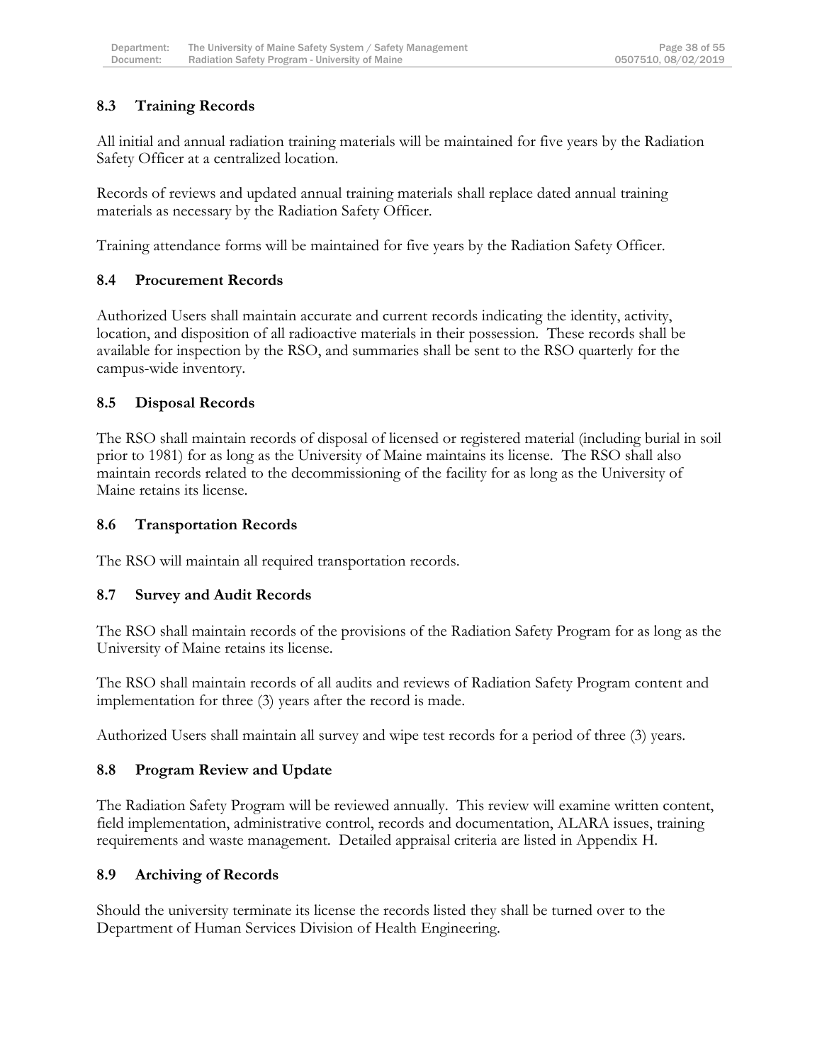## 8.3 Training Records

All initial and annual radiation training materials will be maintained for five years by the Radiation Safety Officer at a centralized location.

Records of reviews and updated annual training materials shall replace dated annual training materials as necessary by the Radiation Safety Officer.

Training attendance forms will be maintained for five years by the Radiation Safety Officer.

## 8.4 Procurement Records

Authorized Users shall maintain accurate and current records indicating the identity, activity, location, and disposition of all radioactive materials in their possession. These records shall be available for inspection by the RSO, and summaries shall be sent to the RSO quarterly for the campus-wide inventory.

## 8.5 Disposal Records

The RSO shall maintain records of disposal of licensed or registered material (including burial in soil prior to 1981) for as long as the University of Maine maintains its license. The RSO shall also maintain records related to the decommissioning of the facility for as long as the University of Maine retains its license.

## 8.6 Transportation Records

The RSO will maintain all required transportation records.

## 8.7 Survey and Audit Records

The RSO shall maintain records of the provisions of the Radiation Safety Program for as long as the University of Maine retains its license.

The RSO shall maintain records of all audits and reviews of Radiation Safety Program content and implementation for three (3) years after the record is made.

Authorized Users shall maintain all survey and wipe test records for a period of three (3) years.

## 8.8 Program Review and Update

The Radiation Safety Program will be reviewed annually. This review will examine written content, field implementation, administrative control, records and documentation, ALARA issues, training requirements and waste management. Detailed appraisal criteria are listed in Appendix H.

## 8.9 Archiving of Records

Should the university terminate its license the records listed they shall be turned over to the Department of Human Services Division of Health Engineering.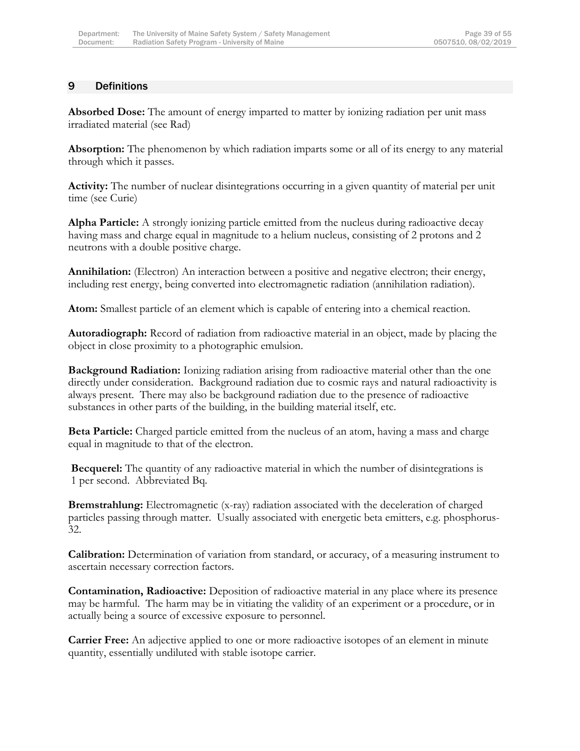## 9 Definitions

**Absorbed Dose:** The amount of energy imparted to matter by ionizing radiation per unit mass irradiated material (see Rad)

**Absorption:** The phenomenon by which radiation imparts some or all of its energy to any material through which it passes.

**Activity:** The number of nuclear disintegrations occurring in a given quantity of material per unit time (see Curie)

**Alpha Particle:** A strongly ionizing particle emitted from the nucleus during radioactive decay having mass and charge equal in magnitude to a helium nucleus, consisting of 2 protons and 2 neutrons with a double positive charge.

**Annihilation:** (Electron) An interaction between a positive and negative electron; their energy, including rest energy, being converted into electromagnetic radiation (annihilation radiation).

**Atom:** Smallest particle of an element which is capable of entering into a chemical reaction.

**Autoradiograph:** Record of radiation from radioactive material in an object, made by placing the object in close proximity to a photographic emulsion.

**Background Radiation:** Ionizing radiation arising from radioactive material other than the one directly under consideration. Background radiation due to cosmic rays and natural radioactivity is always present. There may also be background radiation due to the presence of radioactive substances in other parts of the building, in the building material itself, etc.

**Beta Particle:** Charged particle emitted from the nucleus of an atom, having a mass and charge equal in magnitude to that of the electron.

**Becquerel:** The quantity of any radioactive material in which the number of disintegrations is 1 per second. Abbreviated Bq.

**Bremstrahlung:** Electromagnetic (x-ray) radiation associated with the deceleration of charged particles passing through matter. Usually associated with energetic beta emitters, e.g. phosphorus-32.

**Calibration:** Determination of variation from standard, or accuracy, of a measuring instrument to ascertain necessary correction factors.

**Contamination, Radioactive:** Deposition of radioactive material in any place where its presence may be harmful. The harm may be in vitiating the validity of an experiment or a procedure, or in actually being a source of excessive exposure to personnel.

**Carrier Free:** An adjective applied to one or more radioactive isotopes of an element in minute quantity, essentially undiluted with stable isotope carrier.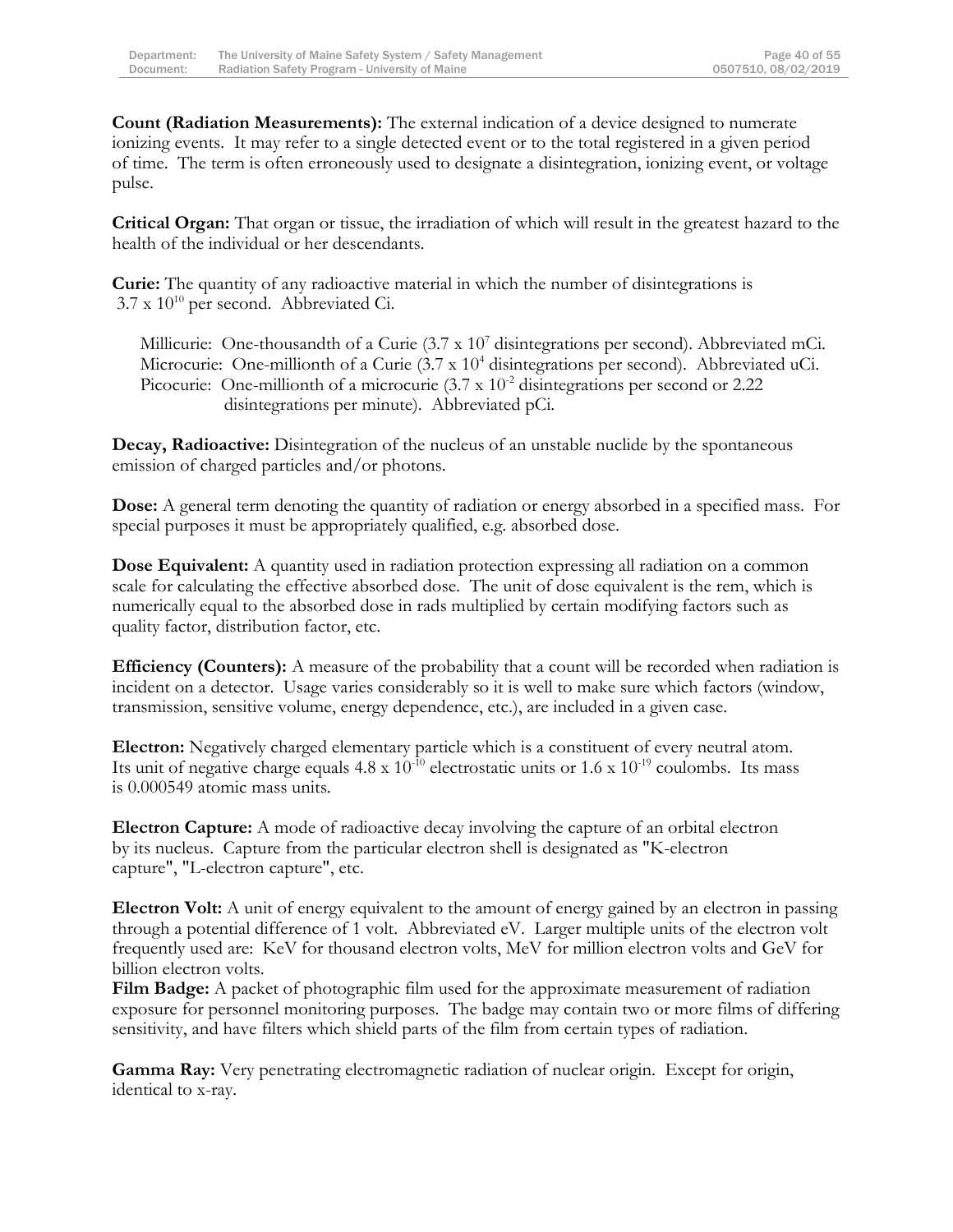**Count (Radiation Measurements):** The external indication of a device designed to numerate ionizing events. It may refer to a single detected event or to the total registered in a given period of time. The term is often erroneously used to designate a disintegration, ionizing event, or voltage pulse.

**Critical Organ:** That organ or tissue, the irradiation of which will result in the greatest hazard to the health of the individual or her descendants.

**Curie:** The quantity of any radioactive material in which the number of disintegrations is $3.7 \times 10^{10}$ per second. Abbreviated Ci.

> Millicurie: One-thousandth of a Curie ($3.7 \times 10^{7}$ disintegrations per second). Abbreviated mCi.
> Microcurie: One-millionth of a Curie ($3.7 \times 10^{4}$ disintegrations per second). Abbreviated uCi.
> Picocurie: One-millionth of a microcurie ($3.7 \times 10^{-2}$ disintegrations per second or 2.22 disintegrations per minute). Abbreviated pCi.

**Decay, Radioactive:** Disintegration of the nucleus of an unstable nuclide by the spontaneous emission of charged particles and/or photons.

**Dose:** A general term denoting the quantity of radiation or energy absorbed in a specified mass. For special purposes it must be appropriately qualified, e.g. absorbed dose.

**Dose Equivalent:** A quantity used in radiation protection expressing all radiation on a common scale for calculating the effective absorbed dose. The unit of dose equivalent is the rem, which is numerically equal to the absorbed dose in rads multiplied by certain modifying factors such as quality factor, distribution factor, etc.

**Efficiency (Counters):** A measure of the probability that a count will be recorded when radiation is incident on a detector. Usage varies considerably so it is well to make sure which factors (window, transmission, sensitive volume, energy dependence, etc.), are included in a given case.

**Electron:** Negatively charged elementary particle which is a constituent of every neutral atom. Its unit of negative charge equals $4.8 \times 10^{-10}$ electrostatic units or $1.6 \times 10^{-19}$ coulombs. Its mass is 0.000549 atomic mass units.

**Electron Capture:** A mode of radioactive decay involving the capture of an orbital electron by its nucleus. Capture from the particular electron shell is designated as "K-electron capture", "L-electron capture", etc.

**Electron Volt:** A unit of energy equivalent to the amount of energy gained by an electron in passing through a potential difference of 1 volt. Abbreviated eV. Larger multiple units of the electron volt frequently used are: KeV for thousand electron volts, MeV for million electron volts and GeV for billion electron volts.

**Film Badge:** A packet of photographic film used for the approximate measurement of radiation exposure for personnel monitoring purposes. The badge may contain two or more films of differing sensitivity, and have filters which shield parts of the film from certain types of radiation.

**Gamma Ray:** Very penetrating electromagnetic radiation of nuclear origin. Except for origin, identical to x-ray.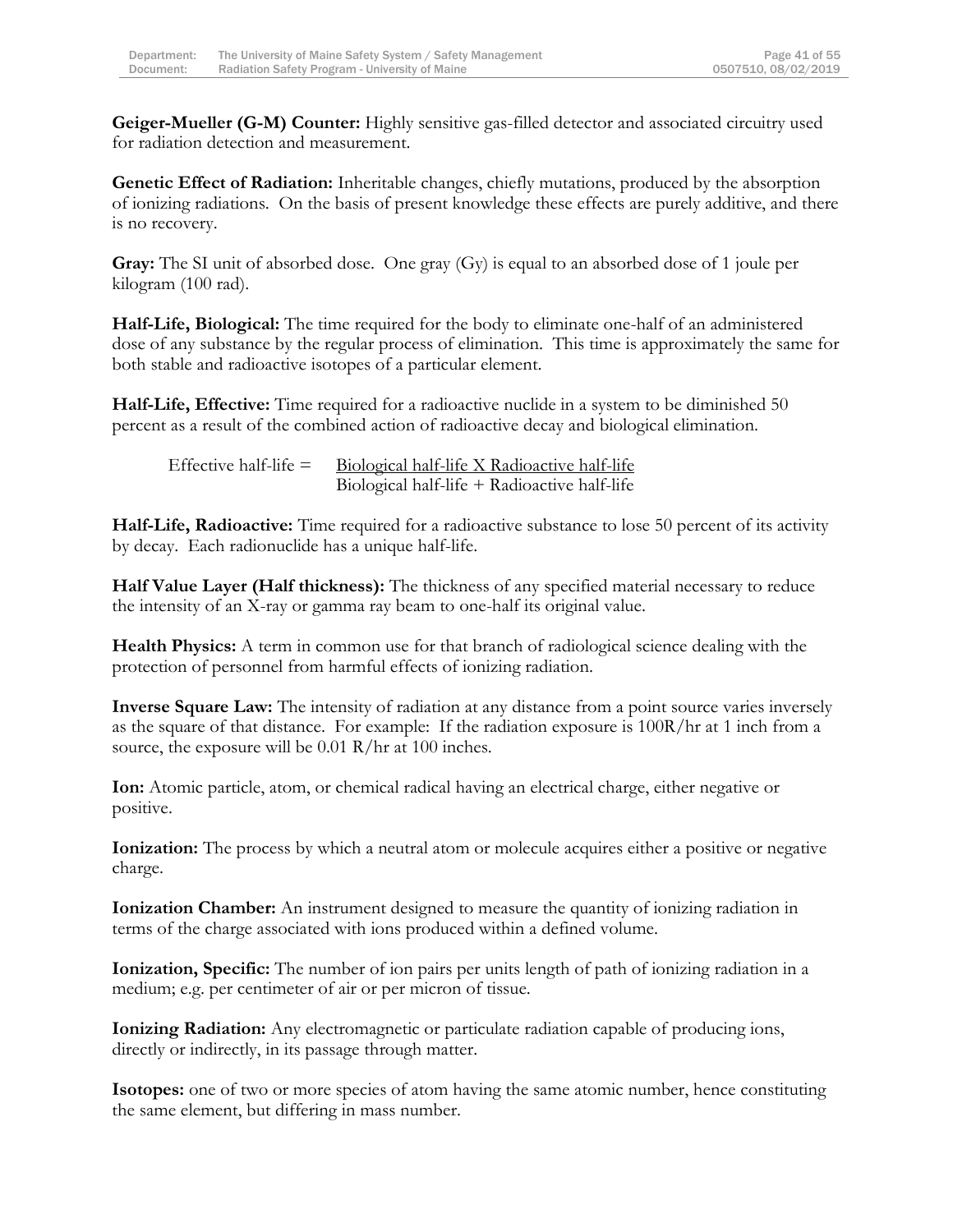**Geiger-Mueller (G-M) Counter:** Highly sensitive gas-filled detector and associated circuitry used for radiation detection and measurement.

**Genetic Effect of Radiation:** Inheritable changes, chiefly mutations, produced by the absorption of ionizing radiations. On the basis of present knowledge these effects are purely additive, and there is no recovery.

**Gray:** The SI unit of absorbed dose. One gray (Gy) is equal to an absorbed dose of 1 joule per kilogram (100 rad).

**Half-Life, Biological:** The time required for the body to eliminate one-half of an administered dose of any substance by the regular process of elimination. This time is approximately the same for both stable and radioactive isotopes of a particular element.

**Half-Life, Effective:** Time required for a radioactive nuclide in a system to be diminished 50 percent as a result of the combined action of radioactive decay and biological elimination.

$$\text{Effective half-life} = \frac{\text{Biological half-life X Radioactive half-life}}{\text{Biological half-life + Radioactive half-life}}$$

**Half-Life, Radioactive:** Time required for a radioactive substance to lose 50 percent of its activity by decay. Each radionuclide has a unique half-life.

**Half Value Layer (Half thickness):** The thickness of any specified material necessary to reduce the intensity of an X-ray or gamma ray beam to one-half its original value.

**Health Physics:** A term in common use for that branch of radiological science dealing with the protection of personnel from harmful effects of ionizing radiation.

**Inverse Square Law:** The intensity of radiation at any distance from a point source varies inversely as the square of that distance. For example: If the radiation exposure is 100R/hr at 1 inch from a source, the exposure will be 0.01 R/hr at 100 inches.

**Ion:** Atomic particle, atom, or chemical radical having an electrical charge, either negative or positive.

**Ionization:** The process by which a neutral atom or molecule acquires either a positive or negative charge.

**Ionization Chamber:** An instrument designed to measure the quantity of ionizing radiation in terms of the charge associated with ions produced within a defined volume.

**Ionization, Specific:** The number of ion pairs per units length of path of ionizing radiation in a medium; e.g. per centimeter of air or per micron of tissue.

**Ionizing Radiation:** Any electromagnetic or particulate radiation capable of producing ions, directly or indirectly, in its passage through matter.

**Isotopes:** one of two or more species of atom having the same atomic number, hence constituting the same element, but differing in mass number.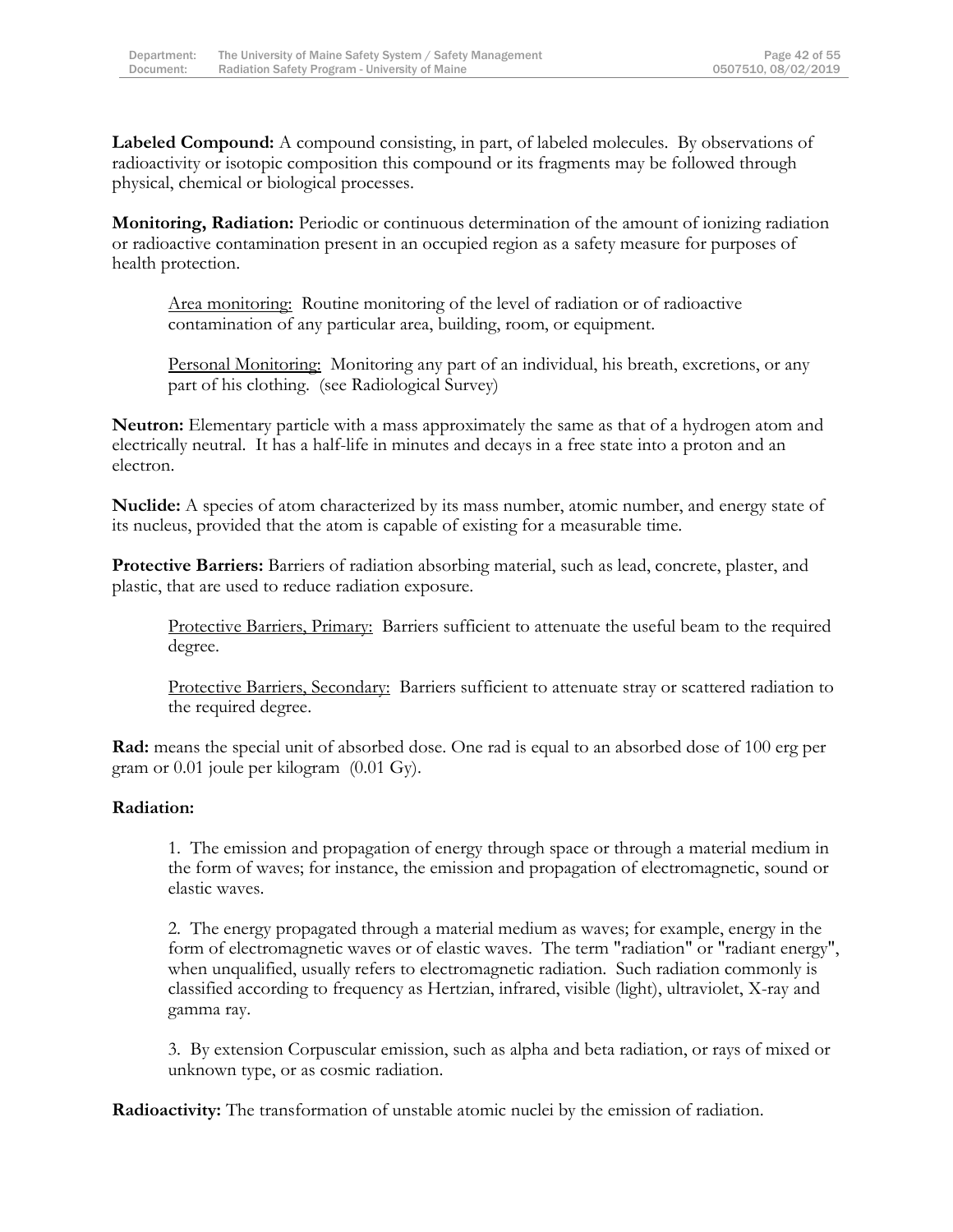**Labeled Compound:** A compound consisting, in part, of labeled molecules. By observations of radioactivity or isotopic composition this compound or its fragments may be followed through physical, chemical or biological processes.

**Monitoring, Radiation:** Periodic or continuous determination of the amount of ionizing radiation or radioactive contamination present in an occupied region as a safety measure for purposes of health protection.

> Area monitoring: Routine monitoring of the level of radiation or of radioactive contamination of any particular area, building, room, or equipment.
>
> Personal Monitoring: Monitoring any part of an individual, his breath, excretions, or any part of his clothing. (see Radiological Survey)

**Neutron:** Elementary particle with a mass approximately the same as that of a hydrogen atom and electrically neutral. It has a half-life in minutes and decays in a free state into a proton and an electron.

**Nuclide:** A species of atom characterized by its mass number, atomic number, and energy state of its nucleus, provided that the atom is capable of existing for a measurable time.

**Protective Barriers:** Barriers of radiation absorbing material, such as lead, concrete, plaster, and plastic, that are used to reduce radiation exposure.

> Protective Barriers, Primary: Barriers sufficient to attenuate the useful beam to the required degree.
>
> Protective Barriers, Secondary: Barriers sufficient to attenuate stray or scattered radiation to the required degree.

**Rad:** means the special unit of absorbed dose. One rad is equal to an absorbed dose of 100 erg per gram or 0.01 joule per kilogram (0.01 Gy).

**Radiation:**

> 1. The emission and propagation of energy through space or through a material medium in the form of waves; for instance, the emission and propagation of electromagnetic, sound or elastic waves.
>
> 2. The energy propagated through a material medium as waves; for example, energy in the form of electromagnetic waves or of elastic waves. The term "radiation" or "radiant energy", when unqualified, usually refers to electromagnetic radiation. Such radiation commonly is classified according to frequency as Hertzian, infrared, visible (light), ultraviolet, X-ray and gamma ray.
>
> 3. By extension Corpuscular emission, such as alpha and beta radiation, or rays of mixed or unknown type, or as cosmic radiation.

**Radioactivity:** The transformation of unstable atomic nuclei by the emission of radiation.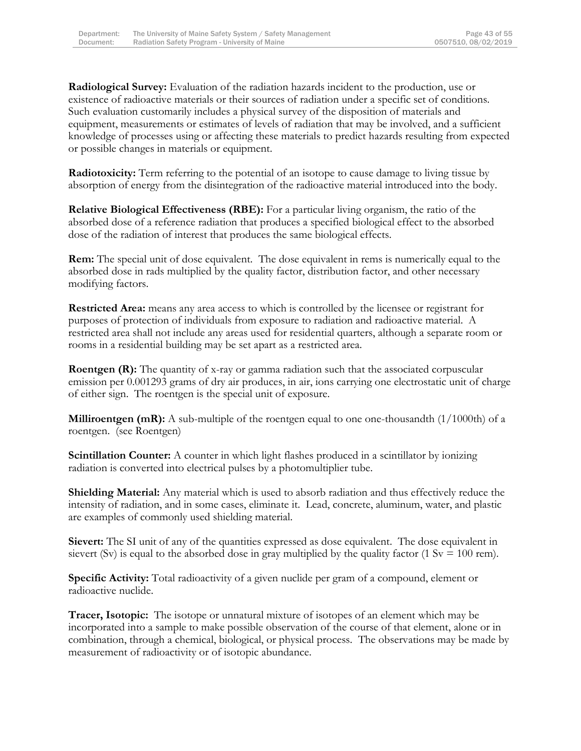**Radiological Survey:** Evaluation of the radiation hazards incident to the production, use or existence of radioactive materials or their sources of radiation under a specific set of conditions. Such evaluation customarily includes a physical survey of the disposition of materials and equipment, measurements or estimates of levels of radiation that may be involved, and a sufficient knowledge of processes using or affecting these materials to predict hazards resulting from expected or possible changes in materials or equipment.

**Radiotoxicity:** Term referring to the potential of an isotope to cause damage to living tissue by absorption of energy from the disintegration of the radioactive material introduced into the body.

**Relative Biological Effectiveness (RBE):** For a particular living organism, the ratio of the absorbed dose of a reference radiation that produces a specified biological effect to the absorbed dose of the radiation of interest that produces the same biological effects.

**Rem:** The special unit of dose equivalent. The dose equivalent in rems is numerically equal to the absorbed dose in rads multiplied by the quality factor, distribution factor, and other necessary modifying factors.

**Restricted Area:** means any area access to which is controlled by the licensee or registrant for purposes of protection of individuals from exposure to radiation and radioactive material. A restricted area shall not include any areas used for residential quarters, although a separate room or rooms in a residential building may be set apart as a restricted area.

**Roentgen (R):** The quantity of x-ray or gamma radiation such that the associated corpuscular emission per 0.001293 grams of dry air produces, in air, ions carrying one electrostatic unit of charge of either sign. The roentgen is the special unit of exposure.

**Milliroentgen (mR):** A sub-multiple of the roentgen equal to one one-thousandth (1/1000th) of a roentgen. (see Roentgen)

**Scintillation Counter:** A counter in which light flashes produced in a scintillator by ionizing radiation is converted into electrical pulses by a photomultiplier tube.

**Shielding Material:** Any material which is used to absorb radiation and thus effectively reduce the intensity of radiation, and in some cases, eliminate it. Lead, concrete, aluminum, water, and plastic are examples of commonly used shielding material.

**Sievert:** The SI unit of any of the quantities expressed as dose equivalent. The dose equivalent in sievert (Sv) is equal to the absorbed dose in gray multiplied by the quality factor (1 Sv = 100 rem).

**Specific Activity:** Total radioactivity of a given nuclide per gram of a compound, element or radioactive nuclide.

**Tracer, Isotopic:** The isotope or unnatural mixture of isotopes of an element which may be incorporated into a sample to make possible observation of the course of that element, alone or in combination, through a chemical, biological, or physical process. The observations may be made by measurement of radioactivity or of isotopic abundance.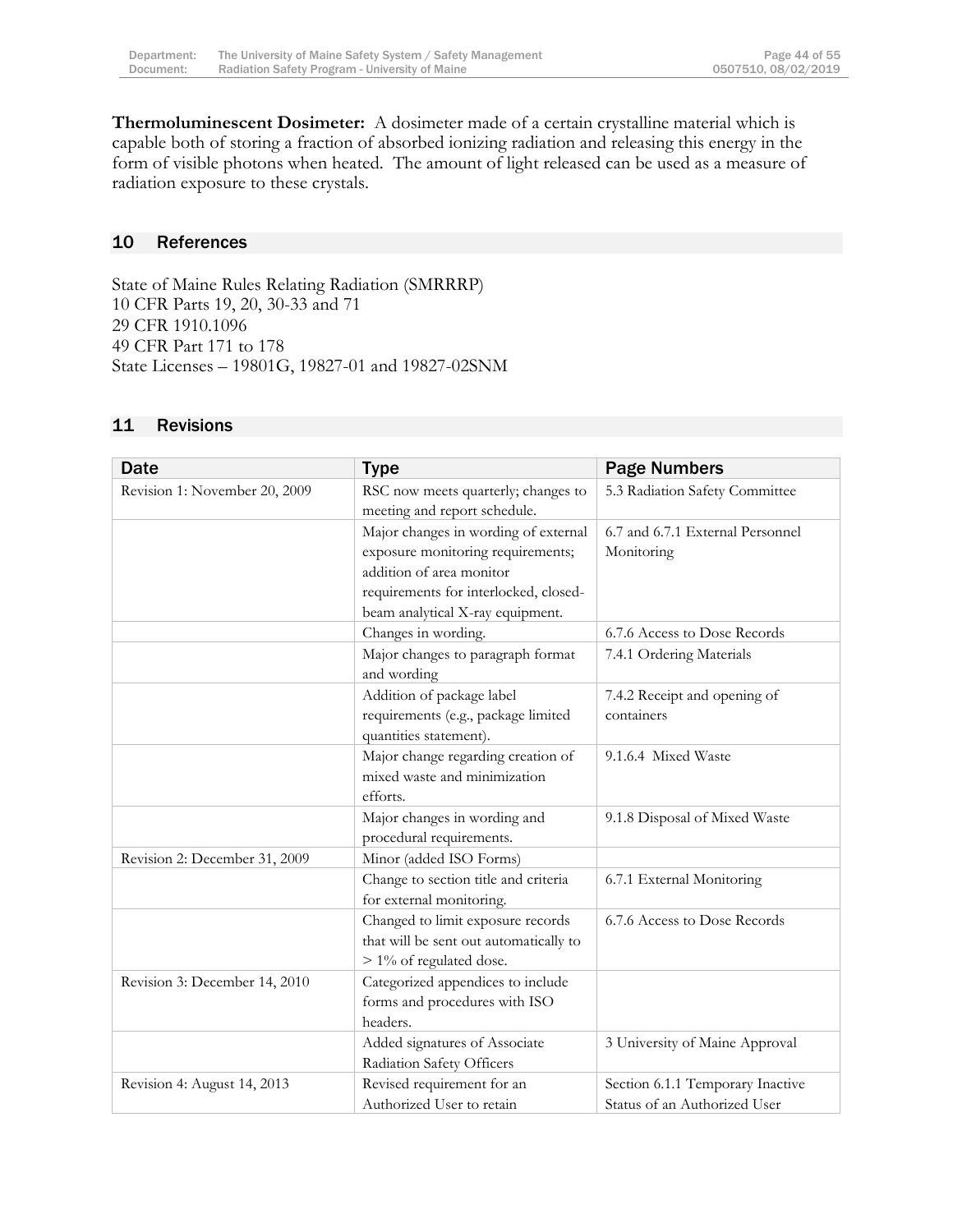**Thermoluminescent Dosimeter:** A dosimeter made of a certain crystalline material which is capable both of storing a fraction of absorbed ionizing radiation and releasing this energy in the form of visible photons when heated. The amount of light released can be used as a measure of radiation exposure to these crystals.

## 10 References

State of Maine Rules Relating Radiation (SMRRRP)
10 CFR Parts 19, 20, 30-33 and 71
29 CFR 1910.1096
49 CFR Part 171 to 178
State Licenses – 19801G, 19827-01 and 19827-02SNM

## 11 Revisions

| Date | Type | Page Numbers |
|---|---|---|
| Revision 1: November 20, 2009 | RSC now meets quarterly; changes to meeting and report schedule. | 5.3 Radiation Safety Committee |
| | Major changes in wording of external exposure monitoring requirements; addition of area monitor requirements for interlocked, closed-beam analytical X-ray equipment. | 6.7 and 6.7.1 External Personnel Monitoring |
| | Changes in wording. | 6.7.6 Access to Dose Records |
| | Major changes to paragraph format and wording | 7.4.1 Ordering Materials |
| | Addition of package label requirements (e.g., package limited quantities statement). | 7.4.2 Receipt and opening of containers |
| | Major change regarding creation of mixed waste and minimization efforts. | 9.1.6.4 Mixed Waste |
| | Major changes in wording and procedural requirements. | 9.1.8 Disposal of Mixed Waste |
| Revision 2: December 31, 2009 | Minor (added ISO Forms) | |
| | Change to section title and criteria for external monitoring. | 6.7.1 External Monitoring |
| | Changed to limit exposure records that will be sent out automatically to > 1% of regulated dose. | 6.7.6 Access to Dose Records |
| Revision 3: December 14, 2010 | Categorized appendices to include forms and procedures with ISO headers. | |
| | Added signatures of Associate Radiation Safety Officers | 3 University of Maine Approval |
| Revision 4: August 14, 2013 | Revised requirement for an Authorized User to retain | Section 6.1.1 Temporary Inactive Status of an Authorized User |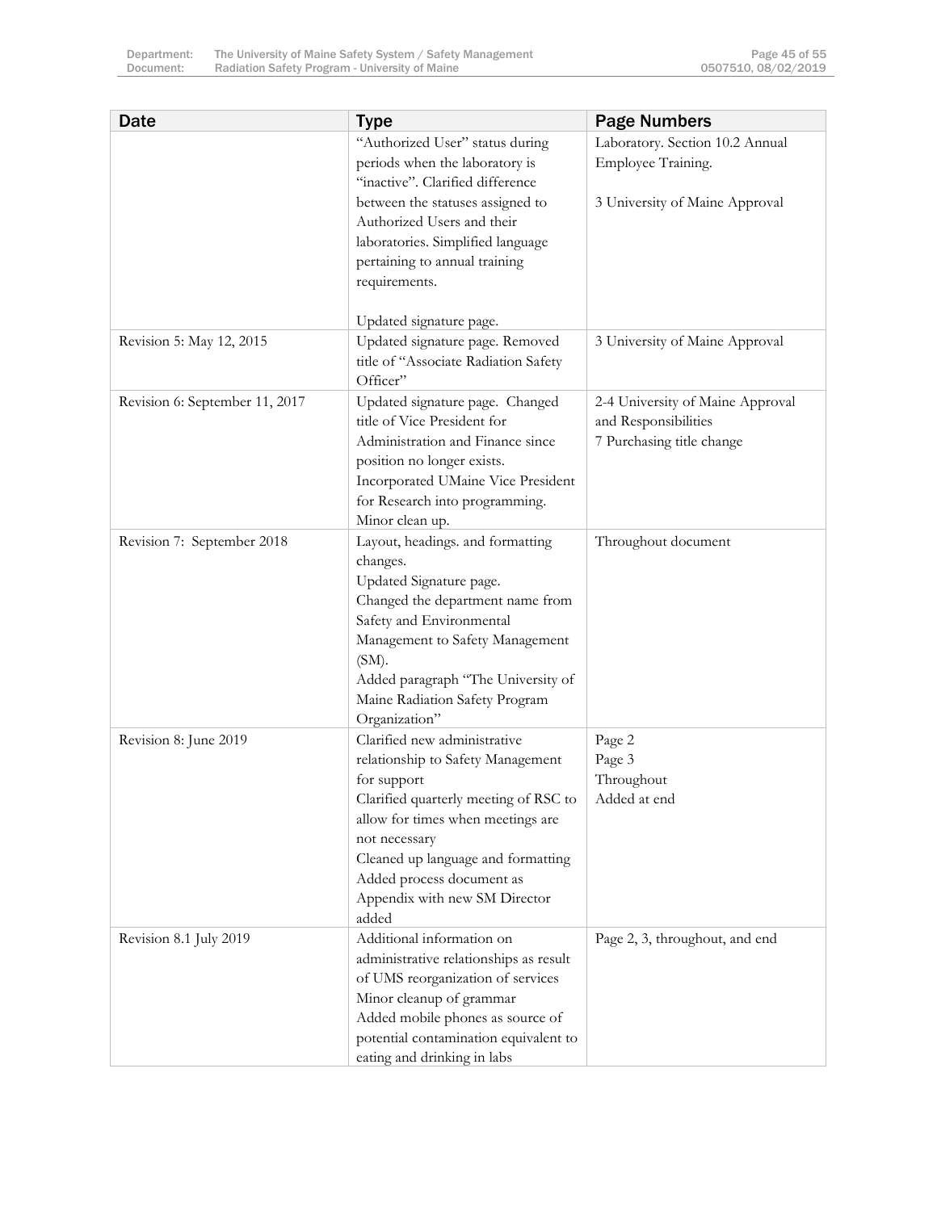| Date | Type | Page Numbers |
| --- | --- | --- |
| | "Authorized User" status during periods when the laboratory is "inactive". Clarified difference between the statuses assigned to Authorized Users and their laboratories. Simplified language pertaining to annual training requirements.<br><br>Updated signature page. | Laboratory. Section 10.2 Annual Employee Training.<br><br>3 University of Maine Approval |
| Revision 5: May 12, 2015 | Updated signature page. Removed title of "Associate Radiation Safety Officer" | 3 University of Maine Approval |
| Revision 6: September 11, 2017 | Updated signature page. Changed title of Vice President for Administration and Finance since position no longer exists. Incorporated UMaine Vice President for Research into programming. Minor clean up. | 2-4 University of Maine Approval and Responsibilities<br>7 Purchasing title change |
| Revision 7: September 2018 | Layout, headings. and formatting changes.<br>Updated Signature page.<br>Changed the department name from Safety and Environmental Management to Safety Management (SM).<br>Added paragraph "The University of Maine Radiation Safety Program Organization" | Throughout document |
| Revision 8: June 2019 | Clarified new administrative relationship to Safety Management for support<br>Clarified quarterly meeting of RSC to allow for times when meetings are not necessary<br>Cleaned up language and formatting<br>Added process document as Appendix with new SM Director added | Page 2<br>Page 3<br>Throughout<br>Added at end |
| Revision 8.1 July 2019 | Additional information on administrative relationships as result of UMS reorganization of services<br>Minor cleanup of grammar<br>Added mobile phones as source of potential contamination equivalent to eating and drinking in labs | Page 2, 3, throughout, and end |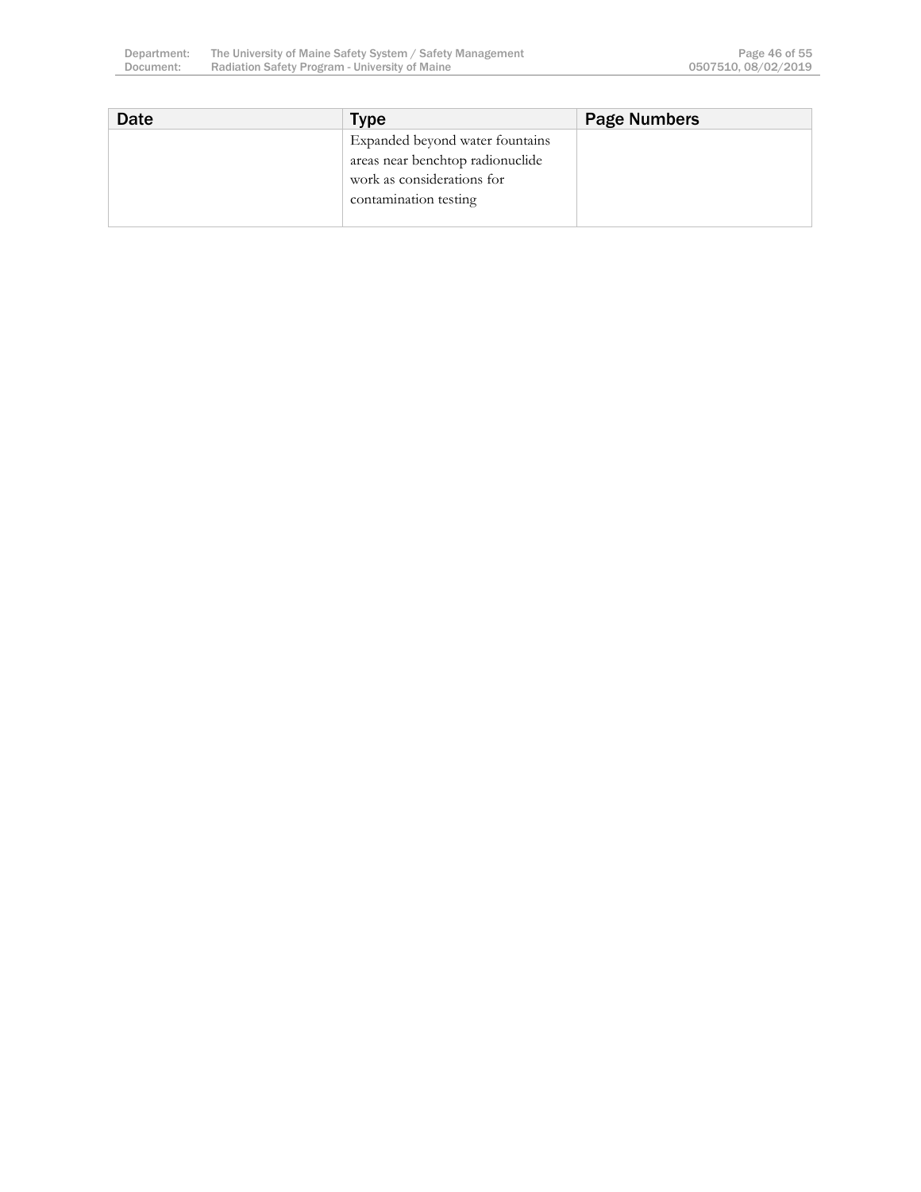| Date | Type | Page Numbers |
| --- | --- | --- |
| | Expanded beyond water fountains areas near benchtop radionuclide work as considerations for contamination testing | |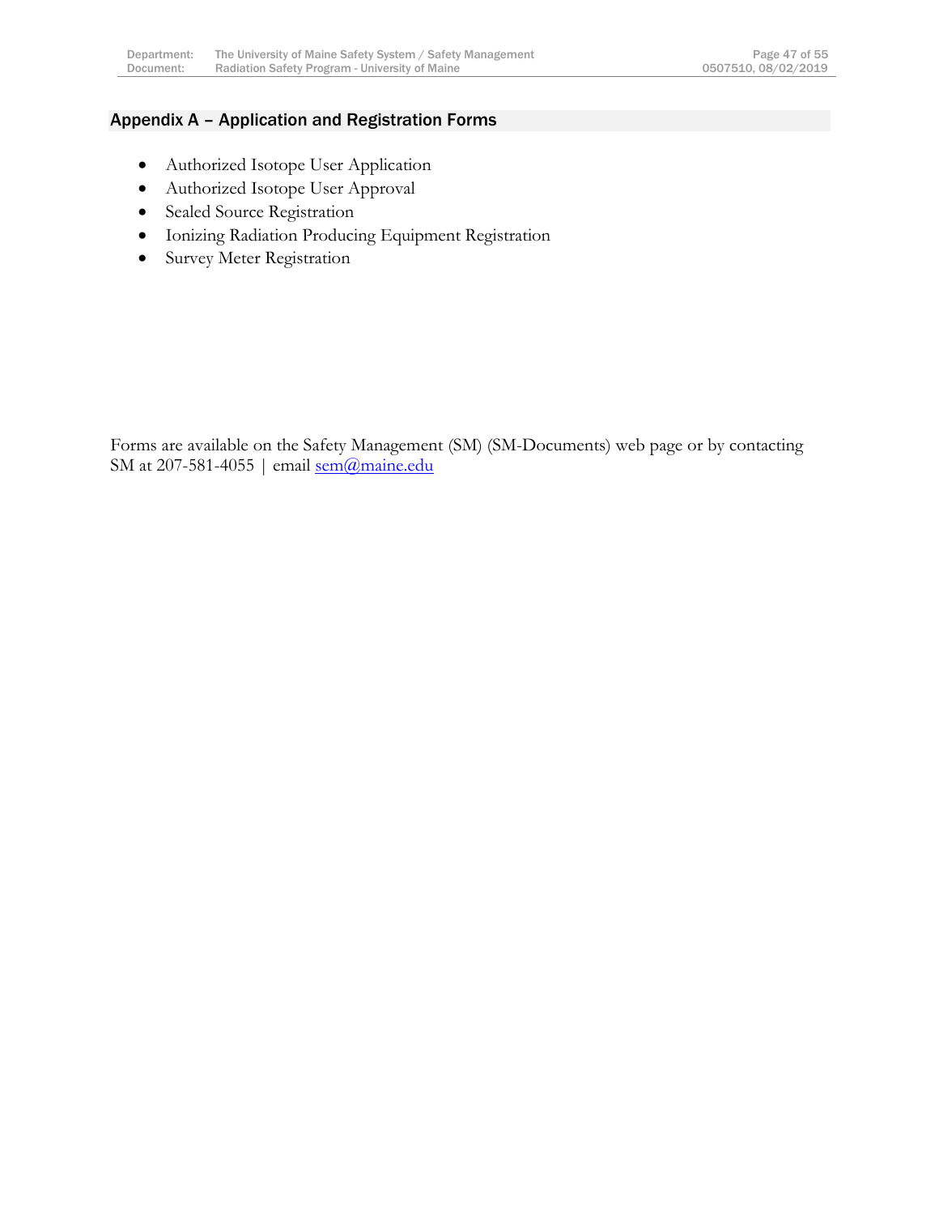## Appendix A – Application and Registration Forms

- Authorized Isotope User Application
- Authorized Isotope User Approval
- Sealed Source Registration
- Ionizing Radiation Producing Equipment Registration
- Survey Meter Registration

Forms are available on the Safety Management (SM) (SM-Documents) web page or by contacting SM at 207-581-4055 | email sem@maine.edu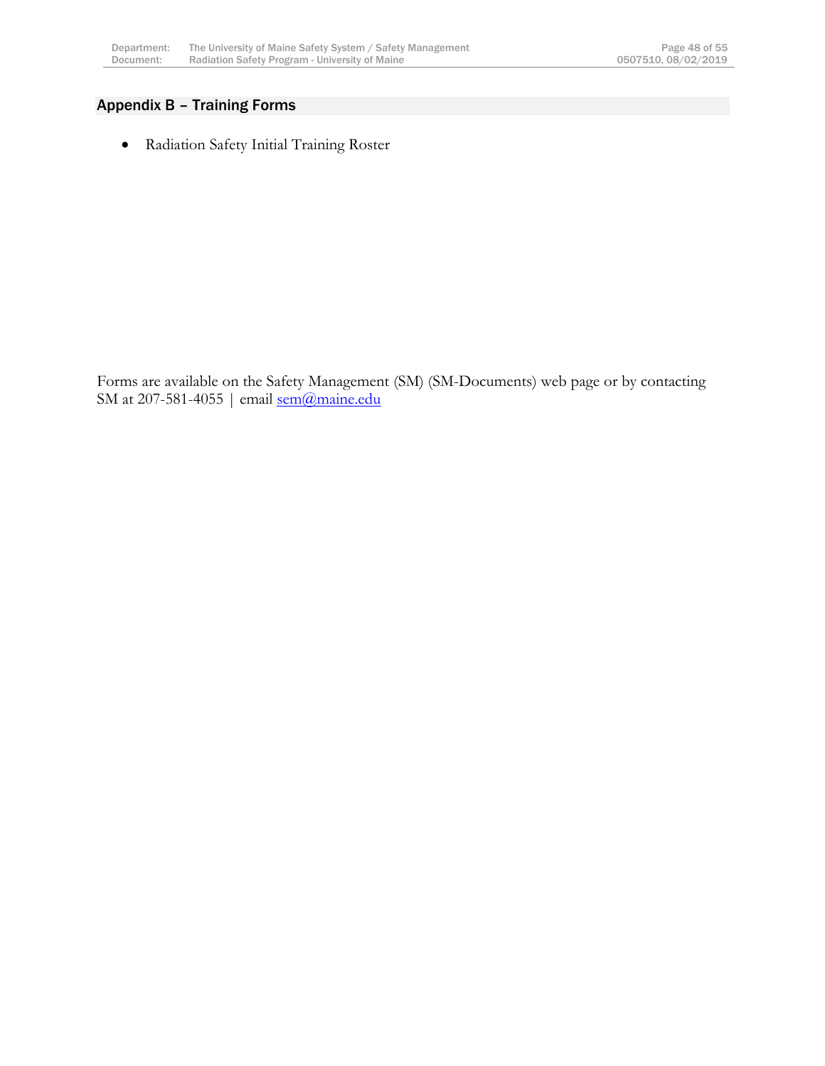## Appendix B – Training Forms

- Radiation Safety Initial Training Roster

Forms are available on the Safety Management (SM) (SM-Documents) web page or by contacting SM at 207-581-4055 | email sem@maine.edu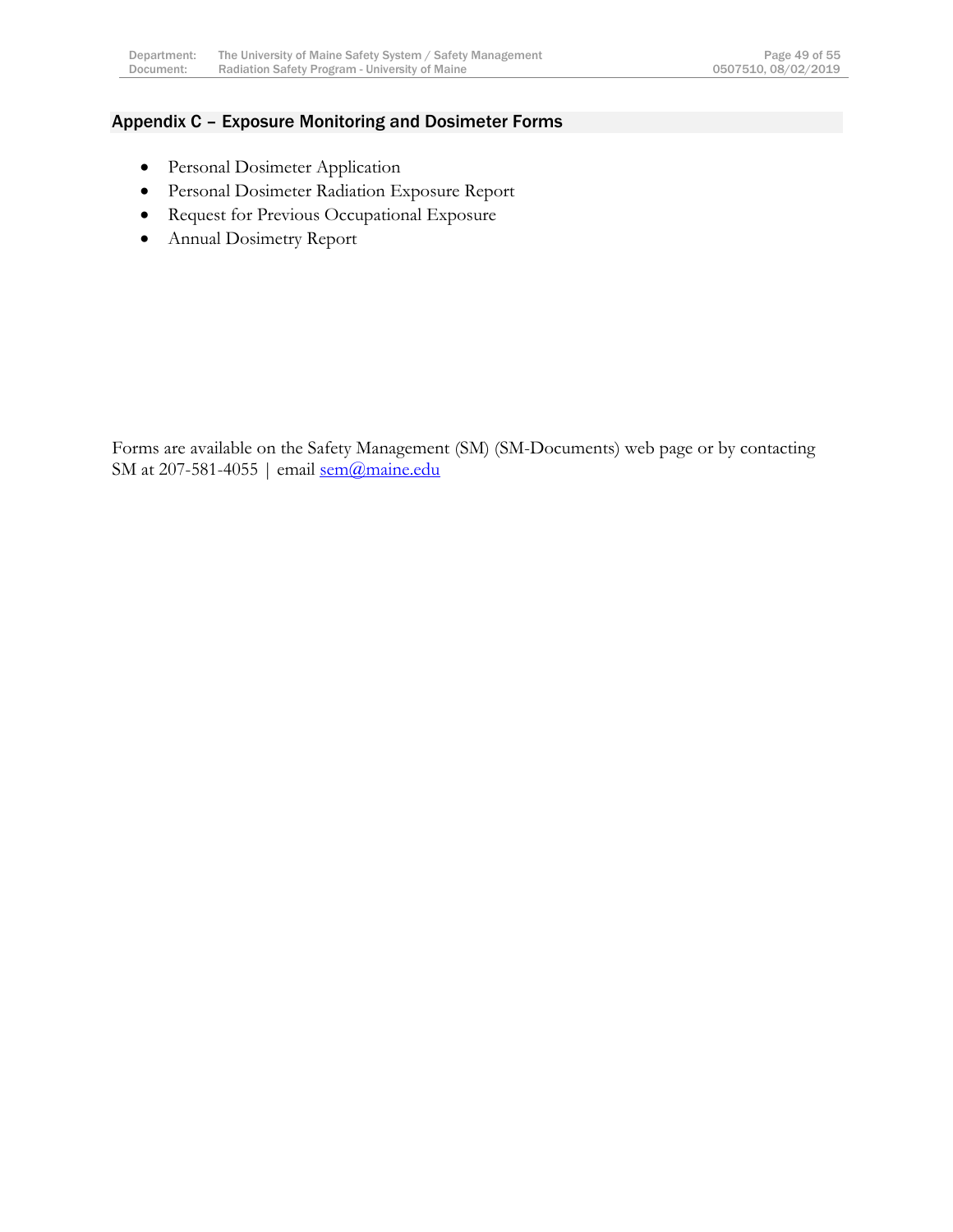## Appendix C – Exposure Monitoring and Dosimeter Forms

- Personal Dosimeter Application
- Personal Dosimeter Radiation Exposure Report
- Request for Previous Occupational Exposure
- Annual Dosimetry Report

Forms are available on the Safety Management (SM) (SM-Documents) web page or by contacting SM at 207-581-4055 | email sem@maine.edu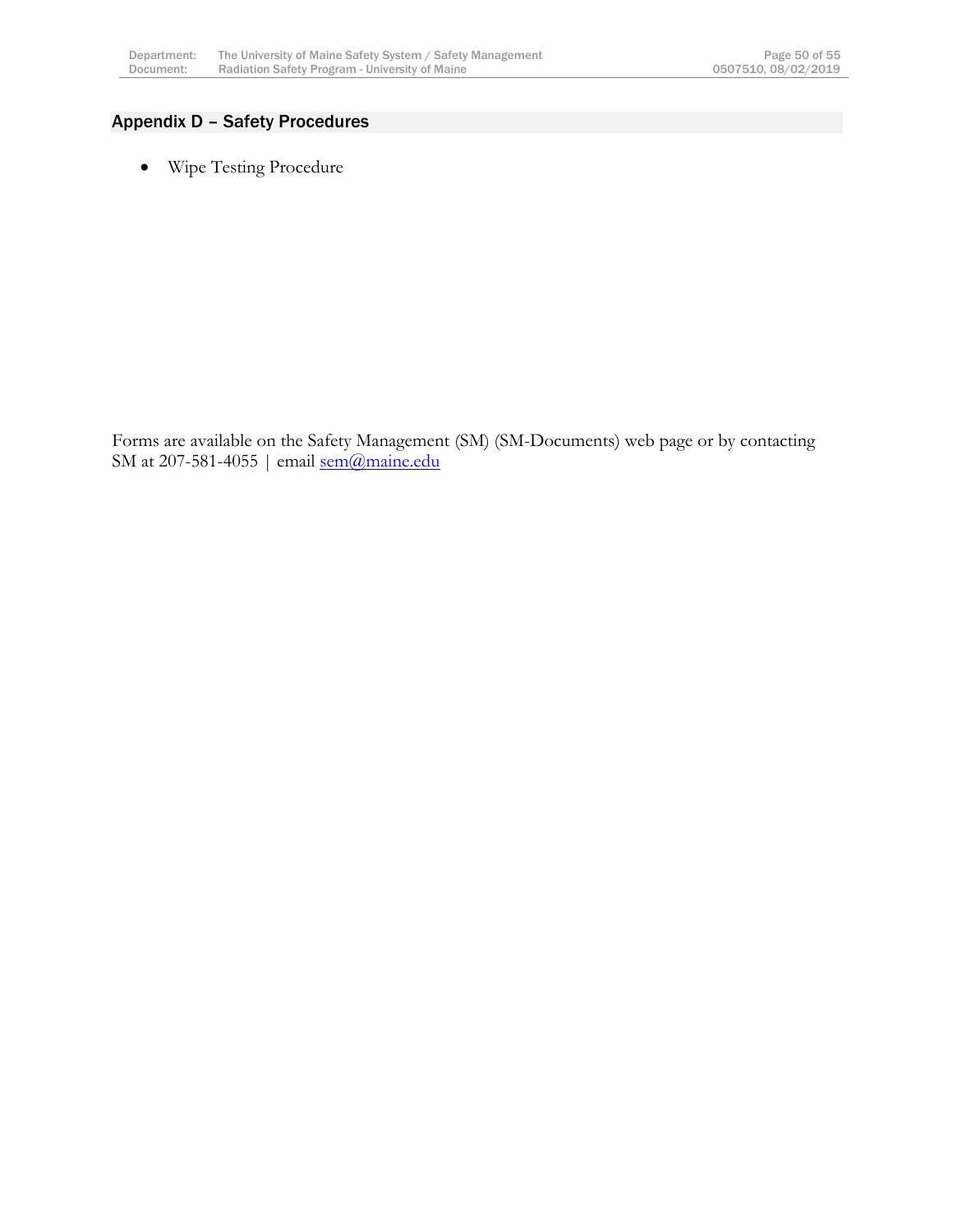## Appendix D – Safety Procedures

- Wipe Testing Procedure

Forms are available on the Safety Management (SM) (SM-Documents) web page or by contacting SM at 207-581-4055 | email sem@maine.edu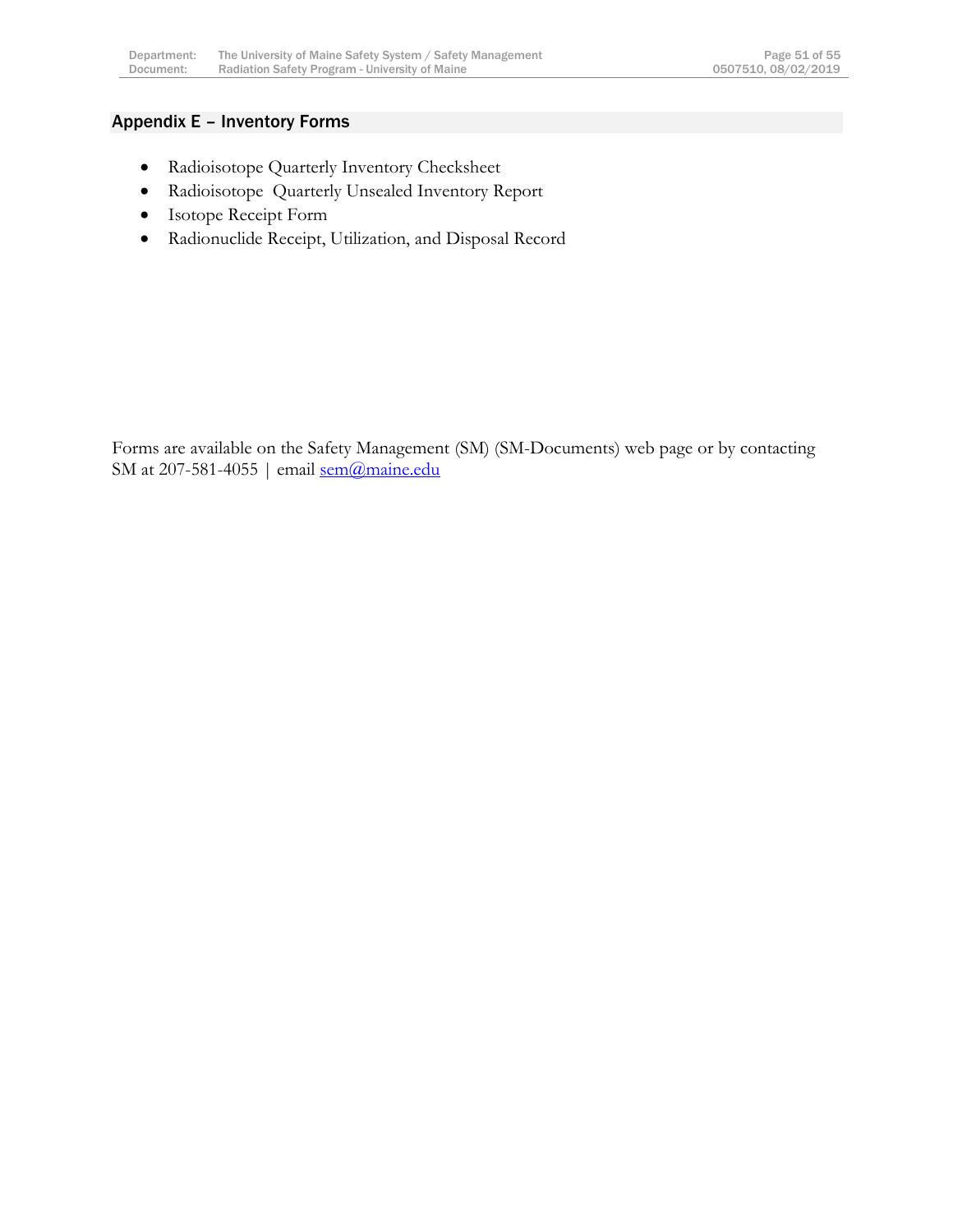## Appendix E – Inventory Forms

- Radioisotope Quarterly Inventory Checksheet
- Radioisotope  Quarterly Unsealed Inventory Report
- Isotope Receipt Form
- Radionuclide Receipt, Utilization, and Disposal Record

Forms are available on the Safety Management (SM) (SM-Documents) web page or by contacting SM at 207-581-4055 | email sem@maine.edu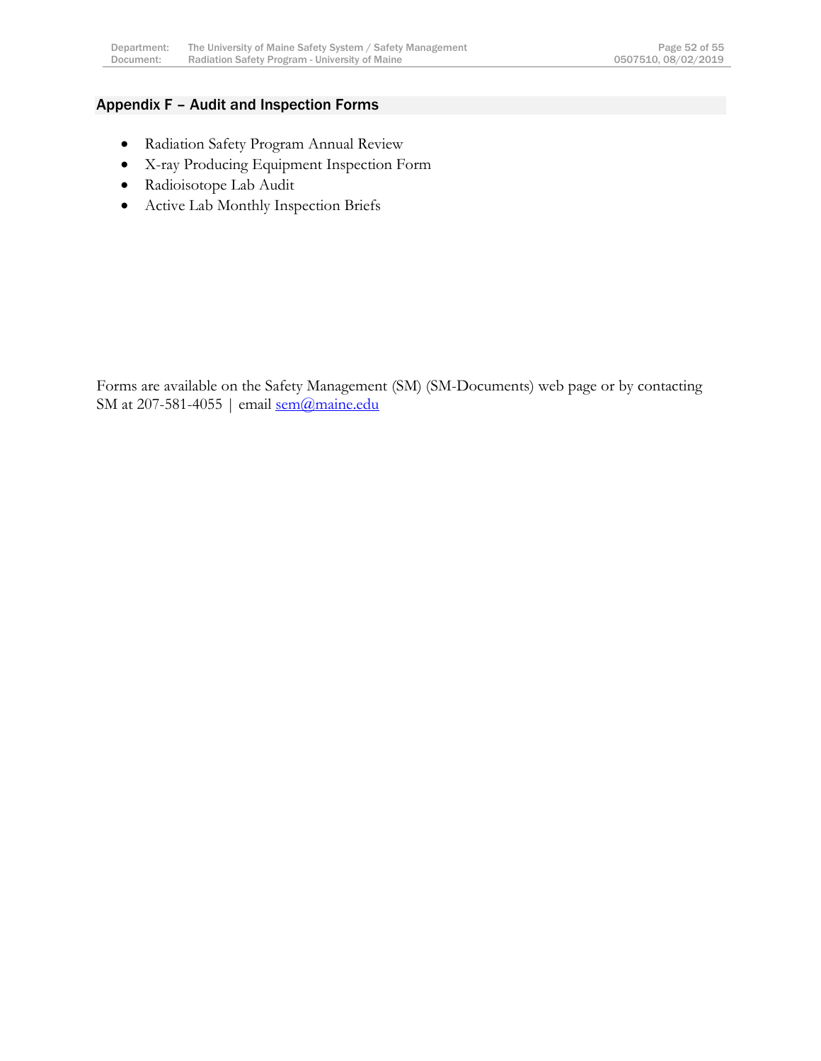## Appendix F – Audit and Inspection Forms

- Radiation Safety Program Annual Review
- X-ray Producing Equipment Inspection Form
- Radioisotope Lab Audit
- Active Lab Monthly Inspection Briefs

Forms are available on the Safety Management (SM) (SM-Documents) web page or by contacting SM at 207-581-4055 | email sem@maine.edu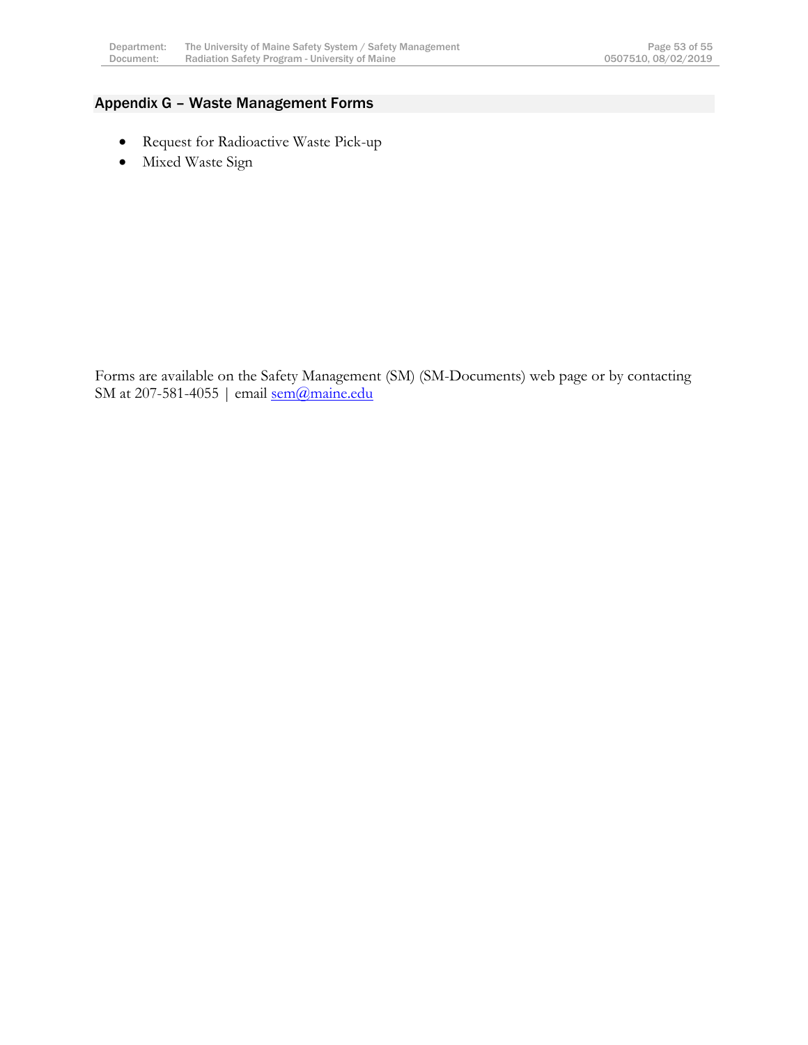## Appendix G – Waste Management Forms

- Request for Radioactive Waste Pick-up
- Mixed Waste Sign

Forms are available on the Safety Management (SM) (SM-Documents) web page or by contacting SM at 207-581-4055 | email sem@maine.edu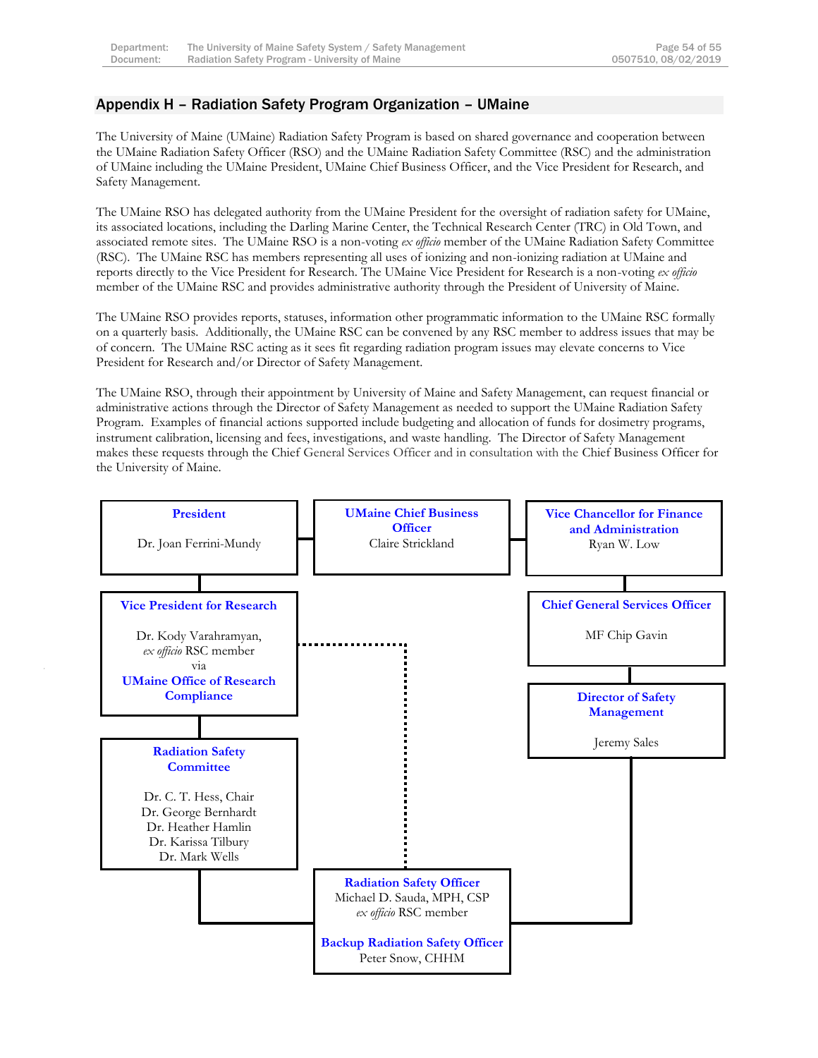## Appendix H – Radiation Safety Program Organization – UMaine

The University of Maine (UMaine) Radiation Safety Program is based on shared governance and cooperation between the UMaine Radiation Safety Officer (RSO) and the UMaine Radiation Safety Committee (RSC) and the administration of UMaine including the UMaine President, UMaine Chief Business Officer, and the Vice President for Research, and Safety Management.

The UMaine RSO has delegated authority from the UMaine President for the oversight of radiation safety for UMaine, its associated locations, including the Darling Marine Center, the Technical Research Center (TRC) in Old Town, and associated remote sites. The UMaine RSO is a non-voting *ex officio* member of the UMaine Radiation Safety Committee (RSC). The UMaine RSC has members representing all uses of ionizing and non-ionizing radiation at UMaine and reports directly to the Vice President for Research. The UMaine Vice President for Research is a non-voting *ex officio* member of the UMaine RSC and provides administrative authority through the President of University of Maine.

The UMaine RSO provides reports, statuses, information other programmatic information to the UMaine RSC formally on a quarterly basis. Additionally, the UMaine RSC can be convened by any RSC member to address issues that may be of concern. The UMaine RSC acting as it sees fit regarding radiation program issues may elevate concerns to Vice President for Research and/or Director of Safety Management.

The UMaine RSO, through their appointment by University of Maine and Safety Management, can request financial or administrative actions through the Director of Safety Management as needed to support the UMaine Radiation Safety Program. Examples of financial actions supported include budgeting and allocation of funds for dosimetry programs, instrument calibration, licensing and fees, investigations, and waste handling. The Director of Safety Management makes these requests through the Chief General Services Officer and in consultation with the Chief Business Officer for the University of Maine.

**President**
Dr. Joan Ferrini-Mundy

**UMaine Chief Business Officer**
Claire Strickland

**Vice Chancellor for Finance and Administration**
Ryan W. Low

**Vice President for Research**
Dr. Kody Varahramyan,
*ex officio* RSC member
via
**UMaine Office of Research Compliance**

**Chief General Services Officer**
MF Chip Gavin

**Director of Safety Management**
Jeremy Sales

**Radiation Safety Committee**
Dr. C. T. Hess, Chair
Dr. George Bernhardt
Dr. Heather Hamlin
Dr. Karissa Tilbury
Dr. Mark Wells

**Radiation Safety Officer**
Michael D. Sauda, MPH, CSP
*ex officio* RSC member

**Backup Radiation Safety Officer**
Peter Snow, CHHM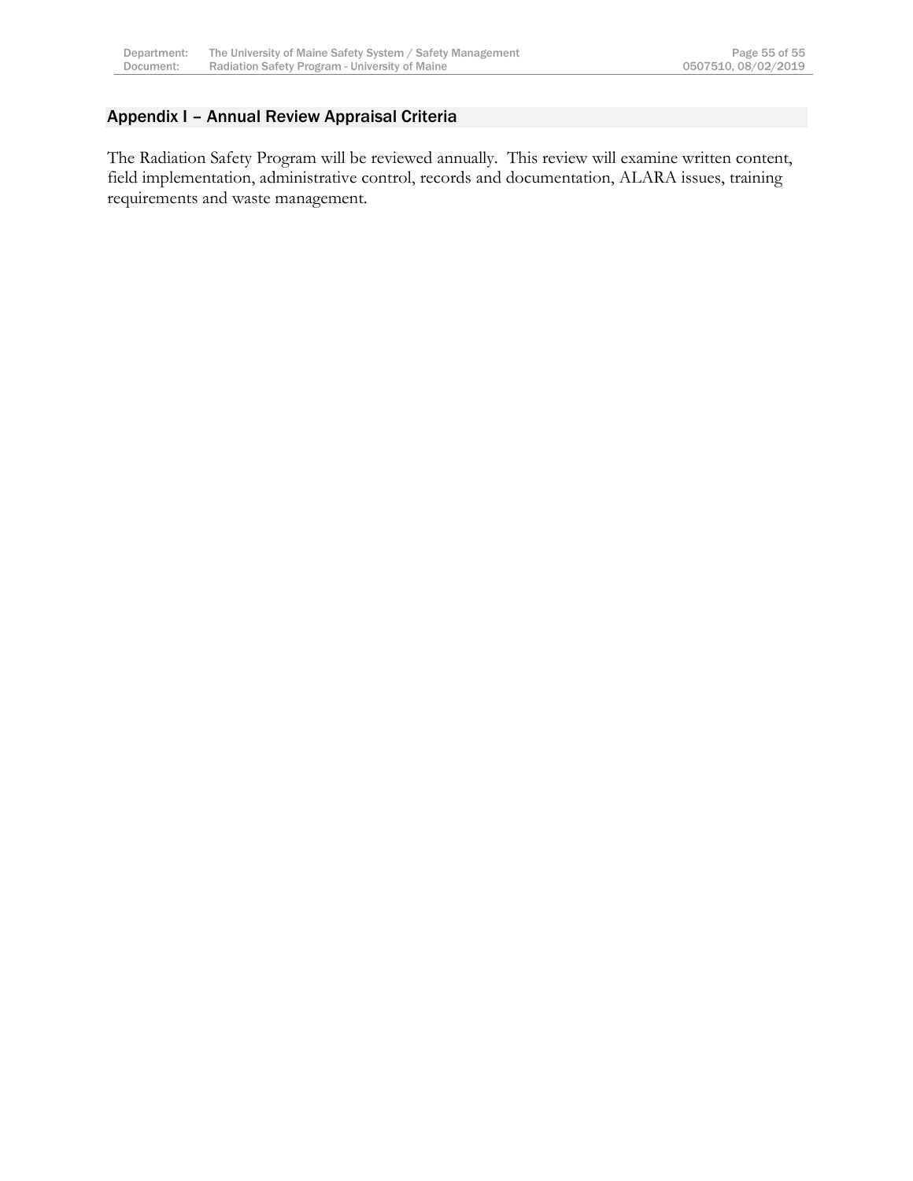## Appendix I – Annual Review Appraisal Criteria

The Radiation Safety Program will be reviewed annually. This review will examine written content, field implementation, administrative control, records and documentation, ALARA issues, training requirements and waste management.